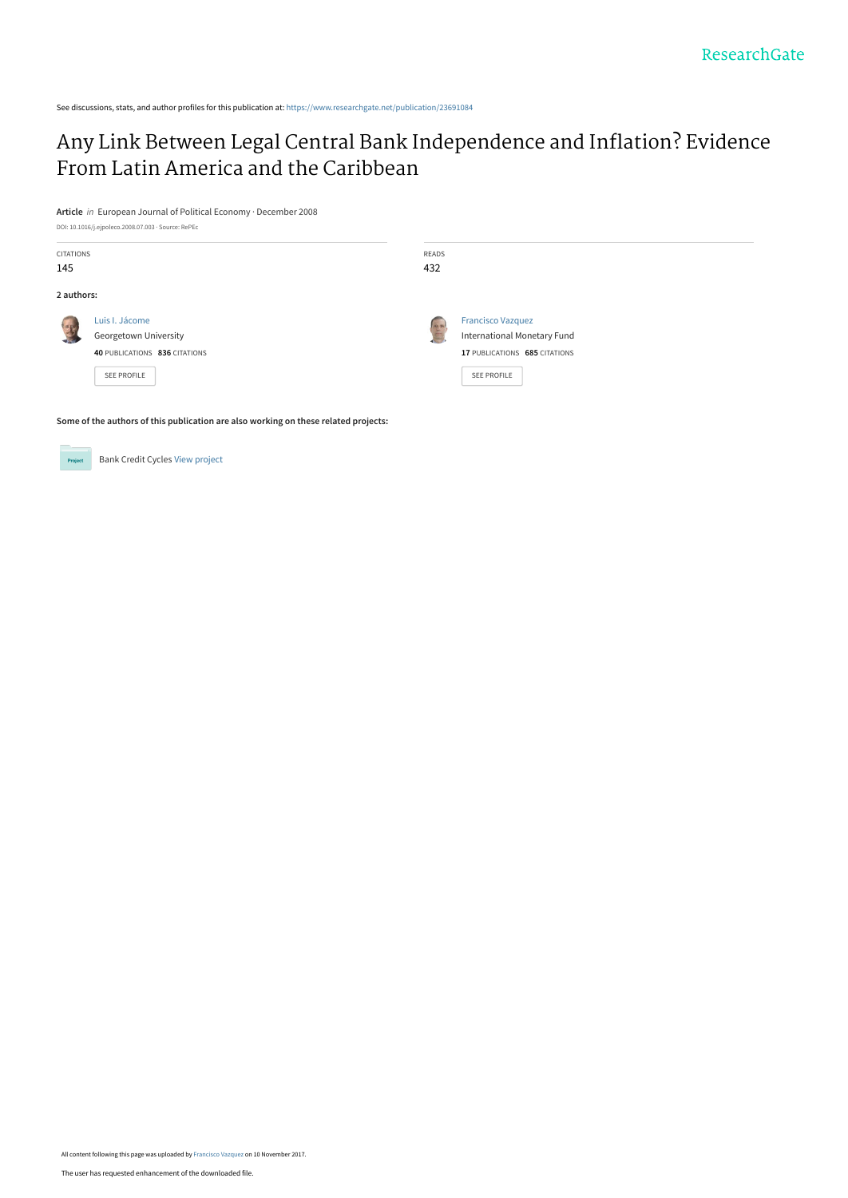See discussions, stats, and author profiles for this publication at: https://www.researchgate.net/publication/23691084

# Any Link Between Legal Central Bank Independence and Inflation? Evidence From Latin America and the Caribbean

**Article** *in* European Journal of Political Economy · December 2008

DOI: 10.1016/j.ejpoleco.2008.07.003 · Source: RePEc

| CITATIONS | READS |
|---|---|
| 145 | 432 |

**2 authors:**

**Luis I. Jácome**
Georgetown University
**40** PUBLICATIONS **836** CITATIONS
SEE PROFILE

**Francisco Vazquez**
International Monetary Fund
**17** PUBLICATIONS **685** CITATIONS
SEE PROFILE

**Some of the authors of this publication are also working on these related projects:**

Project: Bank Credit Cycles View project

All content following this page was uploaded by Francisco Vazquez on 10 November 2017.

The user has requested enhancement of the downloaded file.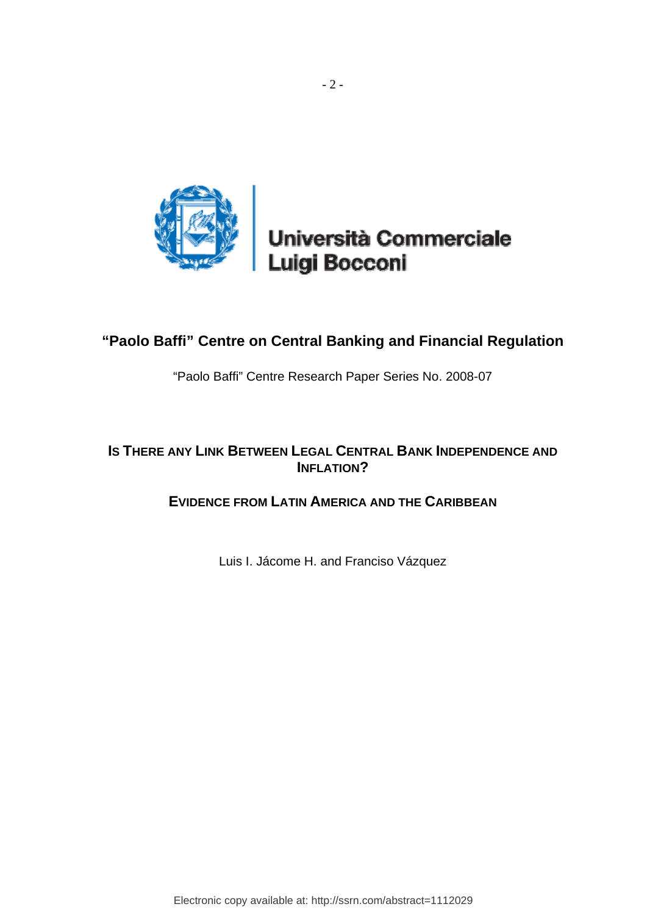Università Commerciale Luigi Bocconi

## “Paolo Baffi” Centre on Central Banking and Financial Regulation

“Paolo Baffi” Centre Research Paper Series No. 2008-07

# IS THERE ANY LINK BETWEEN LEGAL CENTRAL BANK INDEPENDENCE AND INFLATION?

## EVIDENCE FROM LATIN AMERICA AND THE CARIBBEAN

Luis I. Jácome H. and Franciso Vázquez

Electronic copy available at: http://ssrn.com/abstract=1112029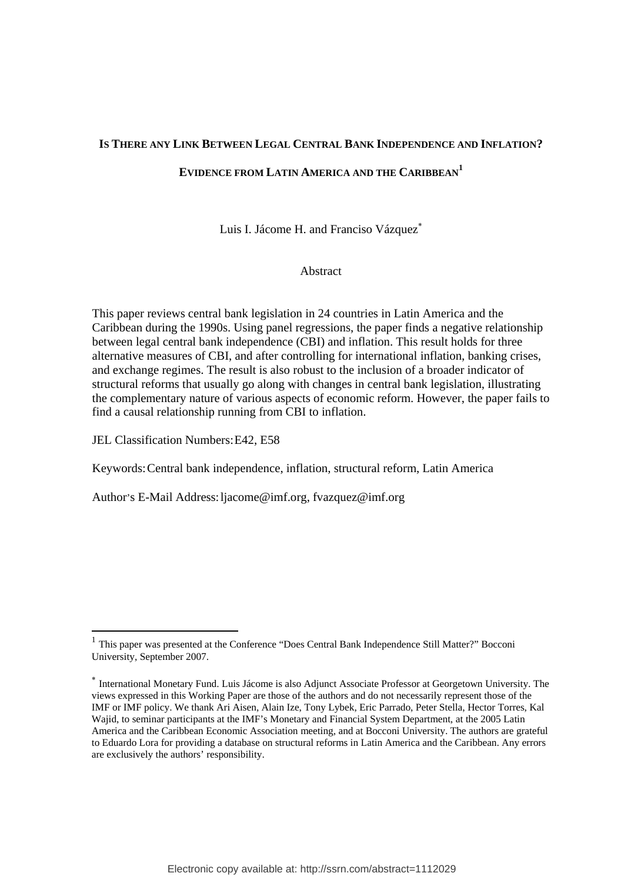# IS THERE ANY LINK BETWEEN LEGAL CENTRAL BANK INDEPENDENCE AND INFLATION? EVIDENCE FROM LATIN AMERICA AND THE CARIBBEAN[1]

Luis I. Jácome H. and Franciso Vázquez[*]

Abstract

This paper reviews central bank legislation in 24 countries in Latin America and the Caribbean during the 1990s. Using panel regressions, the paper finds a negative relationship between legal central bank independence (CBI) and inflation. This result holds for three alternative measures of CBI, and after controlling for international inflation, banking crises, and exchange regimes. The result is also robust to the inclusion of a broader indicator of structural reforms that usually go along with changes in central bank legislation, illustrating the complementary nature of various aspects of economic reform. However, the paper fails to find a causal relationship running from CBI to inflation.

JEL Classification Numbers: E42, E58

Keywords: Central bank independence, inflation, structural reform, Latin America

Author's E-Mail Address: ljacome@imf.org, fvazquez@imf.org

---

[1] This paper was presented at the Conference "Does Central Bank Independence Still Matter?" Bocconi University, September 2007.

[*] International Monetary Fund. Luis Jácome is also Adjunct Associate Professor at Georgetown University. The views expressed in this Working Paper are those of the authors and do not necessarily represent those of the IMF or IMF policy. We thank Ari Aisen, Alain Ize, Tony Lybek, Eric Parrado, Peter Stella, Hector Torres, Kal Wajid, to seminar participants at the IMF's Monetary and Financial System Department, at the 2005 Latin America and the Caribbean Economic Association meeting, and at Bocconi University. The authors are grateful to Eduardo Lora for providing a database on structural reforms in Latin America and the Caribbean. Any errors are exclusively the authors' responsibility.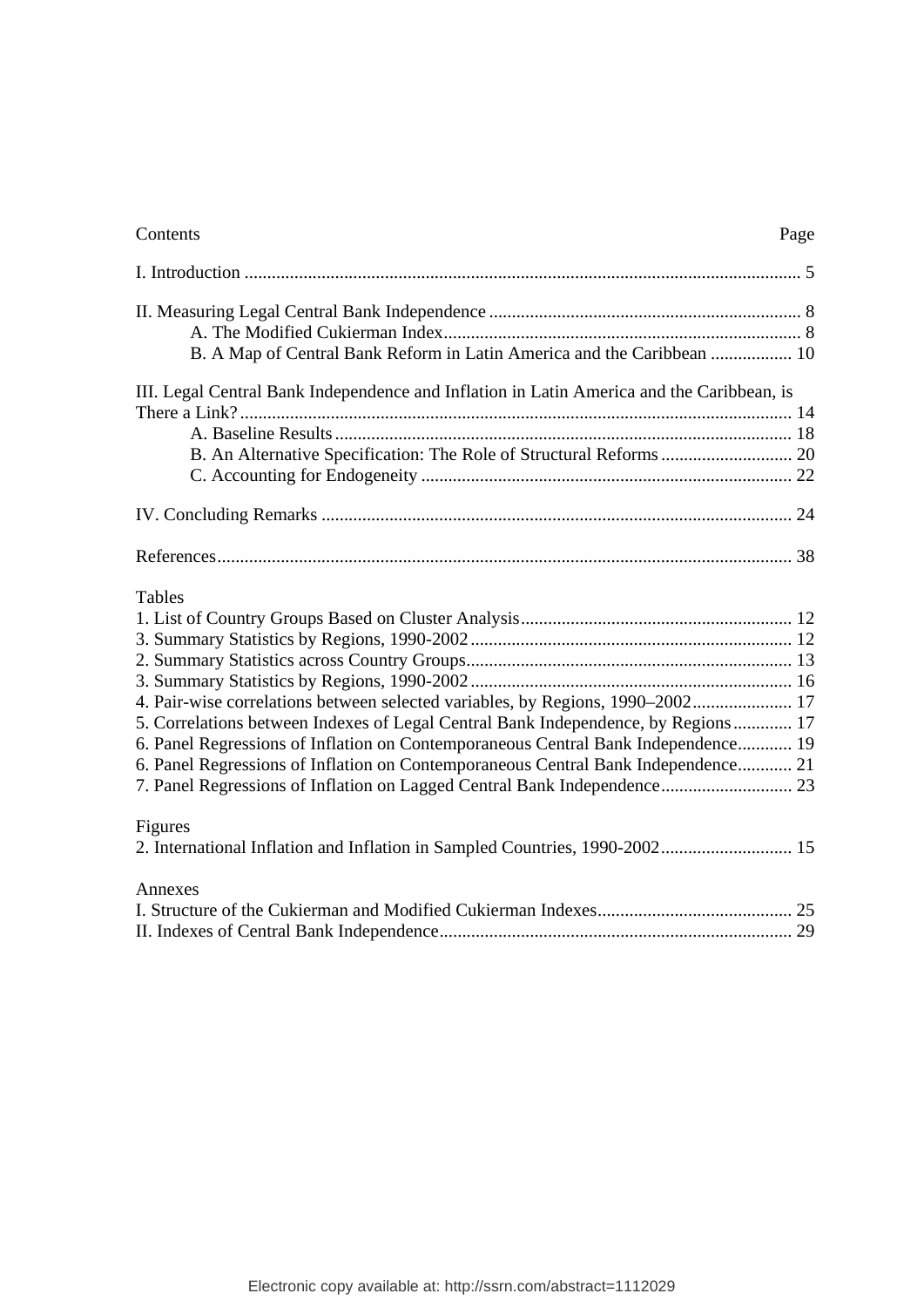Contents Page

I. Introduction .......................................................................................................................... 5

II. Measuring Legal Central Bank Independence ..................................................................... 8
    A. The Modified Cukierman Index............................................................................... 8
    B. A Map of Central Bank Reform in Latin America and the Caribbean .................. 10

III. Legal Central Bank Independence and Inflation in Latin America and the Caribbean, is There a Link?......................................................................................................................... 14
    A. Baseline Results..................................................................................................... 18
    B. An Alternative Specification: The Role of Structural Reforms............................. 20
    C. Accounting for Endogeneity .................................................................................. 22

IV. Concluding Remarks ....................................................................................................... 24

References.............................................................................................................................. 38

Tables
1. List of Country Groups Based on Cluster Analysis............................................................ 12
3. Summary Statistics by Regions, 1990-2002....................................................................... 12
2. Summary Statistics across Country Groups........................................................................ 13
3. Summary Statistics by Regions, 1990-2002....................................................................... 16
4. Pair-wise correlations between selected variables, by Regions, 1990–2002...................... 17
5. Correlations between Indexes of Legal Central Bank Independence, by Regions............. 17
6. Panel Regressions of Inflation on Contemporaneous Central Bank Independence............ 19
6. Panel Regressions of Inflation on Contemporaneous Central Bank Independence............ 21
7. Panel Regressions of Inflation on Lagged Central Bank Independence............................. 23

Figures
2. International Inflation and Inflation in Sampled Countries, 1990-2002............................. 15

Annexes
I. Structure of the Cukierman and Modified Cukierman Indexes........................................... 25
II. Indexes of Central Bank Independence.............................................................................. 29

Electronic copy available at: http://ssrn.com/abstract=1112029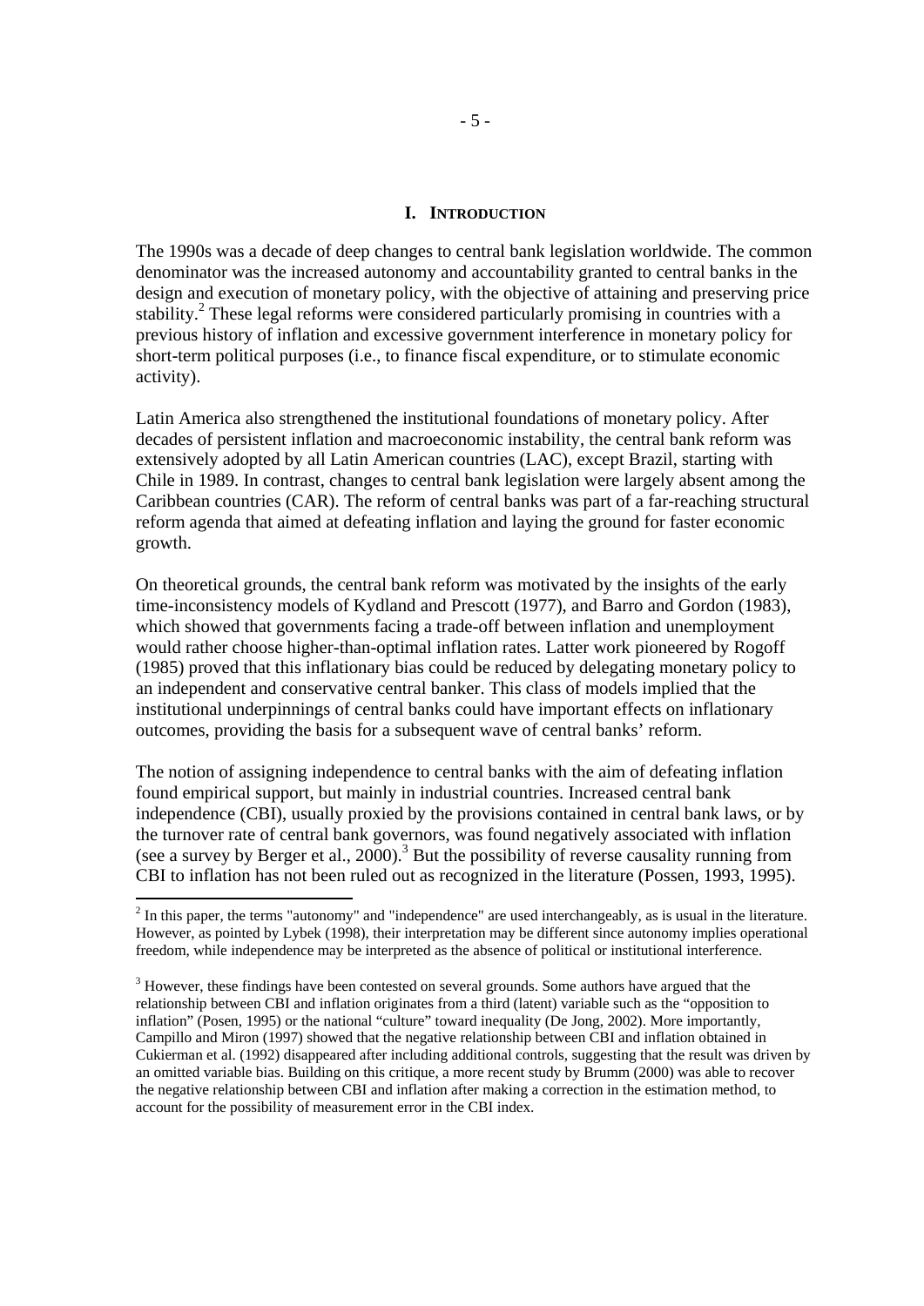# I. INTRODUCTION

The 1990s was a decade of deep changes to central bank legislation worldwide. The common denominator was the increased autonomy and accountability granted to central banks in the design and execution of monetary policy, with the objective of attaining and preserving price stability.[2] These legal reforms were considered particularly promising in countries with a previous history of inflation and excessive government interference in monetary policy for short-term political purposes (i.e., to finance fiscal expenditure, or to stimulate economic activity).

Latin America also strengthened the institutional foundations of monetary policy. After decades of persistent inflation and macroeconomic instability, the central bank reform was extensively adopted by all Latin American countries (LAC), except Brazil, starting with Chile in 1989. In contrast, changes to central bank legislation were largely absent among the Caribbean countries (CAR). The reform of central banks was part of a far-reaching structural reform agenda that aimed at defeating inflation and laying the ground for faster economic growth.

On theoretical grounds, the central bank reform was motivated by the insights of the early time-inconsistency models of Kydland and Prescott (1977), and Barro and Gordon (1983), which showed that governments facing a trade-off between inflation and unemployment would rather choose higher-than-optimal inflation rates. Latter work pioneered by Rogoff (1985) proved that this inflationary bias could be reduced by delegating monetary policy to an independent and conservative central banker. This class of models implied that the institutional underpinnings of central banks could have important effects on inflationary outcomes, providing the basis for a subsequent wave of central banks' reform.

The notion of assigning independence to central banks with the aim of defeating inflation found empirical support, but mainly in industrial countries. Increased central bank independence (CBI), usually proxied by the provisions contained in central bank laws, or by the turnover rate of central bank governors, was found negatively associated with inflation (see a survey by Berger et al., 2000).[3] But the possibility of reverse causality running from CBI to inflation has not been ruled out as recognized in the literature (Possen, 1993, 1995).

---

[2] In this paper, the terms "autonomy" and "independence" are used interchangeably, as is usual in the literature. However, as pointed by Lybek (1998), their interpretation may be different since autonomy implies operational freedom, while independence may be interpreted as the absence of political or institutional interference.

[3] However, these findings have been contested on several grounds. Some authors have argued that the relationship between CBI and inflation originates from a third (latent) variable such as the "opposition to inflation" (Posen, 1995) or the national "culture" toward inequality (De Jong, 2002). More importantly, Campillo and Miron (1997) showed that the negative relationship between CBI and inflation obtained in Cukierman et al. (1992) disappeared after including additional controls, suggesting that the result was driven by an omitted variable bias. Building on this critique, a more recent study by Brumm (2000) was able to recover the negative relationship between CBI and inflation after making a correction in the estimation method, to account for the possibility of measurement error in the CBI index.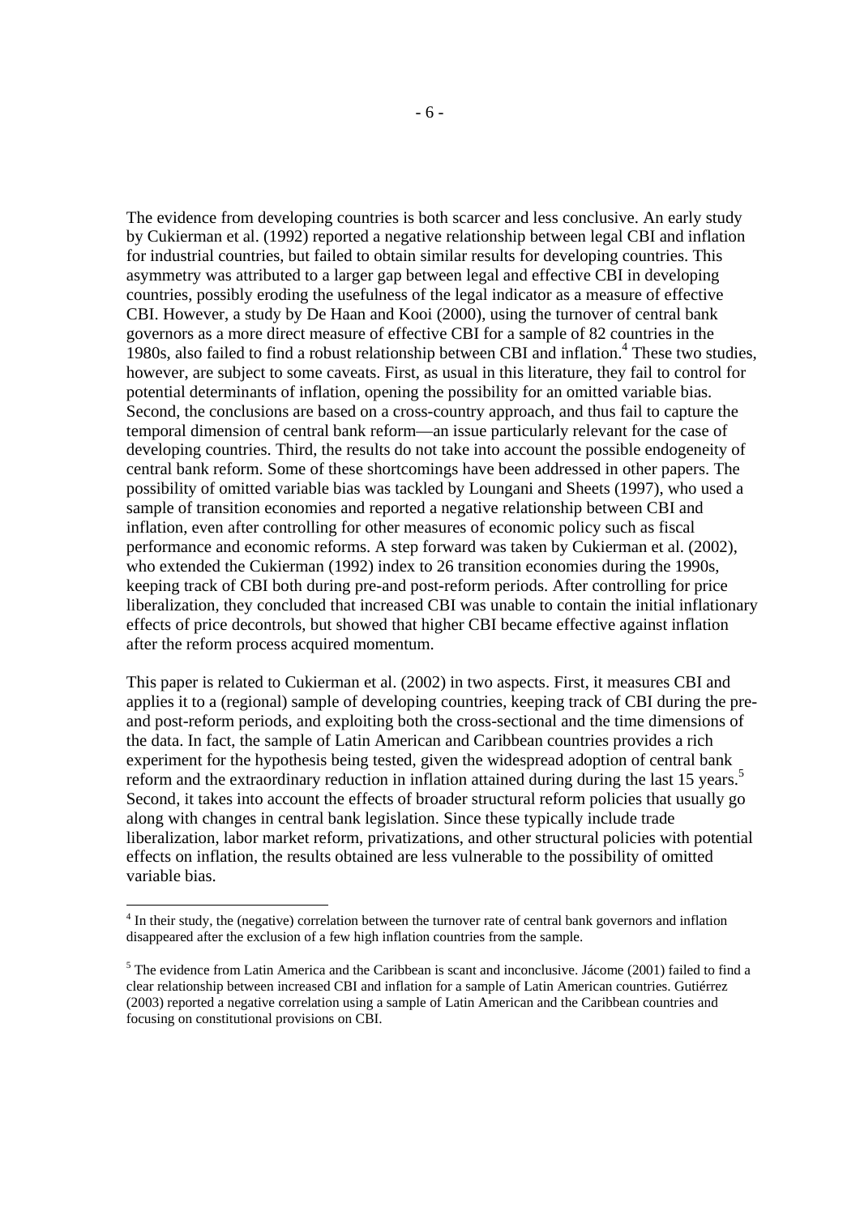The evidence from developing countries is both scarcer and less conclusive. An early study by Cukierman et al. (1992) reported a negative relationship between legal CBI and inflation for industrial countries, but failed to obtain similar results for developing countries. This asymmetry was attributed to a larger gap between legal and effective CBI in developing countries, possibly eroding the usefulness of the legal indicator as a measure of effective CBI. However, a study by De Haan and Kooi (2000), using the turnover of central bank governors as a more direct measure of effective CBI for a sample of 82 countries in the 1980s, also failed to find a robust relationship between CBI and inflation.[4] These two studies, however, are subject to some caveats. First, as usual in this literature, they fail to control for potential determinants of inflation, opening the possibility for an omitted variable bias. Second, the conclusions are based on a cross-country approach, and thus fail to capture the temporal dimension of central bank reform—an issue particularly relevant for the case of developing countries. Third, the results do not take into account the possible endogeneity of central bank reform. Some of these shortcomings have been addressed in other papers. The possibility of omitted variable bias was tackled by Loungani and Sheets (1997), who used a sample of transition economies and reported a negative relationship between CBI and inflation, even after controlling for other measures of economic policy such as fiscal performance and economic reforms. A step forward was taken by Cukierman et al. (2002), who extended the Cukierman (1992) index to 26 transition economies during the 1990s, keeping track of CBI both during pre-and post-reform periods. After controlling for price liberalization, they concluded that increased CBI was unable to contain the initial inflationary effects of price decontrols, but showed that higher CBI became effective against inflation after the reform process acquired momentum.

This paper is related to Cukierman et al. (2002) in two aspects. First, it measures CBI and applies it to a (regional) sample of developing countries, keeping track of CBI during the pre- and post-reform periods, and exploiting both the cross-sectional and the time dimensions of the data. In fact, the sample of Latin American and Caribbean countries provides a rich experiment for the hypothesis being tested, given the widespread adoption of central bank reform and the extraordinary reduction in inflation attained during during the last 15 years.[5] Second, it takes into account the effects of broader structural reform policies that usually go along with changes in central bank legislation. Since these typically include trade liberalization, labor market reform, privatizations, and other structural policies with potential effects on inflation, the results obtained are less vulnerable to the possibility of omitted variable bias.

[4] In their study, the (negative) correlation between the turnover rate of central bank governors and inflation disappeared after the exclusion of a few high inflation countries from the sample.

[5] The evidence from Latin America and the Caribbean is scant and inconclusive. Jácome (2001) failed to find a clear relationship between increased CBI and inflation for a sample of Latin American countries. Gutiérrez (2003) reported a negative correlation using a sample of Latin American and the Caribbean countries and focusing on constitutional provisions on CBI.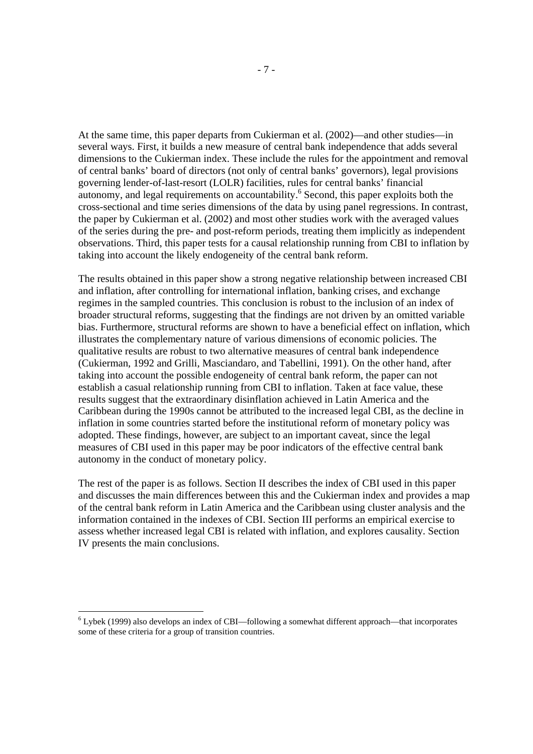At the same time, this paper departs from Cukierman et al. (2002)—and other studies—in several ways. First, it builds a new measure of central bank independence that adds several dimensions to the Cukierman index. These include the rules for the appointment and removal of central banks' board of directors (not only of central banks' governors), legal provisions governing lender-of-last-resort (LOLR) facilities, rules for central banks' financial autonomy, and legal requirements on accountability.[6] Second, this paper exploits both the cross-sectional and time series dimensions of the data by using panel regressions. In contrast, the paper by Cukierman et al. (2002) and most other studies work with the averaged values of the series during the pre- and post-reform periods, treating them implicitly as independent observations. Third, this paper tests for a causal relationship running from CBI to inflation by taking into account the likely endogeneity of the central bank reform.

The results obtained in this paper show a strong negative relationship between increased CBI and inflation, after controlling for international inflation, banking crises, and exchange regimes in the sampled countries. This conclusion is robust to the inclusion of an index of broader structural reforms, suggesting that the findings are not driven by an omitted variable bias. Furthermore, structural reforms are shown to have a beneficial effect on inflation, which illustrates the complementary nature of various dimensions of economic policies. The qualitative results are robust to two alternative measures of central bank independence (Cukierman, 1992 and Grilli, Masciandaro, and Tabellini, 1991). On the other hand, after taking into account the possible endogeneity of central bank reform, the paper can not establish a casual relationship running from CBI to inflation. Taken at face value, these results suggest that the extraordinary disinflation achieved in Latin America and the Caribbean during the 1990s cannot be attributed to the increased legal CBI, as the decline in inflation in some countries started before the institutional reform of monetary policy was adopted. These findings, however, are subject to an important caveat, since the legal measures of CBI used in this paper may be poor indicators of the effective central bank autonomy in the conduct of monetary policy.

The rest of the paper is as follows. Section II describes the index of CBI used in this paper and discusses the main differences between this and the Cukierman index and provides a map of the central bank reform in Latin America and the Caribbean using cluster analysis and the information contained in the indexes of CBI. Section III performs an empirical exercise to assess whether increased legal CBI is related with inflation, and explores causality. Section IV presents the main conclusions.

---

[6] Lybek (1999) also develops an index of CBI—following a somewhat different approach—that incorporates some of these criteria for a group of transition countries.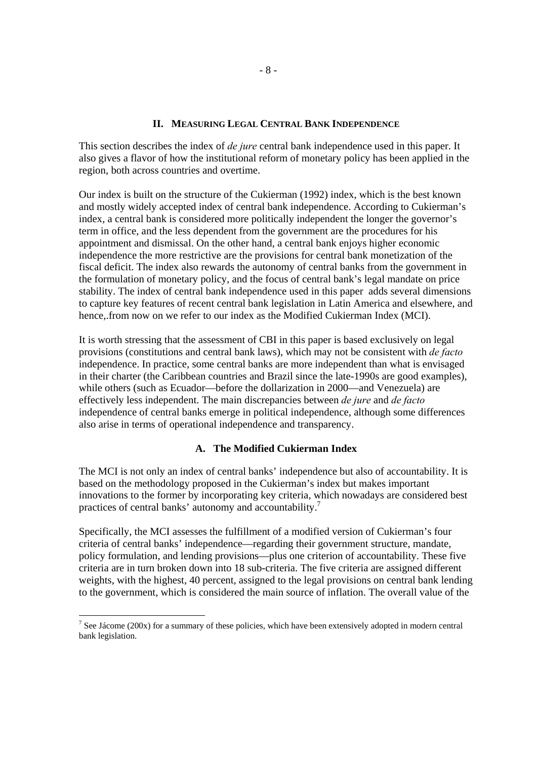## II. MEASURING LEGAL CENTRAL BANK INDEPENDENCE

This section describes the index of *de jure* central bank independence used in this paper. It also gives a flavor of how the institutional reform of monetary policy has been applied in the region, both across countries and overtime.

Our index is built on the structure of the Cukierman (1992) index, which is the best known and mostly widely accepted index of central bank independence. According to Cukierman's index, a central bank is considered more politically independent the longer the governor's term in office, and the less dependent from the government are the procedures for his appointment and dismissal. On the other hand, a central bank enjoys higher economic independence the more restrictive are the provisions for central bank monetization of the fiscal deficit. The index also rewards the autonomy of central banks from the government in the formulation of monetary policy, and the focus of central bank's legal mandate on price stability. The index of central bank independence used in this paper adds several dimensions to capture key features of recent central bank legislation in Latin America and elsewhere, and hence,.from now on we refer to our index as the Modified Cukierman Index (MCI).

It is worth stressing that the assessment of CBI in this paper is based exclusively on legal provisions (constitutions and central bank laws), which may not be consistent with *de facto* independence. In practice, some central banks are more independent than what is envisaged in their charter (the Caribbean countries and Brazil since the late-1990s are good examples), while others (such as Ecuador—before the dollarization in 2000—and Venezuela) are effectively less independent. The main discrepancies between *de jure* and *de facto* independence of central banks emerge in political independence, although some differences also arise in terms of operational independence and transparency.

### A. The Modified Cukierman Index

The MCI is not only an index of central banks' independence but also of accountability. It is based on the methodology proposed in the Cukierman's index but makes important innovations to the former by incorporating key criteria, which nowadays are considered best practices of central banks' autonomy and accountability.[7]

Specifically, the MCI assesses the fulfillment of a modified version of Cukierman's four criteria of central banks' independence—regarding their government structure, mandate, policy formulation, and lending provisions—plus one criterion of accountability. These five criteria are in turn broken down into 18 sub-criteria. The five criteria are assigned different weights, with the highest, 40 percent, assigned to the legal provisions on central bank lending to the government, which is considered the main source of inflation. The overall value of the

---

[7] See Jácome (200x) for a summary of these policies, which have been extensively adopted in modern central bank legislation.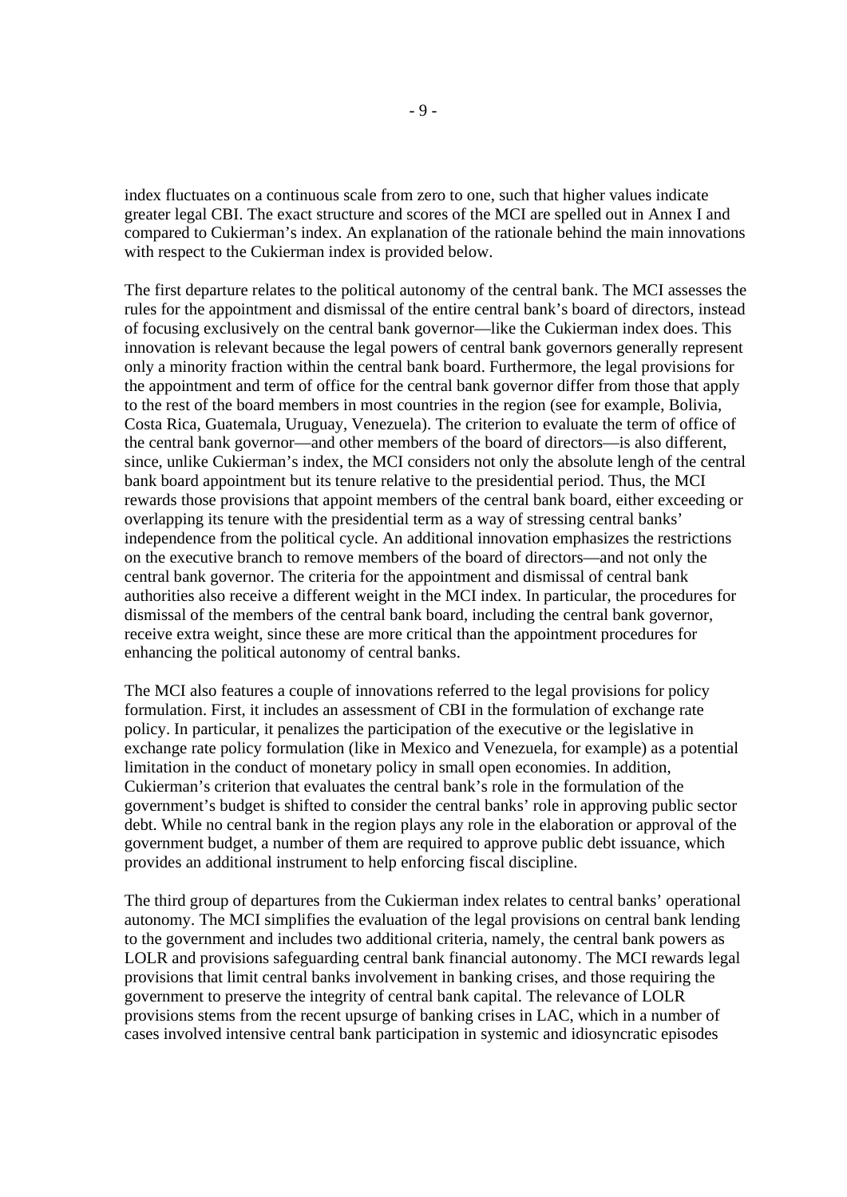index fluctuates on a continuous scale from zero to one, such that higher values indicate greater legal CBI. The exact structure and scores of the MCI are spelled out in Annex I and compared to Cukierman's index. An explanation of the rationale behind the main innovations with respect to the Cukierman index is provided below.

The first departure relates to the political autonomy of the central bank. The MCI assesses the rules for the appointment and dismissal of the entire central bank's board of directors, instead of focusing exclusively on the central bank governor—like the Cukierman index does. This innovation is relevant because the legal powers of central bank governors generally represent only a minority fraction within the central bank board. Furthermore, the legal provisions for the appointment and term of office for the central bank governor differ from those that apply to the rest of the board members in most countries in the region (see for example, Bolivia, Costa Rica, Guatemala, Uruguay, Venezuela). The criterion to evaluate the term of office of the central bank governor—and other members of the board of directors—is also different, since, unlike Cukierman's index, the MCI considers not only the absolute lengh of the central bank board appointment but its tenure relative to the presidential period. Thus, the MCI rewards those provisions that appoint members of the central bank board, either exceeding or overlapping its tenure with the presidential term as a way of stressing central banks' independence from the political cycle. An additional innovation emphasizes the restrictions on the executive branch to remove members of the board of directors—and not only the central bank governor. The criteria for the appointment and dismissal of central bank authorities also receive a different weight in the MCI index. In particular, the procedures for dismissal of the members of the central bank board, including the central bank governor, receive extra weight, since these are more critical than the appointment procedures for enhancing the political autonomy of central banks.

The MCI also features a couple of innovations referred to the legal provisions for policy formulation. First, it includes an assessment of CBI in the formulation of exchange rate policy. In particular, it penalizes the participation of the executive or the legislative in exchange rate policy formulation (like in Mexico and Venezuela, for example) as a potential limitation in the conduct of monetary policy in small open economies. In addition, Cukierman's criterion that evaluates the central bank's role in the formulation of the government's budget is shifted to consider the central banks' role in approving public sector debt. While no central bank in the region plays any role in the elaboration or approval of the government budget, a number of them are required to approve public debt issuance, which provides an additional instrument to help enforcing fiscal discipline.

The third group of departures from the Cukierman index relates to central banks' operational autonomy. The MCI simplifies the evaluation of the legal provisions on central bank lending to the government and includes two additional criteria, namely, the central bank powers as LOLR and provisions safeguarding central bank financial autonomy. The MCI rewards legal provisions that limit central banks involvement in banking crises, and those requiring the government to preserve the integrity of central bank capital. The relevance of LOLR provisions stems from the recent upsurge of banking crises in LAC, which in a number of cases involved intensive central bank participation in systemic and idiosyncratic episodes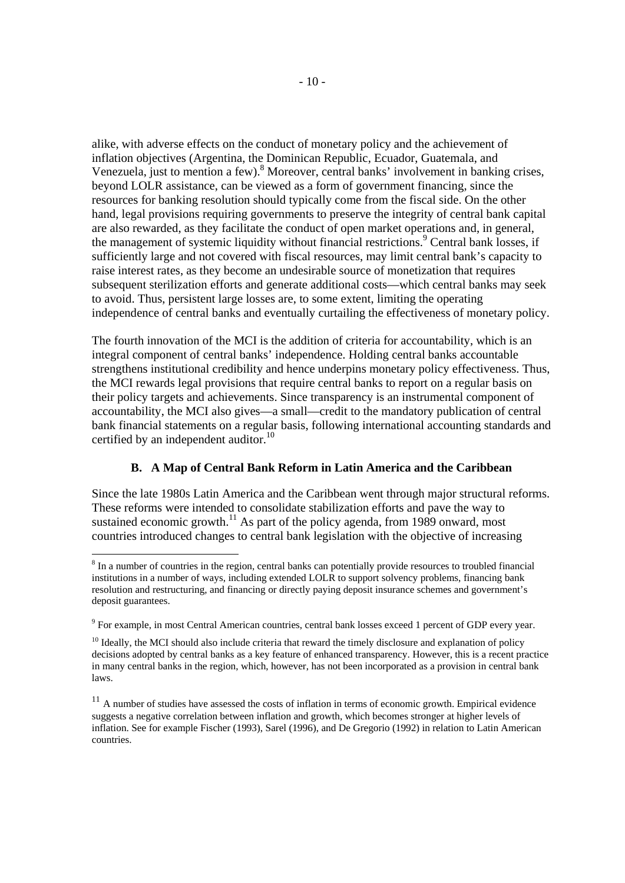alike, with adverse effects on the conduct of monetary policy and the achievement of inflation objectives (Argentina, the Dominican Republic, Ecuador, Guatemala, and Venezuela, just to mention a few).[8] Moreover, central banks' involvement in banking crises, beyond LOLR assistance, can be viewed as a form of government financing, since the resources for banking resolution should typically come from the fiscal side. On the other hand, legal provisions requiring governments to preserve the integrity of central bank capital are also rewarded, as they facilitate the conduct of open market operations and, in general, the management of systemic liquidity without financial restrictions.[9] Central bank losses, if sufficiently large and not covered with fiscal resources, may limit central bank's capacity to raise interest rates, as they become an undesirable source of monetization that requires subsequent sterilization efforts and generate additional costs—which central banks may seek to avoid. Thus, persistent large losses are, to some extent, limiting the operating independence of central banks and eventually curtailing the effectiveness of monetary policy.

The fourth innovation of the MCI is the addition of criteria for accountability, which is an integral component of central banks' independence. Holding central banks accountable strengthens institutional credibility and hence underpins monetary policy effectiveness. Thus, the MCI rewards legal provisions that require central banks to report on a regular basis on their policy targets and achievements. Since transparency is an instrumental component of accountability, the MCI also gives—a small—credit to the mandatory publication of central bank financial statements on a regular basis, following international accounting standards and certified by an independent auditor.[10]

### B. A Map of Central Bank Reform in Latin America and the Caribbean

Since the late 1980s Latin America and the Caribbean went through major structural reforms. These reforms were intended to consolidate stabilization efforts and pave the way to sustained economic growth.[11] As part of the policy agenda, from 1989 onward, most countries introduced changes to central bank legislation with the objective of increasing

---

[8] In a number of countries in the region, central banks can potentially provide resources to troubled financial institutions in a number of ways, including extended LOLR to support solvency problems, financing bank resolution and restructuring, and financing or directly paying deposit insurance schemes and government's deposit guarantees.

[9] For example, in most Central American countries, central bank losses exceed 1 percent of GDP every year.

[10] Ideally, the MCI should also include criteria that reward the timely disclosure and explanation of policy decisions adopted by central banks as a key feature of enhanced transparency. However, this is a recent practice in many central banks in the region, which, however, has not been incorporated as a provision in central bank laws.

[11] A number of studies have assessed the costs of inflation in terms of economic growth. Empirical evidence suggests a negative correlation between inflation and growth, which becomes stronger at higher levels of inflation. See for example Fischer (1993), Sarel (1996), and De Gregorio (1992) in relation to Latin American countries.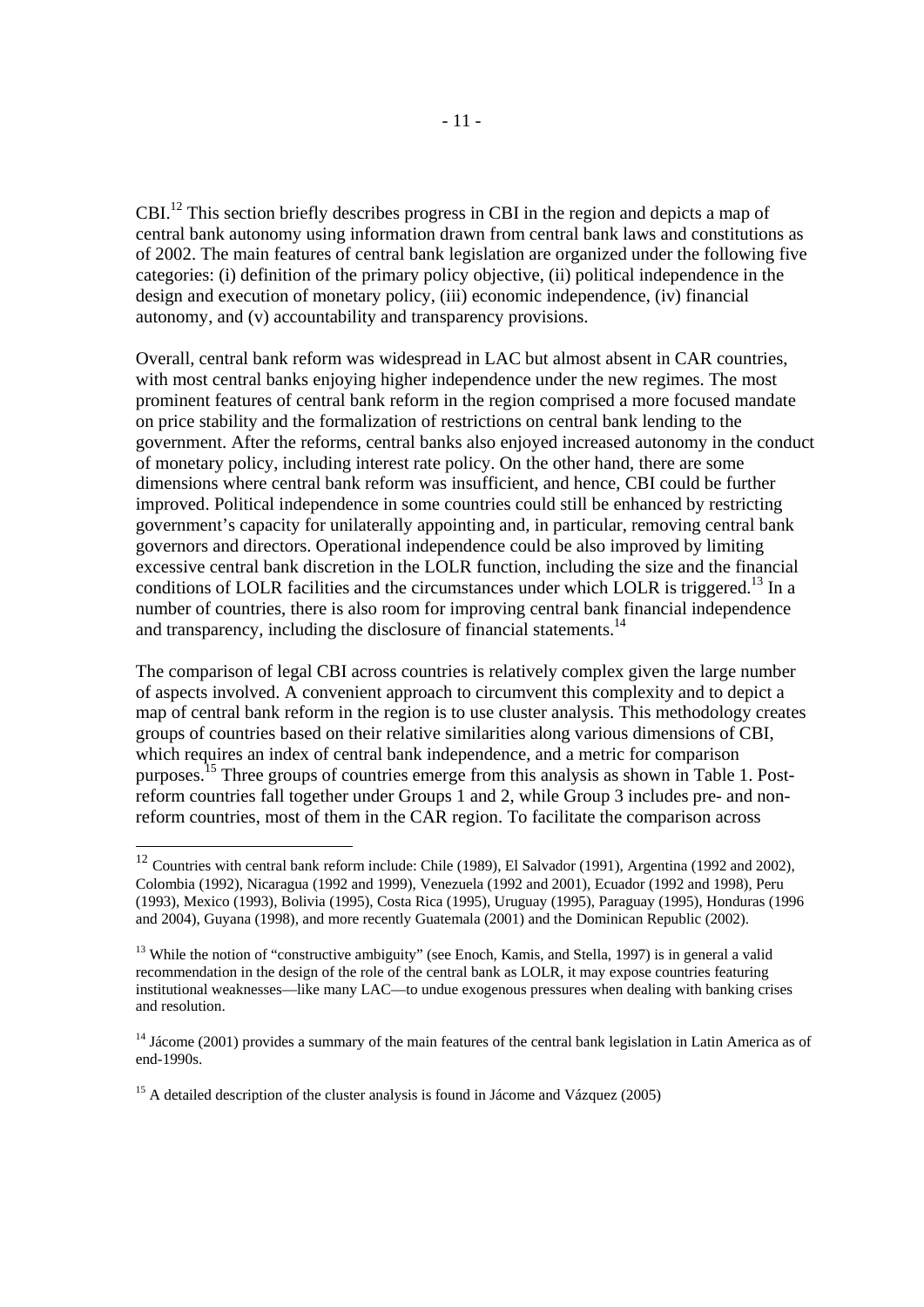CBI.[12] This section briefly describes progress in CBI in the region and depicts a map of central bank autonomy using information drawn from central bank laws and constitutions as of 2002. The main features of central bank legislation are organized under the following five categories: (i) definition of the primary policy objective, (ii) political independence in the design and execution of monetary policy, (iii) economic independence, (iv) financial autonomy, and (v) accountability and transparency provisions.

Overall, central bank reform was widespread in LAC but almost absent in CAR countries, with most central banks enjoying higher independence under the new regimes. The most prominent features of central bank reform in the region comprised a more focused mandate on price stability and the formalization of restrictions on central bank lending to the government. After the reforms, central banks also enjoyed increased autonomy in the conduct of monetary policy, including interest rate policy. On the other hand, there are some dimensions where central bank reform was insufficient, and hence, CBI could be further improved. Political independence in some countries could still be enhanced by restricting government's capacity for unilaterally appointing and, in particular, removing central bank governors and directors. Operational independence could be also improved by limiting excessive central bank discretion in the LOLR function, including the size and the financial conditions of LOLR facilities and the circumstances under which LOLR is triggered.[13] In a number of countries, there is also room for improving central bank financial independence and transparency, including the disclosure of financial statements.[14]

The comparison of legal CBI across countries is relatively complex given the large number of aspects involved. A convenient approach to circumvent this complexity and to depict a map of central bank reform in the region is to use cluster analysis. This methodology creates groups of countries based on their relative similarities along various dimensions of CBI, which requires an index of central bank independence, and a metric for comparison purposes.[15] Three groups of countries emerge from this analysis as shown in Table 1. Post-reform countries fall together under Groups 1 and 2, while Group 3 includes pre- and non-reform countries, most of them in the CAR region. To facilitate the comparison across

---

[12] Countries with central bank reform include: Chile (1989), El Salvador (1991), Argentina (1992 and 2002), Colombia (1992), Nicaragua (1992 and 1999), Venezuela (1992 and 2001), Ecuador (1992 and 1998), Peru (1993), Mexico (1993), Bolivia (1995), Costa Rica (1995), Uruguay (1995), Paraguay (1995), Honduras (1996 and 2004), Guyana (1998), and more recently Guatemala (2001) and the Dominican Republic (2002).

[13] While the notion of "constructive ambiguity" (see Enoch, Kamis, and Stella, 1997) is in general a valid recommendation in the design of the role of the central bank as LOLR, it may expose countries featuring institutional weaknesses—like many LAC—to undue exogenous pressures when dealing with banking crises and resolution.

[14] Jácome (2001) provides a summary of the main features of the central bank legislation in Latin America as of end-1990s.

[15] A detailed description of the cluster analysis is found in Jácome and Vázquez (2005)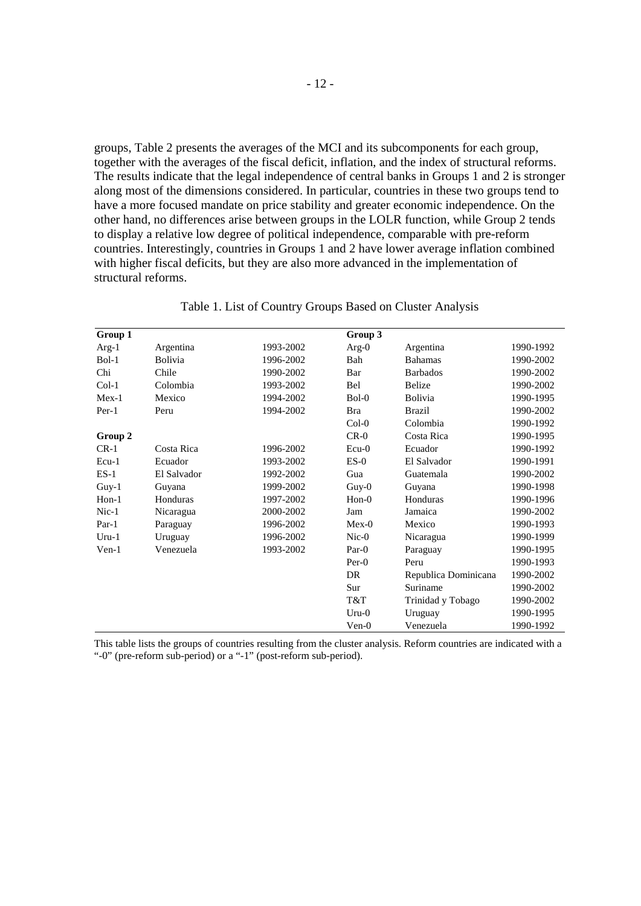groups, Table 2 presents the averages of the MCI and its subcomponents for each group, together with the averages of the fiscal deficit, inflation, and the index of structural reforms. The results indicate that the legal independence of central banks in Groups 1 and 2 is stronger along most of the dimensions considered. In particular, countries in these two groups tend to have a more focused mandate on price stability and greater economic independence. On the other hand, no differences arise between groups in the LOLR function, while Group 2 tends to display a relative low degree of political independence, comparable with pre-reform countries. Interestingly, countries in Groups 1 and 2 have lower average inflation combined with higher fiscal deficits, but they are also more advanced in the implementation of structural reforms.

Table 1. List of Country Groups Based on Cluster Analysis

| **Group 1** | | | **Group 3** | | |
|---|---|---|---|---|---|
| Arg-1 | Argentina | 1993-2002 | Arg-0 | Argentina | 1990-1992 |
| Bol-1 | Bolivia | 1996-2002 | Bah | Bahamas | 1990-2002 |
| Chi | Chile | 1990-2002 | Bar | Barbados | 1990-2002 |
| Col-1 | Colombia | 1993-2002 | Bel | Belize | 1990-2002 |
| Mex-1 | Mexico | 1994-2002 | Bol-0 | Bolivia | 1990-1995 |
| Per-1 | Peru | 1994-2002 | Bra | Brazil | 1990-2002 |
| | | | Col-0 | Colombia | 1990-1992 |
| **Group 2** | | | CR-0 | Costa Rica | 1990-1995 |
| CR-1 | Costa Rica | 1996-2002 | Ecu-0 | Ecuador | 1990-1992 |
| Ecu-1 | Ecuador | 1993-2002 | ES-0 | El Salvador | 1990-1991 |
| ES-1 | El Salvador | 1992-2002 | Gua | Guatemala | 1990-2002 |
| Guy-1 | Guyana | 1999-2002 | Guy-0 | Guyana | 1990-1998 |
| Hon-1 | Honduras | 1997-2002 | Hon-0 | Honduras | 1990-1996 |
| Nic-1 | Nicaragua | 2000-2002 | Jam | Jamaica | 1990-2002 |
| Par-1 | Paraguay | 1996-2002 | Mex-0 | Mexico | 1990-1993 |
| Uru-1 | Uruguay | 1996-2002 | Nic-0 | Nicaragua | 1990-1999 |
| Ven-1 | Venezuela | 1993-2002 | Par-0 | Paraguay | 1990-1995 |
| | | | Per-0 | Peru | 1990-1993 |
| | | | DR | Republica Dominicana | 1990-2002 |
| | | | Sur | Suriname | 1990-2002 |
| | | | T&T | Trinidad y Tobago | 1990-2002 |
| | | | Uru-0 | Uruguay | 1990-1995 |
| | | | Ven-0 | Venezuela | 1990-1992 |

This table lists the groups of countries resulting from the cluster analysis. Reform countries are indicated with a "-0" (pre-reform sub-period) or a "-1" (post-reform sub-period).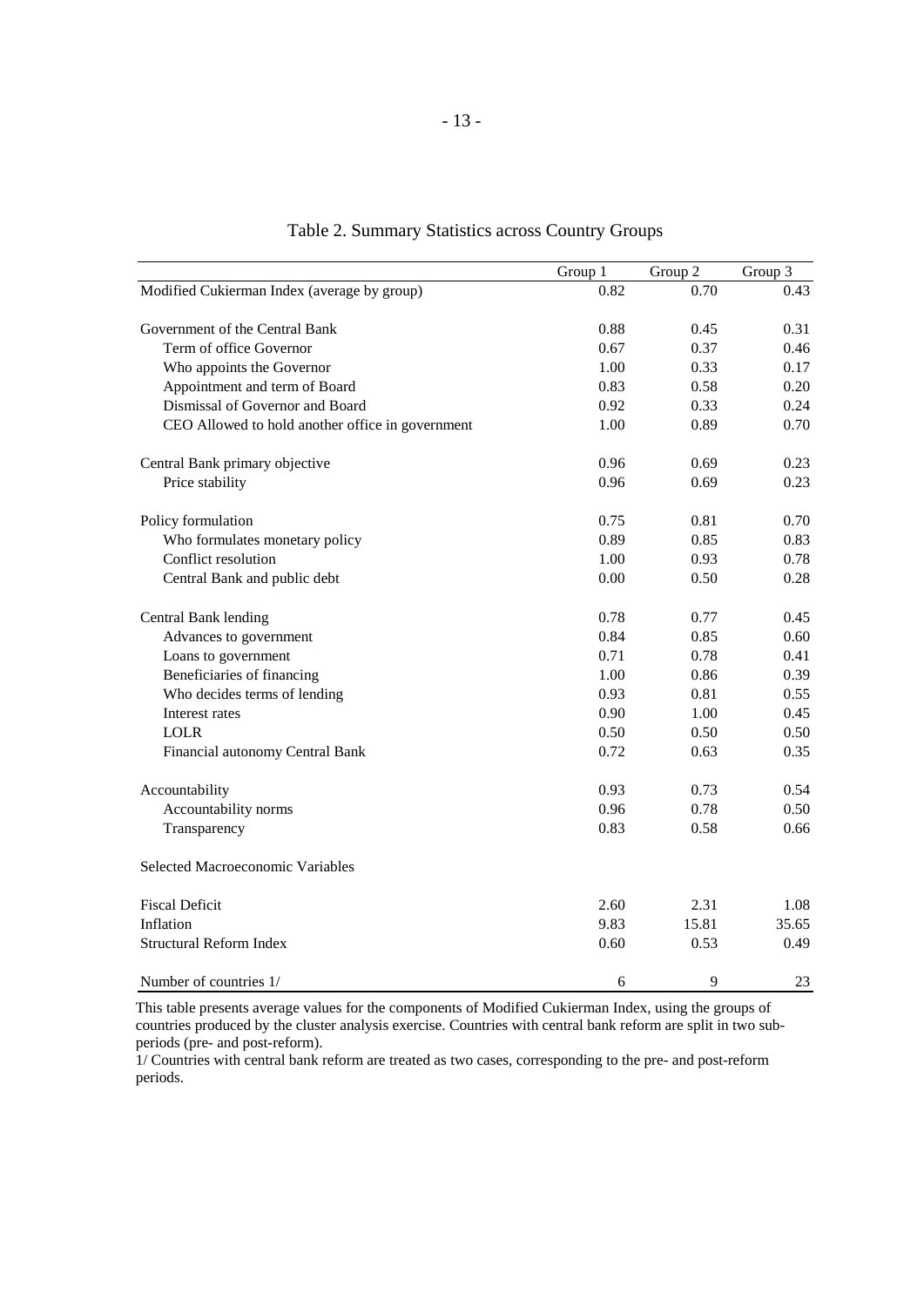Table 2. Summary Statistics across Country Groups

| | Group 1 | Group 2 | Group 3 |
|---|---|---|---|
| Modified Cukierman Index (average by group) | 0.82 | 0.70 | 0.43 |
| | | | |
| Government of the Central Bank | 0.88 | 0.45 | 0.31 |
| Term of office Governor | 0.67 | 0.37 | 0.46 |
| Who appoints the Governor | 1.00 | 0.33 | 0.17 |
| Appointment and term of Board | 0.83 | 0.58 | 0.20 |
| Dismissal of Governor and Board | 0.92 | 0.33 | 0.24 |
| CEO Allowed to hold another office in government | 1.00 | 0.89 | 0.70 |
| | | | |
| Central Bank primary objective | 0.96 | 0.69 | 0.23 |
| Price stability | 0.96 | 0.69 | 0.23 |
| | | | |
| Policy formulation | 0.75 | 0.81 | 0.70 |
| Who formulates monetary policy | 0.89 | 0.85 | 0.83 |
| Conflict resolution | 1.00 | 0.93 | 0.78 |
| Central Bank and public debt | 0.00 | 0.50 | 0.28 |
| | | | |
| Central Bank lending | 0.78 | 0.77 | 0.45 |
| Advances to government | 0.84 | 0.85 | 0.60 |
| Loans to government | 0.71 | 0.78 | 0.41 |
| Beneficiaries of financing | 1.00 | 0.86 | 0.39 |
| Who decides terms of lending | 0.93 | 0.81 | 0.55 |
| Interest rates | 0.90 | 1.00 | 0.45 |
| LOLR | 0.50 | 0.50 | 0.50 |
| Financial autonomy Central Bank | 0.72 | 0.63 | 0.35 |
| | | | |
| Accountability | 0.93 | 0.73 | 0.54 |
| Accountability norms | 0.96 | 0.78 | 0.50 |
| Transparency | 0.83 | 0.58 | 0.66 |
| | | | |
| Selected Macroeconomic Variables | | | |
| | | | |
| Fiscal Deficit | 2.60 | 2.31 | 1.08 |
| Inflation | 9.83 | 15.81 | 35.65 |
| Structural Reform Index | 0.60 | 0.53 | 0.49 |
| | | | |
| Number of countries 1/ | 6 | 9 | 23 |

This table presents average values for the components of Modified Cukierman Index, using the groups of countries produced by the cluster analysis exercise. Countries with central bank reform are split in two sub-periods (pre- and post-reform).

1/ Countries with central bank reform are treated as two cases, corresponding to the pre- and post-reform periods.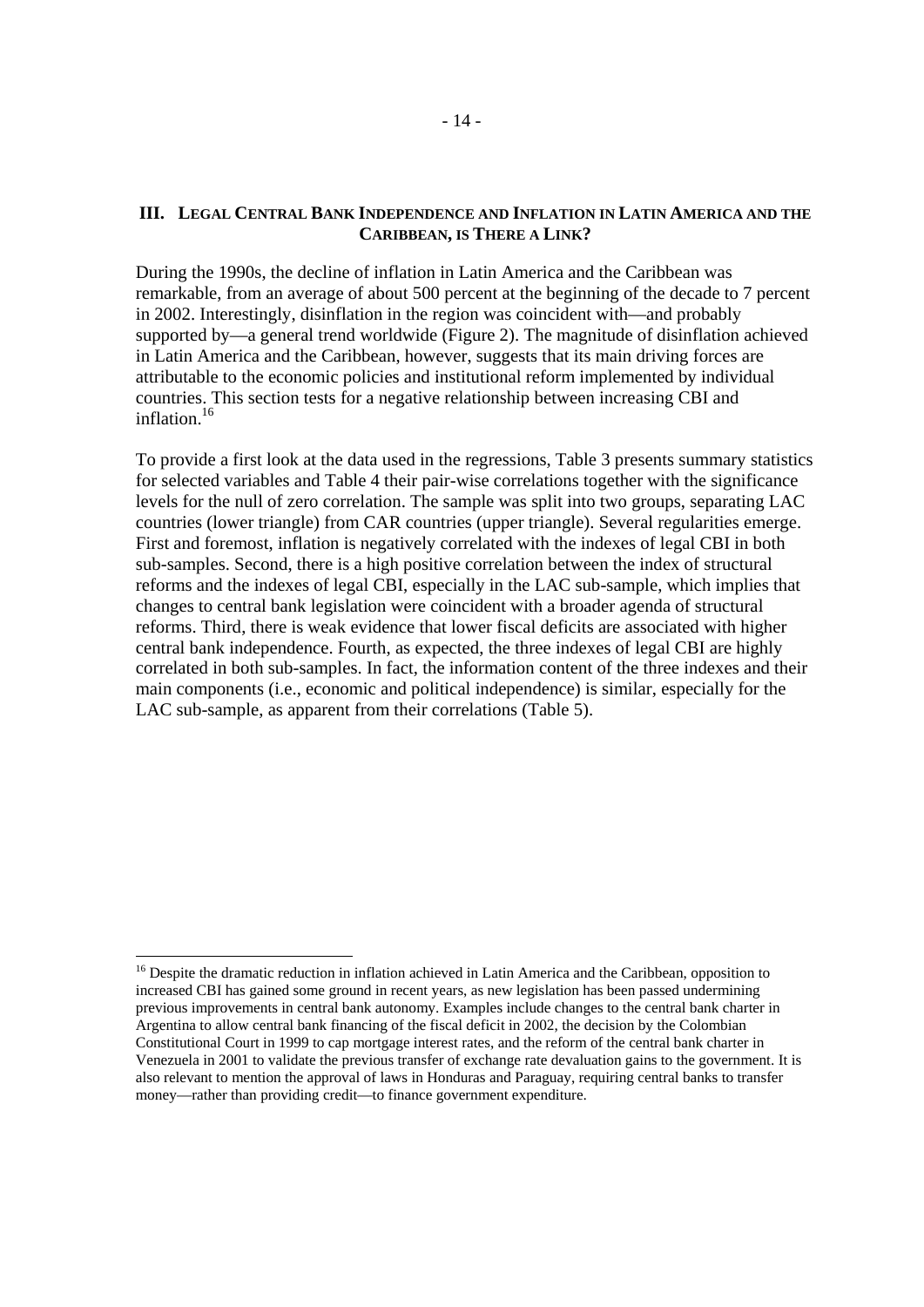## III. Legal Central Bank Independence and Inflation in Latin America and the Caribbean, is There a Link?

During the 1990s, the decline of inflation in Latin America and the Caribbean was remarkable, from an average of about 500 percent at the beginning of the decade to 7 percent in 2002. Interestingly, disinflation in the region was coincident with—and probably supported by—a general trend worldwide (Figure 2). The magnitude of disinflation achieved in Latin America and the Caribbean, however, suggests that its main driving forces are attributable to the economic policies and institutional reform implemented by individual countries. This section tests for a negative relationship between increasing CBI and inflation.[16]

To provide a first look at the data used in the regressions, Table 3 presents summary statistics for selected variables and Table 4 their pair-wise correlations together with the significance levels for the null of zero correlation. The sample was split into two groups, separating LAC countries (lower triangle) from CAR countries (upper triangle). Several regularities emerge. First and foremost, inflation is negatively correlated with the indexes of legal CBI in both sub-samples. Second, there is a high positive correlation between the index of structural reforms and the indexes of legal CBI, especially in the LAC sub-sample, which implies that changes to central bank legislation were coincident with a broader agenda of structural reforms. Third, there is weak evidence that lower fiscal deficits are associated with higher central bank independence. Fourth, as expected, the three indexes of legal CBI are highly correlated in both sub-samples. In fact, the information content of the three indexes and their main components (i.e., economic and political independence) is similar, especially for the LAC sub-sample, as apparent from their correlations (Table 5).

---

[16] Despite the dramatic reduction in inflation achieved in Latin America and the Caribbean, opposition to increased CBI has gained some ground in recent years, as new legislation has been passed undermining previous improvements in central bank autonomy. Examples include changes to the central bank charter in Argentina to allow central bank financing of the fiscal deficit in 2002, the decision by the Colombian Constitutional Court in 1999 to cap mortgage interest rates, and the reform of the central bank charter in Venezuela in 2001 to validate the previous transfer of exchange rate devaluation gains to the government. It is also relevant to mention the approval of laws in Honduras and Paraguay, requiring central banks to transfer money—rather than providing credit—to finance government expenditure.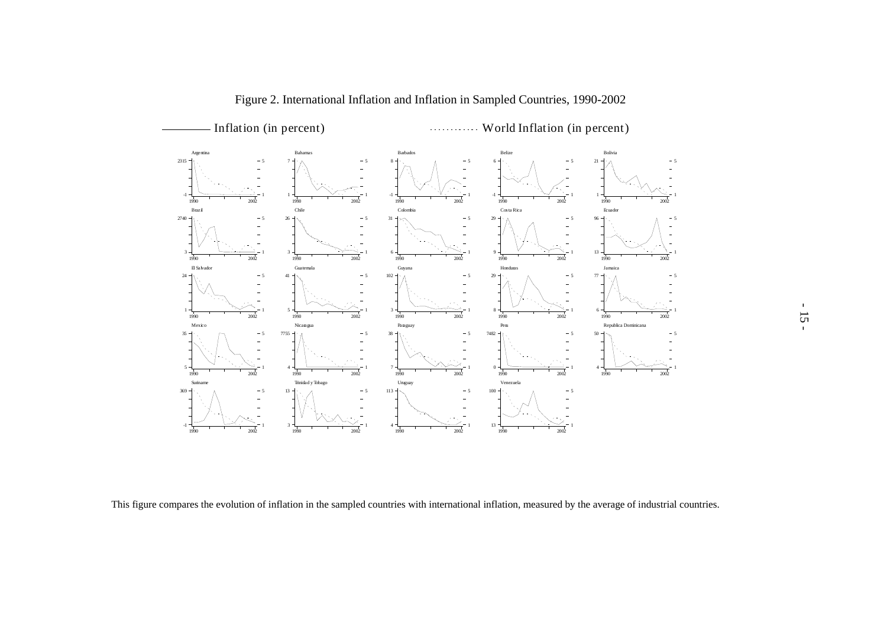Figure 2. International Inflation and Inflation in Sampled Countries, 1990-2002

This figure compares the evolution of inflation in the sampled countries with international inflation, measured by the average of industrial countries.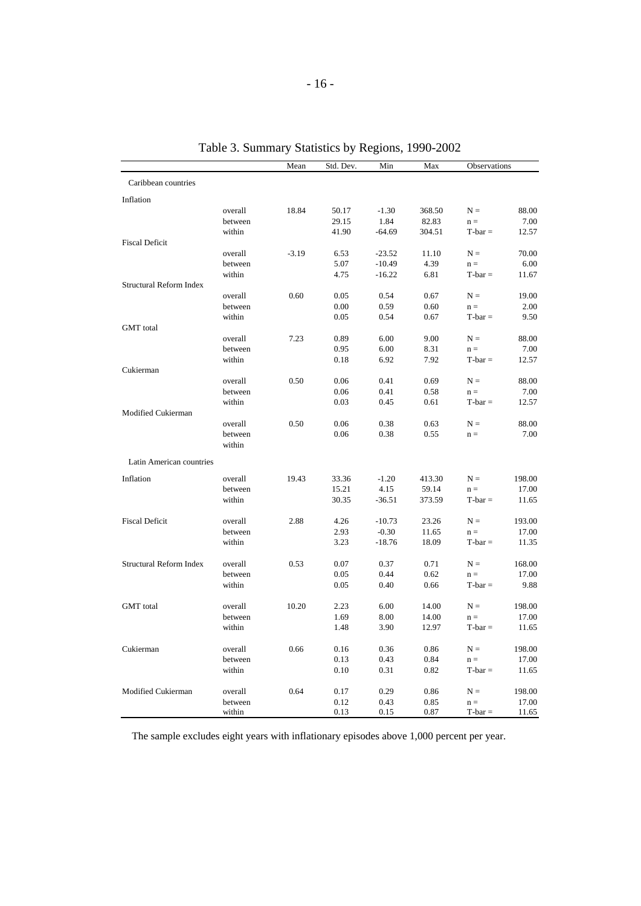Table 3. Summary Statistics by Regions, 1990-2002

| | | Mean | Std. Dev. | Min | Max | Observations | |
|---|---|---|---|---|---|---|---|
| Caribbean countries | | | | | | | |
| Inflation | | | | | | | |
| | overall | 18.84 | 50.17 | -1.30 | 368.50 | N = | 88.00 |
| | between | | 29.15 | 1.84 | 82.83 | n = | 7.00 |
| | within | | 41.90 | -64.69 | 304.51 | T-bar = | 12.57 |
| Fiscal Deficit | | | | | | | |
| | overall | -3.19 | 6.53 | -23.52 | 11.10 | N = | 70.00 |
| | between | | 5.07 | -10.49 | 4.39 | n = | 6.00 |
| | within | | 4.75 | -16.22 | 6.81 | T-bar = | 11.67 |
| Structural Reform Index | | | | | | | |
| | overall | 0.60 | 0.05 | 0.54 | 0.67 | N = | 19.00 |
| | between | | 0.00 | 0.59 | 0.60 | n = | 2.00 |
| | within | | 0.05 | 0.54 | 0.67 | T-bar = | 9.50 |
| GMT total | | | | | | | |
| | overall | 7.23 | 0.89 | 6.00 | 9.00 | N = | 88.00 |
| | between | | 0.95 | 6.00 | 8.31 | n = | 7.00 |
| | within | | 0.18 | 6.92 | 7.92 | T-bar = | 12.57 |
| Cukierman | | | | | | | |
| | overall | 0.50 | 0.06 | 0.41 | 0.69 | N = | 88.00 |
| | between | | 0.06 | 0.41 | 0.58 | n = | 7.00 |
| | within | | 0.03 | 0.45 | 0.61 | T-bar = | 12.57 |
| Modified Cukierman | | | | | | | |
| | overall | 0.50 | 0.06 | 0.38 | 0.63 | N = | 88.00 |
| | between | | 0.06 | 0.38 | 0.55 | n = | 7.00 |
| | within | | | | | | |
| Latin American countries | | | | | | | |
| Inflation | overall | 19.43 | 33.36 | -1.20 | 413.30 | N = | 198.00 |
| | between | | 15.21 | 4.15 | 59.14 | n = | 17.00 |
| | within | | 30.35 | -36.51 | 373.59 | T-bar = | 11.65 |
| Fiscal Deficit | overall | 2.88 | 4.26 | -10.73 | 23.26 | N = | 193.00 |
| | between | | 2.93 | -0.30 | 11.65 | n = | 17.00 |
| | within | | 3.23 | -18.76 | 18.09 | T-bar = | 11.35 |
| Structural Reform Index | overall | 0.53 | 0.07 | 0.37 | 0.71 | N = | 168.00 |
| | between | | 0.05 | 0.44 | 0.62 | n = | 17.00 |
| | within | | 0.05 | 0.40 | 0.66 | T-bar = | 9.88 |
| GMT total | overall | 10.20 | 2.23 | 6.00 | 14.00 | N = | 198.00 |
| | between | | 1.69 | 8.00 | 14.00 | n = | 17.00 |
| | within | | 1.48 | 3.90 | 12.97 | T-bar = | 11.65 |
| Cukierman | overall | 0.66 | 0.16 | 0.36 | 0.86 | N = | 198.00 |
| | between | | 0.13 | 0.43 | 0.84 | n = | 17.00 |
| | within | | 0.10 | 0.31 | 0.82 | T-bar = | 11.65 |
| Modified Cukierman | overall | 0.64 | 0.17 | 0.29 | 0.86 | N = | 198.00 |
| | between | | 0.12 | 0.43 | 0.85 | n = | 17.00 |
| | within | | 0.13 | 0.15 | 0.87 | T-bar = | 11.65 |

The sample excludes eight years with inflationary episodes above 1,000 percent per year.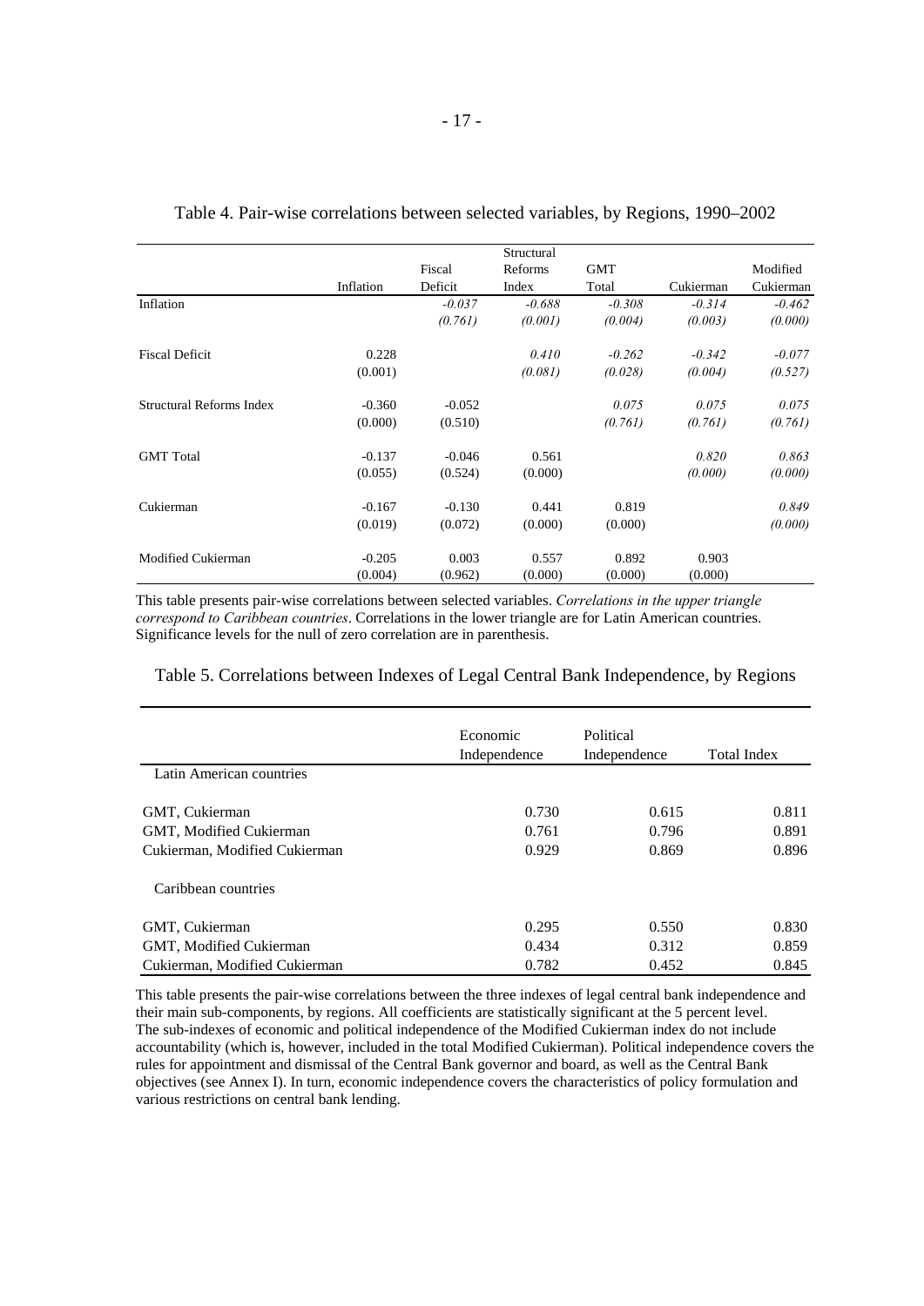Table 4. Pair-wise correlations between selected variables, by Regions, 1990–2002

| | Inflation | Fiscal Deficit | Structural Reforms Index | GMT Total | Cukierman | Modified Cukierman |
|---|---|---|---|---|---|---|
| Inflation | | *-0.037* | *-0.688* | *-0.308* | *-0.314* | *-0.462* |
| | | *(0.761)* | *(0.001)* | *(0.004)* | *(0.003)* | *(0.000)* |
| Fiscal Deficit | 0.228 | | *0.410* | *-0.262* | *-0.342* | *-0.077* |
| | (0.001) | | *(0.081)* | *(0.028)* | *(0.004)* | *(0.527)* |
| Structural Reforms Index | -0.360 | -0.052 | | *0.075* | *0.075* | *0.075* |
| | (0.000) | (0.510) | | *(0.761)* | *(0.761)* | *(0.761)* |
| GMT Total | -0.137 | -0.046 | 0.561 | | *0.820* | *0.863* |
| | (0.055) | (0.524) | (0.000) | | *(0.000)* | *(0.000)* |
| Cukierman | -0.167 | -0.130 | 0.441 | 0.819 | | *0.849* |
| | (0.019) | (0.072) | (0.000) | (0.000) | | *(0.000)* |
| Modified Cukierman | -0.205 | 0.003 | 0.557 | 0.892 | 0.903 | |
| | (0.004) | (0.962) | (0.000) | (0.000) | (0.000) | |

This table presents pair-wise correlations between selected variables. *Correlations in the upper triangle correspond to Caribbean countries*. Correlations in the lower triangle are for Latin American countries. Significance levels for the null of zero correlation are in parenthesis.

Table 5. Correlations between Indexes of Legal Central Bank Independence, by Regions

| | Economic Independence | Political Independence | Total Index |
|---|---|---|---|
| Latin American countries | | | |
| GMT, Cukierman | 0.730 | 0.615 | 0.811 |
| GMT, Modified Cukierman | 0.761 | 0.796 | 0.891 |
| Cukierman, Modified Cukierman | 0.929 | 0.869 | 0.896 |
| Caribbean countries | | | |
| GMT, Cukierman | 0.295 | 0.550 | 0.830 |
| GMT, Modified Cukierman | 0.434 | 0.312 | 0.859 |
| Cukierman, Modified Cukierman | 0.782 | 0.452 | 0.845 |

This table presents the pair-wise correlations between the three indexes of legal central bank independence and their main sub-components, by regions. All coefficients are statistically significant at the 5 percent level. The sub-indexes of economic and political independence of the Modified Cukierman index do not include accountability (which is, however, included in the total Modified Cukierman). Political independence covers the rules for appointment and dismissal of the Central Bank governor and board, as well as the Central Bank objectives (see Annex I). In turn, economic independence covers the characteristics of policy formulation and various restrictions on central bank lending.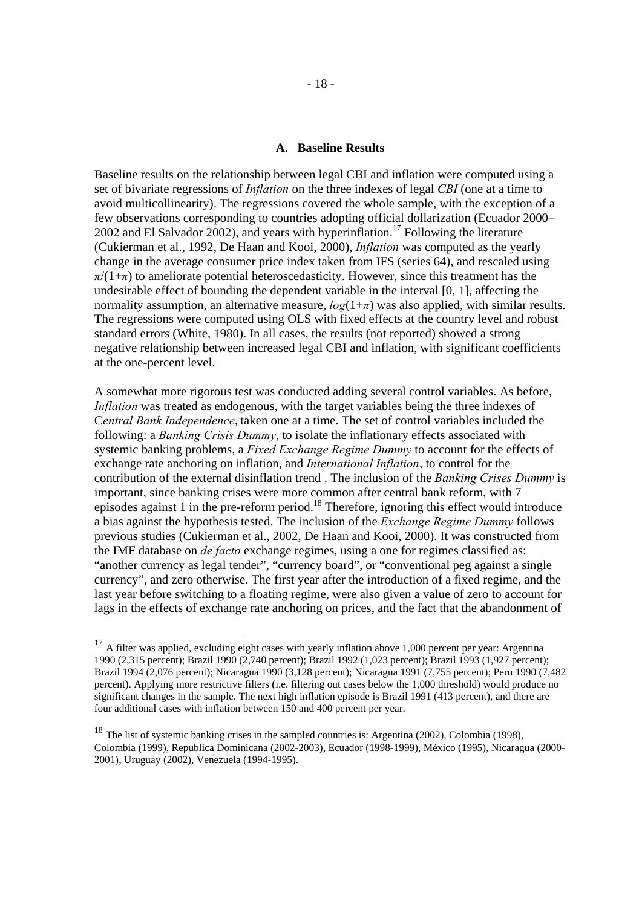### A. Baseline Results

Baseline results on the relationship between legal CBI and inflation were computed using a set of bivariate regressions of *Inflation* on the three indexes of legal *CBI* (one at a time to avoid multicollinearity). The regressions covered the whole sample, with the exception of a few observations corresponding to countries adopting official dollarization (Ecuador 2000–2002 and El Salvador 2002), and years with hyperinflation.[17] Following the literature (Cukierman et al., 1992, De Haan and Kooi, 2000), *Inflation* was computed as the yearly change in the average consumer price index taken from IFS (series 64), and rescaled using $\pi/(1+\pi)$ to ameliorate potential heteroscedasticity. However, since this treatment has the undesirable effect of bounding the dependent variable in the interval [0, 1], affecting the normality assumption, an alternative measure, $log(1+\pi)$ was also applied, with similar results. The regressions were computed using OLS with fixed effects at the country level and robust standard errors (White, 1980). In all cases, the results (not reported) showed a strong negative relationship between increased legal CBI and inflation, with significant coefficients at the one-percent level.

A somewhat more rigorous test was conducted adding several control variables. As before, *Inflation* was treated as endogenous, with the target variables being the three indexes of C*entral Bank Independence*, taken one at a time. The set of control variables included the following: a *Banking Crisis Dummy*, to isolate the inflationary effects associated with systemic banking problems, a *Fixed Exchange Regime Dummy* to account for the effects of exchange rate anchoring on inflation, and *International Inflation*, to control for the contribution of the external disinflation trend . The inclusion of the *Banking Crises Dummy* is important, since banking crises were more common after central bank reform, with 7 episodes against 1 in the pre-reform period.[18] Therefore, ignoring this effect would introduce a bias against the hypothesis tested. The inclusion of the *Exchange Regime Dummy* follows previous studies (Cukierman et al., 2002, De Haan and Kooi, 2000). It was constructed from the IMF database on *de facto* exchange regimes, using a one for regimes classified as: "another currency as legal tender", "currency board", or "conventional peg against a single currency", and zero otherwise. The first year after the introduction of a fixed regime, and the last year before switching to a floating regime, were also given a value of zero to account for lags in the effects of exchange rate anchoring on prices, and the fact that the abandonment of

---

[17] A filter was applied, excluding eight cases with yearly inflation above 1,000 percent per year: Argentina 1990 (2,315 percent); Brazil 1990 (2,740 percent); Brazil 1992 (1,023 percent); Brazil 1993 (1,927 percent); Brazil 1994 (2,076 percent); Nicaragua 1990 (3,128 percent); Nicaragua 1991 (7,755 percent); Peru 1990 (7,482 percent). Applying more restrictive filters (i.e. filtering out cases below the 1,000 threshold) would produce no significant changes in the sample. The next high inflation episode is Brazil 1991 (413 percent), and there are four additional cases with inflation between 150 and 400 percent per year.

[18] The list of systemic banking crises in the sampled countries is: Argentina (2002), Colombia (1998), Colombia (1999), Republica Dominicana (2002-2003), Ecuador (1998-1999), México (1995), Nicaragua (2000-2001), Uruguay (2002), Venezuela (1994-1995).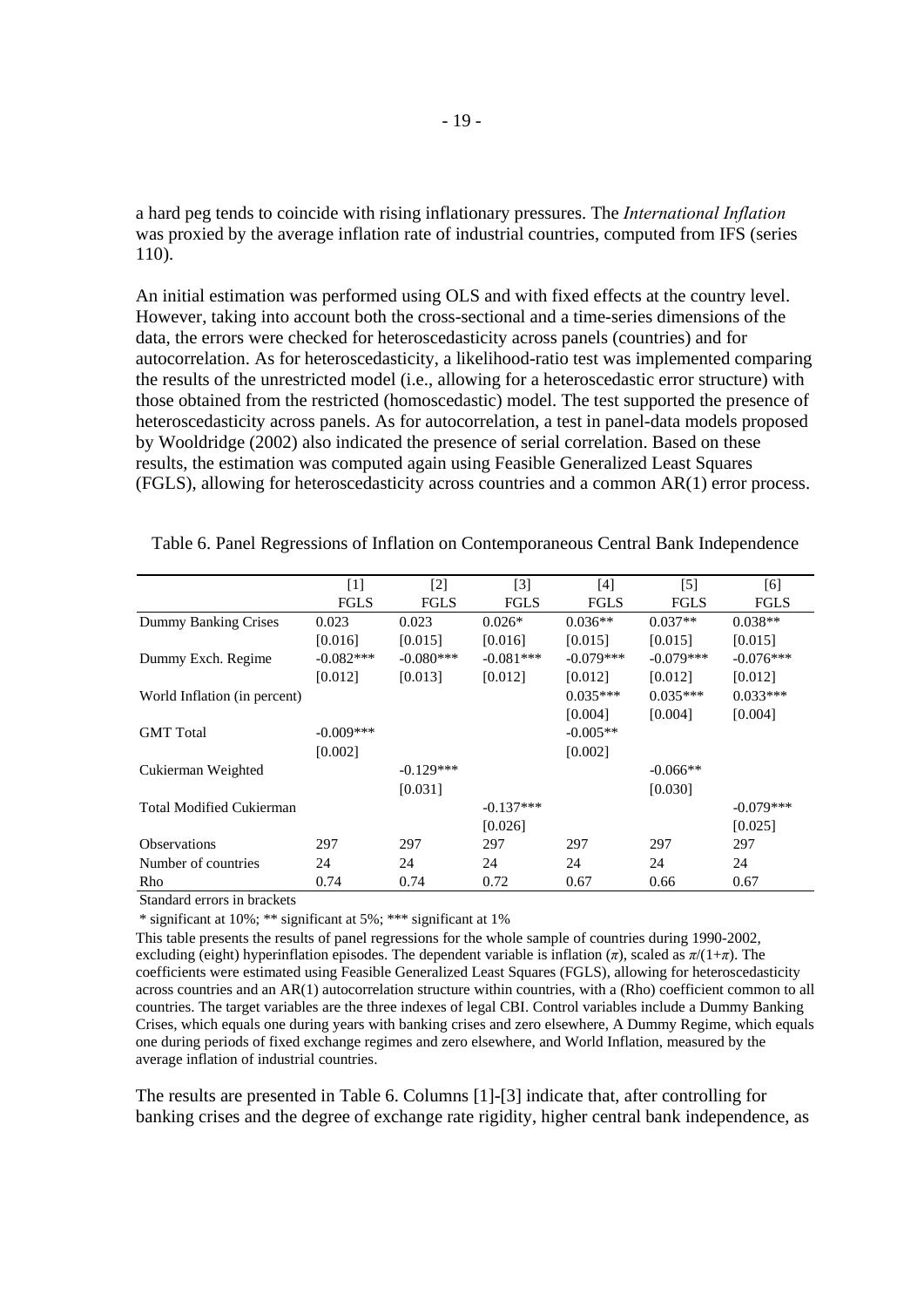a hard peg tends to coincide with rising inflationary pressures. The *International Inflation* was proxied by the average inflation rate of industrial countries, computed from IFS (series 110).

An initial estimation was performed using OLS and with fixed effects at the country level. However, taking into account both the cross-sectional and a time-series dimensions of the data, the errors were checked for heteroscedasticity across panels (countries) and for autocorrelation. As for heteroscedasticity, a likelihood-ratio test was implemented comparing the results of the unrestricted model (i.e., allowing for a heteroscedastic error structure) with those obtained from the restricted (homoscedastic) model. The test supported the presence of heteroscedasticity across panels. As for autocorrelation, a test in panel-data models proposed by Wooldridge (2002) also indicated the presence of serial correlation. Based on these results, the estimation was computed again using Feasible Generalized Least Squares (FGLS), allowing for heteroscedasticity across countries and a common AR(1) error process.

Table 6. Panel Regressions of Inflation on Contemporaneous Central Bank Independence

| | [1] FGLS | [2] FGLS | [3] FGLS | [4] FGLS | [5] FGLS | [6] FGLS |
|---|---|---|---|---|---|---|
| Dummy Banking Crises | 0.023 | 0.023 | 0.026* | 0.036** | 0.037** | 0.038** |
| | [0.016] | [0.015] | [0.016] | [0.015] | [0.015] | [0.015] |
| Dummy Exch. Regime | -0.082*** | -0.080*** | -0.081*** | -0.079*** | -0.079*** | -0.076*** |
| | [0.012] | [0.013] | [0.012] | [0.012] | [0.012] | [0.012] |
| World Inflation (in percent) | | | | 0.035*** | 0.035*** | 0.033*** |
| | | | | [0.004] | [0.004] | [0.004] |
| GMT Total | -0.009*** | | | -0.005** | | |
| | [0.002] | | | [0.002] | | |
| Cukierman Weighted | | -0.129*** | | | -0.066** | |
| | | [0.031] | | | [0.030] | |
| Total Modified Cukierman | | | -0.137*** | | | -0.079*** |
| | | | [0.026] | | | [0.025] |
| Observations | 297 | 297 | 297 | 297 | 297 | 297 |
| Number of countries | 24 | 24 | 24 | 24 | 24 | 24 |
| Rho | 0.74 | 0.74 | 0.72 | 0.67 | 0.66 | 0.67 |

Standard errors in brackets

* significant at 10%; ** significant at 5%; *** significant at 1%

This table presents the results of panel regressions for the whole sample of countries during 1990-2002, excluding (eight) hyperinflation episodes. The dependent variable is inflation ($\pi$), scaled as $\pi/(1+\pi)$. The coefficients were estimated using Feasible Generalized Least Squares (FGLS), allowing for heteroscedasticity across countries and an AR(1) autocorrelation structure within countries, with a (Rho) coefficient common to all countries. The target variables are the three indexes of legal CBI. Control variables include a Dummy Banking Crises, which equals one during years with banking crises and zero elsewhere, A Dummy Regime, which equals one during periods of fixed exchange regimes and zero elsewhere, and World Inflation, measured by the average inflation of industrial countries.

The results are presented in Table 6. Columns [1]-[3] indicate that, after controlling for banking crises and the degree of exchange rate rigidity, higher central bank independence, as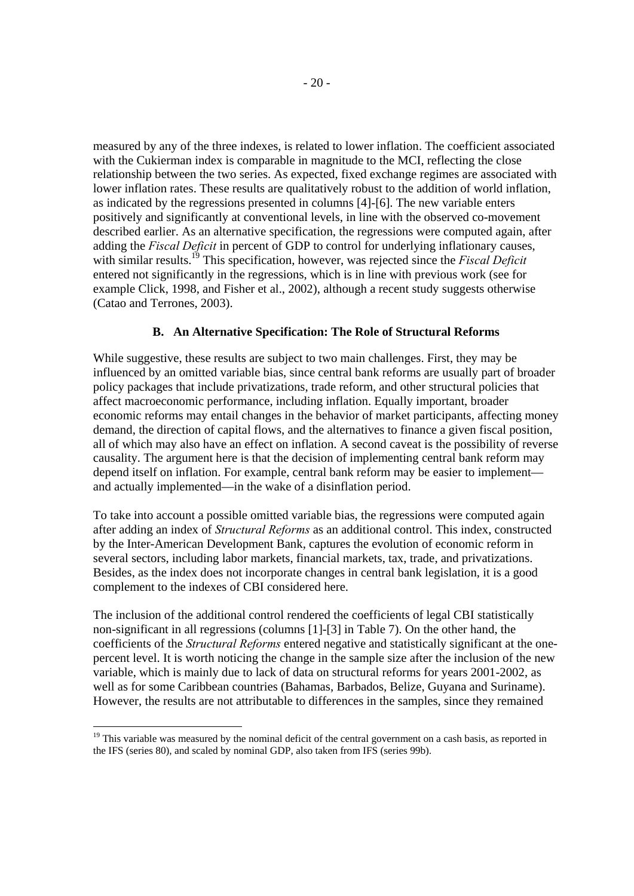measured by any of the three indexes, is related to lower inflation. The coefficient associated with the Cukierman index is comparable in magnitude to the MCI, reflecting the close relationship between the two series. As expected, fixed exchange regimes are associated with lower inflation rates. These results are qualitatively robust to the addition of world inflation, as indicated by the regressions presented in columns [4]-[6]. The new variable enters positively and significantly at conventional levels, in line with the observed co-movement described earlier. As an alternative specification, the regressions were computed again, after adding the *Fiscal Deficit* in percent of GDP to control for underlying inflationary causes, with similar results.[19] This specification, however, was rejected since the *Fiscal Deficit* entered not significantly in the regressions, which is in line with previous work (see for example Click, 1998, and Fisher et al., 2002), although a recent study suggests otherwise (Catao and Terrones, 2003).

### B. An Alternative Specification: The Role of Structural Reforms

While suggestive, these results are subject to two main challenges. First, they may be influenced by an omitted variable bias, since central bank reforms are usually part of broader policy packages that include privatizations, trade reform, and other structural policies that affect macroeconomic performance, including inflation. Equally important, broader economic reforms may entail changes in the behavior of market participants, affecting money demand, the direction of capital flows, and the alternatives to finance a given fiscal position, all of which may also have an effect on inflation. A second caveat is the possibility of reverse causality. The argument here is that the decision of implementing central bank reform may depend itself on inflation. For example, central bank reform may be easier to implement—and actually implemented—in the wake of a disinflation period.

To take into account a possible omitted variable bias, the regressions were computed again after adding an index of *Structural Reforms* as an additional control. This index, constructed by the Inter-American Development Bank, captures the evolution of economic reform in several sectors, including labor markets, financial markets, tax, trade, and privatizations. Besides, as the index does not incorporate changes in central bank legislation, it is a good complement to the indexes of CBI considered here.

The inclusion of the additional control rendered the coefficients of legal CBI statistically non-significant in all regressions (columns [1]-[3] in Table 7). On the other hand, the coefficients of the *Structural Reforms* entered negative and statistically significant at the one-percent level. It is worth noticing the change in the sample size after the inclusion of the new variable, which is mainly due to lack of data on structural reforms for years 2001-2002, as well as for some Caribbean countries (Bahamas, Barbados, Belize, Guyana and Suriname). However, the results are not attributable to differences in the samples, since they remained

[19] This variable was measured by the nominal deficit of the central government on a cash basis, as reported in the IFS (series 80), and scaled by nominal GDP, also taken from IFS (series 99b).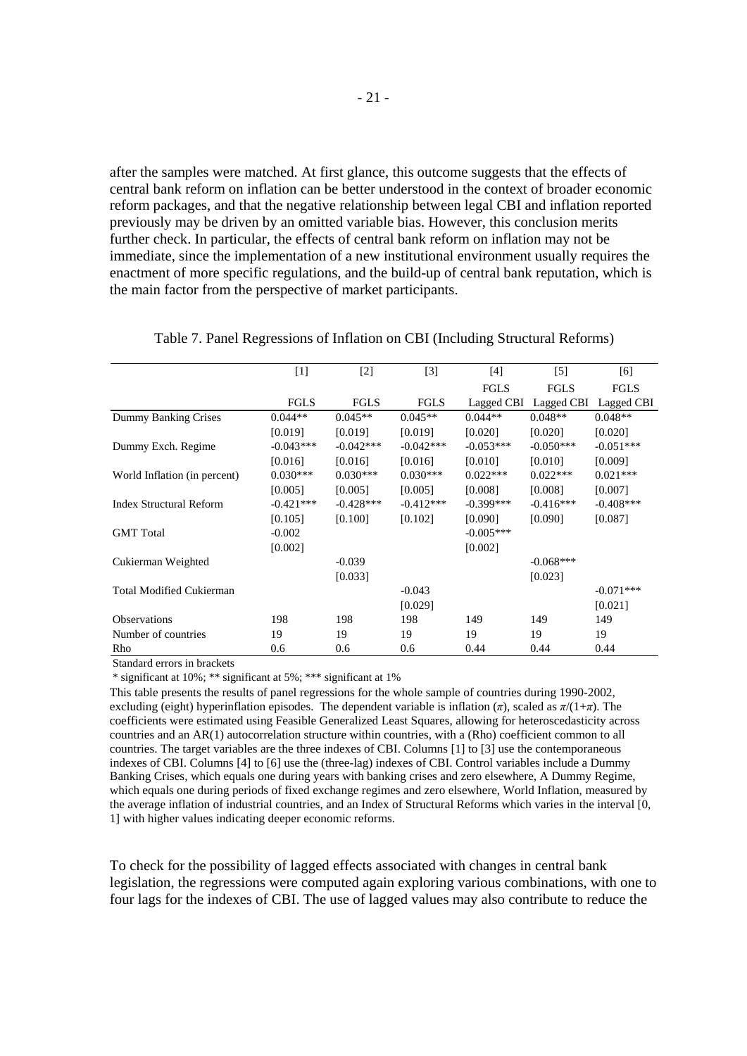after the samples were matched. At first glance, this outcome suggests that the effects of central bank reform on inflation can be better understood in the context of broader economic reform packages, and that the negative relationship between legal CBI and inflation reported previously may be driven by an omitted variable bias. However, this conclusion merits further check. In particular, the effects of central bank reform on inflation may not be immediate, since the implementation of a new institutional environment usually requires the enactment of more specific regulations, and the build-up of central bank reputation, which is the main factor from the perspective of market participants.

Table 7. Panel Regressions of Inflation on CBI (Including Structural Reforms)

| | [1] | [2] | [3] | [4] | [5] | [6] |
|---|---|---|---|---|---|---|
| | FGLS | FGLS | FGLS | FGLS Lagged CBI | FGLS Lagged CBI | FGLS Lagged CBI |
| Dummy Banking Crises | 0.044** | 0.045** | 0.045** | 0.044** | 0.048** | 0.048** |
| | [0.019] | [0.019] | [0.019] | [0.020] | [0.020] | [0.020] |
| Dummy Exch. Regime | -0.043*** | -0.042*** | -0.042*** | -0.053*** | -0.050*** | -0.051*** |
| | [0.016] | [0.016] | [0.016] | [0.010] | [0.010] | [0.009] |
| World Inflation (in percent) | 0.030*** | 0.030*** | 0.030*** | 0.022*** | 0.022*** | 0.021*** |
| | [0.005] | [0.005] | [0.005] | [0.008] | [0.008] | [0.007] |
| Index Structural Reform | -0.421*** | -0.428*** | -0.412*** | -0.399*** | -0.416*** | -0.408*** |
| | [0.105] | [0.100] | [0.102] | [0.090] | [0.090] | [0.087] |
| GMT Total | -0.002 | | | -0.005*** | | |
| | [0.002] | | | [0.002] | | |
| Cukierman Weighted | | -0.039 | | | -0.068*** | |
| | | [0.033] | | | [0.023] | |
| Total Modified Cukierman | | | -0.043 | | | -0.071*** |
| | | | [0.029] | | | [0.021] |
| Observations | 198 | 198 | 198 | 149 | 149 | 149 |
| Number of countries | 19 | 19 | 19 | 19 | 19 | 19 |
| Rho | 0.6 | 0.6 | 0.6 | 0.44 | 0.44 | 0.44 |

Standard errors in brackets

* significant at 10%; ** significant at 5%; *** significant at 1%

This table presents the results of panel regressions for the whole sample of countries during 1990-2002, excluding (eight) hyperinflation episodes. The dependent variable is inflation ($\pi$), scaled as $\pi/(1+\pi)$. The coefficients were estimated using Feasible Generalized Least Squares, allowing for heteroscedasticity across countries and an AR(1) autocorrelation structure within countries, with a (Rho) coefficient common to all countries. The target variables are the three indexes of CBI. Columns [1] to [3] use the contemporaneous indexes of CBI. Columns [4] to [6] use the (three-lag) indexes of CBI. Control variables include a Dummy Banking Crises, which equals one during years with banking crises and zero elsewhere, A Dummy Regime, which equals one during periods of fixed exchange regimes and zero elsewhere, World Inflation, measured by the average inflation of industrial countries, and an Index of Structural Reforms which varies in the interval [0, 1] with higher values indicating deeper economic reforms.

To check for the possibility of lagged effects associated with changes in central bank legislation, the regressions were computed again exploring various combinations, with one to four lags for the indexes of CBI. The use of lagged values may also contribute to reduce the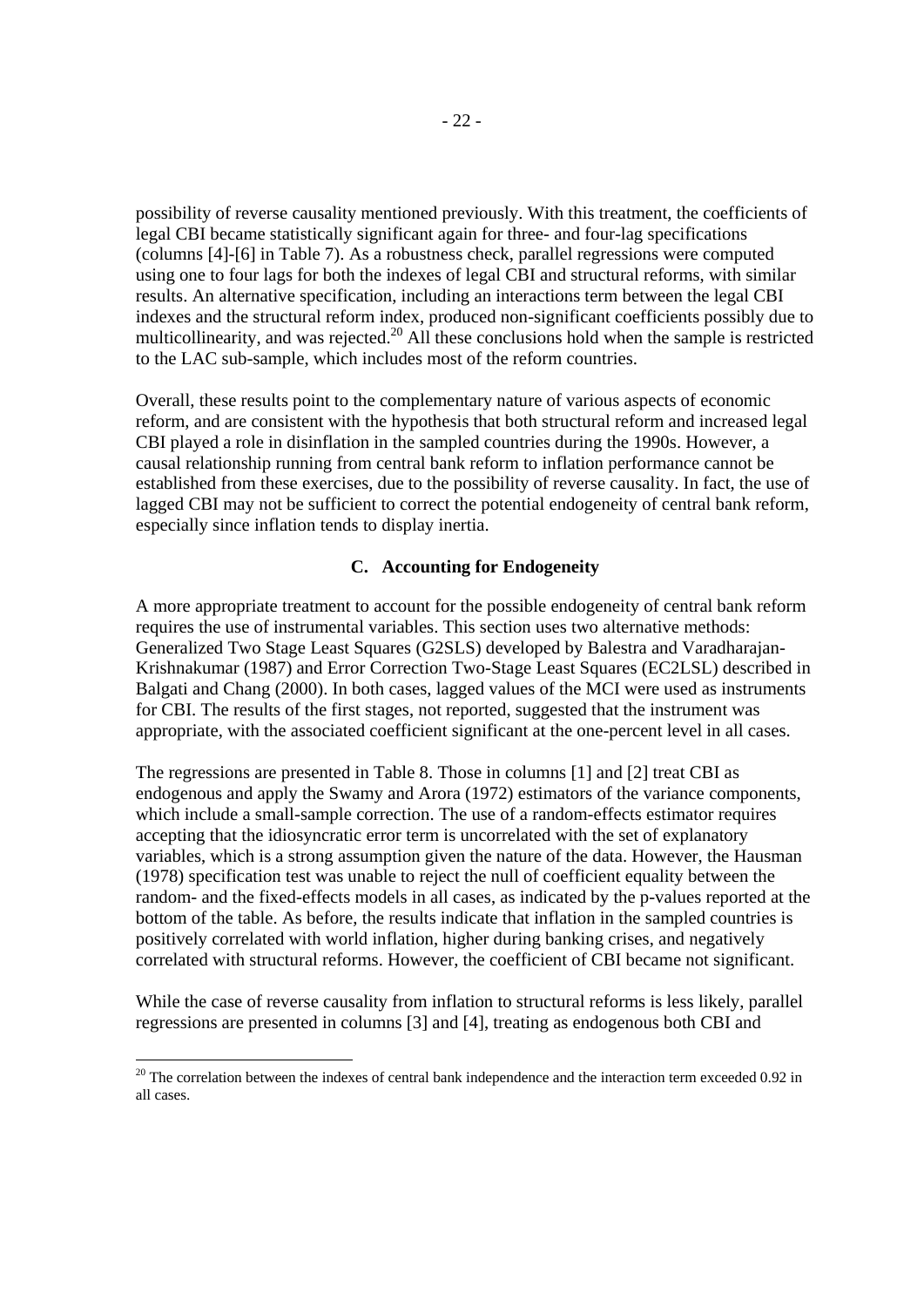possibility of reverse causality mentioned previously. With this treatment, the coefficients of legal CBI became statistically significant again for three- and four-lag specifications (columns [4]-[6] in Table 7). As a robustness check, parallel regressions were computed using one to four lags for both the indexes of legal CBI and structural reforms, with similar results. An alternative specification, including an interactions term between the legal CBI indexes and the structural reform index, produced non-significant coefficients possibly due to multicollinearity, and was rejected.[20] All these conclusions hold when the sample is restricted to the LAC sub-sample, which includes most of the reform countries.

Overall, these results point to the complementary nature of various aspects of economic reform, and are consistent with the hypothesis that both structural reform and increased legal CBI played a role in disinflation in the sampled countries during the 1990s. However, a causal relationship running from central bank reform to inflation performance cannot be established from these exercises, due to the possibility of reverse causality. In fact, the use of lagged CBI may not be sufficient to correct the potential endogeneity of central bank reform, especially since inflation tends to display inertia.

### C. Accounting for Endogeneity

A more appropriate treatment to account for the possible endogeneity of central bank reform requires the use of instrumental variables. This section uses two alternative methods: Generalized Two Stage Least Squares (G2SLS) developed by Balestra and Varadharajan-Krishnakumar (1987) and Error Correction Two-Stage Least Squares (EC2LSL) described in Balgati and Chang (2000). In both cases, lagged values of the MCI were used as instruments for CBI. The results of the first stages, not reported, suggested that the instrument was appropriate, with the associated coefficient significant at the one-percent level in all cases.

The regressions are presented in Table 8. Those in columns [1] and [2] treat CBI as endogenous and apply the Swamy and Arora (1972) estimators of the variance components, which include a small-sample correction. The use of a random-effects estimator requires accepting that the idiosyncratic error term is uncorrelated with the set of explanatory variables, which is a strong assumption given the nature of the data. However, the Hausman (1978) specification test was unable to reject the null of coefficient equality between the random- and the fixed-effects models in all cases, as indicated by the p-values reported at the bottom of the table. As before, the results indicate that inflation in the sampled countries is positively correlated with world inflation, higher during banking crises, and negatively correlated with structural reforms. However, the coefficient of CBI became not significant.

While the case of reverse causality from inflation to structural reforms is less likely, parallel regressions are presented in columns [3] and [4], treating as endogenous both CBI and

---

[20] The correlation between the indexes of central bank independence and the interaction term exceeded 0.92 in all cases.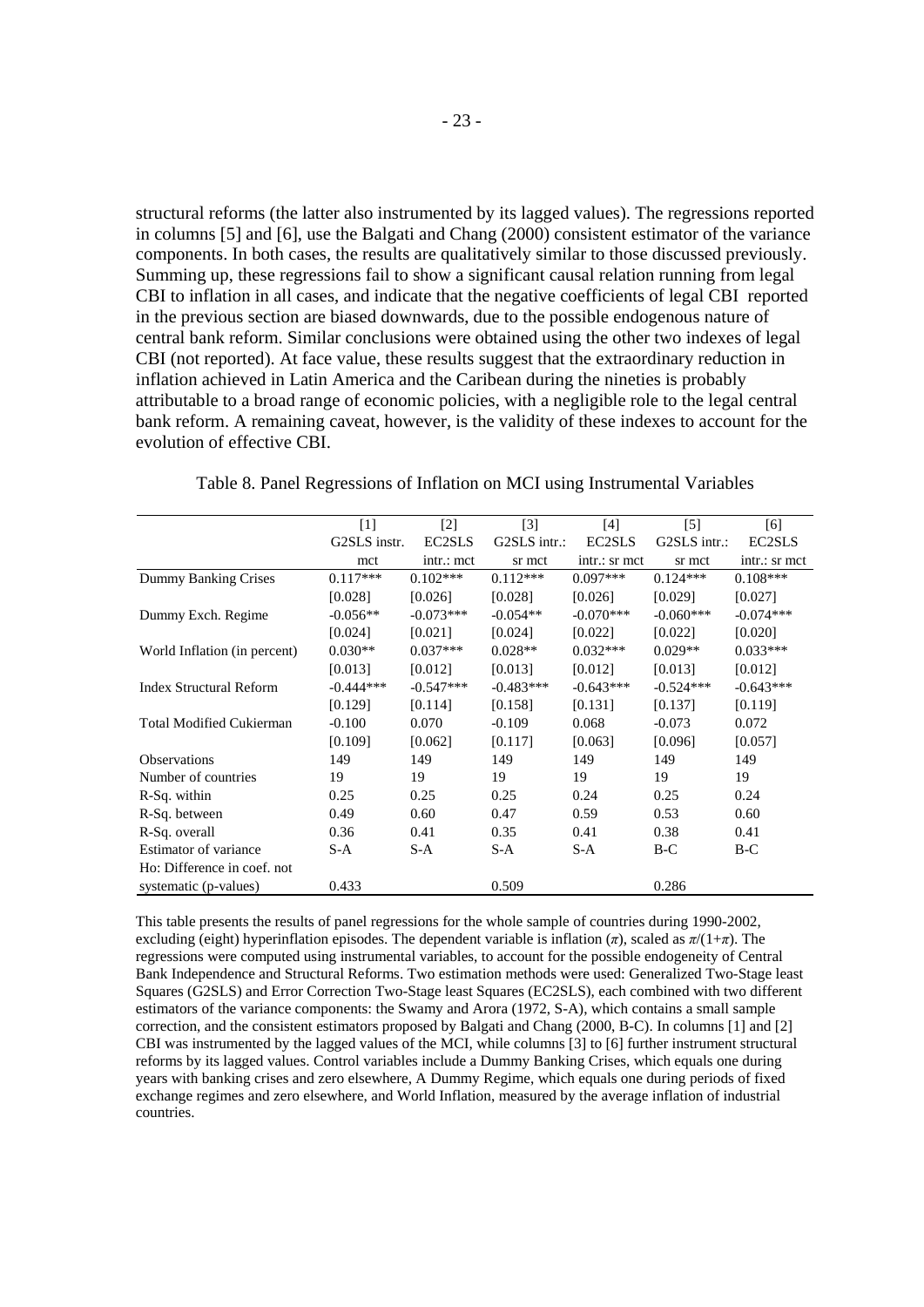structural reforms (the latter also instrumented by its lagged values). The regressions reported in columns [5] and [6], use the Balgati and Chang (2000) consistent estimator of the variance components. In both cases, the results are qualitatively similar to those discussed previously. Summing up, these regressions fail to show a significant causal relation running from legal CBI to inflation in all cases, and indicate that the negative coefficients of legal CBI reported in the previous section are biased downwards, due to the possible endogenous nature of central bank reform. Similar conclusions were obtained using the other two indexes of legal CBI (not reported). At face value, these results suggest that the extraordinary reduction in inflation achieved in Latin America and the Caribean during the nineties is probably attributable to a broad range of economic policies, with a negligible role to the legal central bank reform. A remaining caveat, however, is the validity of these indexes to account for the evolution of effective CBI.

Table 8. Panel Regressions of Inflation on MCI using Instrumental Variables

| | [1] G2SLS instr. mct | [2] EC2SLS intr.: mct | [3] G2SLS intr.: sr mct | [4] EC2SLS intr.: sr mct | [5] G2SLS intr.: sr mct | [6] EC2SLS intr.: sr mct |
|---|---|---|---|---|---|---|
| Dummy Banking Crises | 0.117*** | 0.102*** | 0.112*** | 0.097*** | 0.124*** | 0.108*** |
| | [0.028] | [0.026] | [0.028] | [0.026] | [0.029] | [0.027] |
| Dummy Exch. Regime | -0.056** | -0.073*** | -0.054** | -0.070*** | -0.060*** | -0.074*** |
| | [0.024] | [0.021] | [0.024] | [0.022] | [0.022] | [0.020] |
| World Inflation (in percent) | 0.030** | 0.037*** | 0.028** | 0.032*** | 0.029** | 0.033*** |
| | [0.013] | [0.012] | [0.013] | [0.012] | [0.013] | [0.012] |
| Index Structural Reform | -0.444*** | -0.547*** | -0.483*** | -0.643*** | -0.524*** | -0.643*** |
| | [0.129] | [0.114] | [0.158] | [0.131] | [0.137] | [0.119] |
| Total Modified Cukierman | -0.100 | 0.070 | -0.109 | 0.068 | -0.073 | 0.072 |
| | [0.109] | [0.062] | [0.117] | [0.063] | [0.096] | [0.057] |
| Observations | 149 | 149 | 149 | 149 | 149 | 149 |
| Number of countries | 19 | 19 | 19 | 19 | 19 | 19 |
| R-Sq. within | 0.25 | 0.25 | 0.25 | 0.24 | 0.25 | 0.24 |
| R-Sq. between | 0.49 | 0.60 | 0.47 | 0.59 | 0.53 | 0.60 |
| R-Sq. overall | 0.36 | 0.41 | 0.35 | 0.41 | 0.38 | 0.41 |
| Estimator of variance | S-A | S-A | S-A | S-A | B-C | B-C |
| Ho: Difference in coef. not systematic (p-values) | 0.433 | | 0.509 | | 0.286 | |

This table presents the results of panel regressions for the whole sample of countries during 1990-2002, excluding (eight) hyperinflation episodes. The dependent variable is inflation ($\pi$), scaled as $\pi/(1+\pi)$. The regressions were computed using instrumental variables, to account for the possible endogeneity of Central Bank Independence and Structural Reforms. Two estimation methods were used: Generalized Two-Stage least Squares (G2SLS) and Error Correction Two-Stage least Squares (EC2SLS), each combined with two different estimators of the variance components: the Swamy and Arora (1972, S-A), which contains a small sample correction, and the consistent estimators proposed by Balgati and Chang (2000, B-C). In columns [1] and [2] CBI was instrumented by the lagged values of the MCI, while columns [3] to [6] further instrument structural reforms by its lagged values. Control variables include a Dummy Banking Crises, which equals one during years with banking crises and zero elsewhere, A Dummy Regime, which equals one during periods of fixed exchange regimes and zero elsewhere, and World Inflation, measured by the average inflation of industrial countries.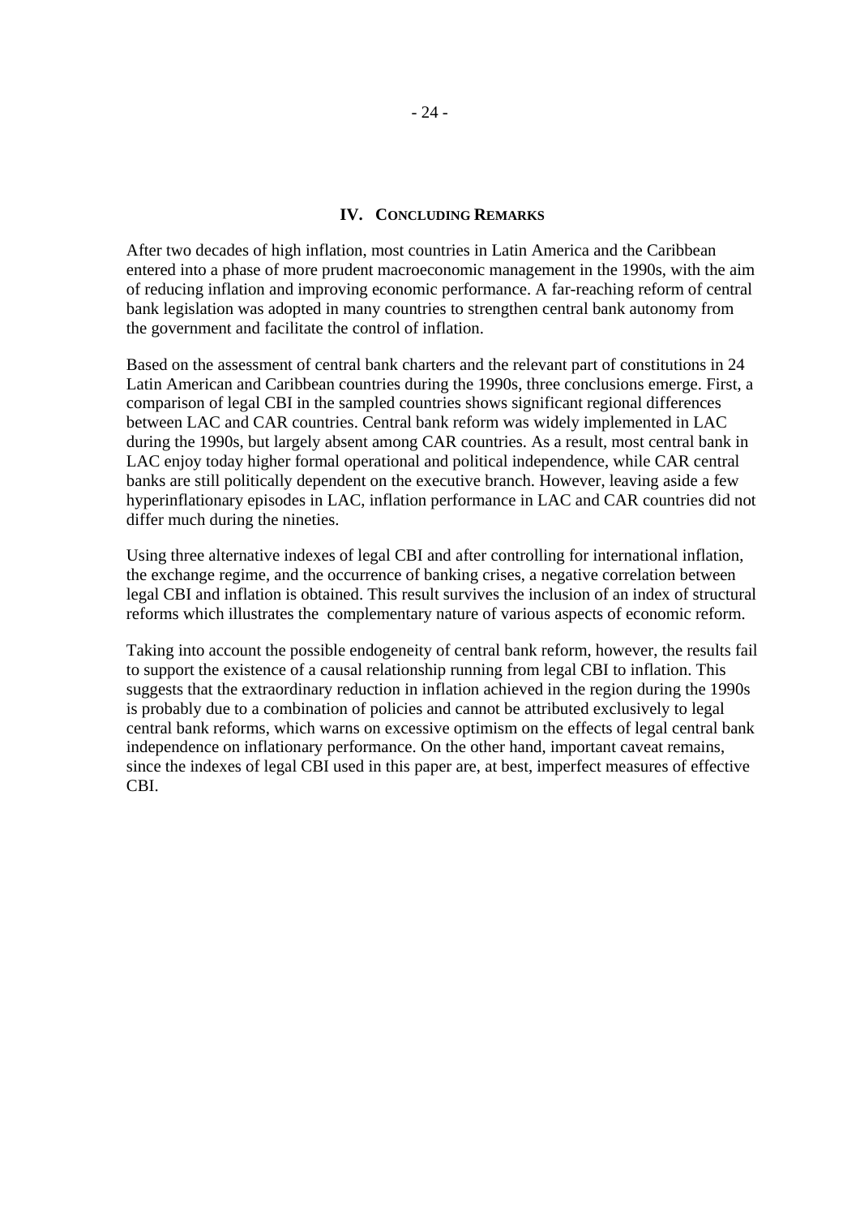## IV. Concluding Remarks

After two decades of high inflation, most countries in Latin America and the Caribbean entered into a phase of more prudent macroeconomic management in the 1990s, with the aim of reducing inflation and improving economic performance. A far-reaching reform of central bank legislation was adopted in many countries to strengthen central bank autonomy from the government and facilitate the control of inflation.

Based on the assessment of central bank charters and the relevant part of constitutions in 24 Latin American and Caribbean countries during the 1990s, three conclusions emerge. First, a comparison of legal CBI in the sampled countries shows significant regional differences between LAC and CAR countries. Central bank reform was widely implemented in LAC during the 1990s, but largely absent among CAR countries. As a result, most central bank in LAC enjoy today higher formal operational and political independence, while CAR central banks are still politically dependent on the executive branch. However, leaving aside a few hyperinflationary episodes in LAC, inflation performance in LAC and CAR countries did not differ much during the nineties.

Using three alternative indexes of legal CBI and after controlling for international inflation, the exchange regime, and the occurrence of banking crises, a negative correlation between legal CBI and inflation is obtained. This result survives the inclusion of an index of structural reforms which illustrates the complementary nature of various aspects of economic reform.

Taking into account the possible endogeneity of central bank reform, however, the results fail to support the existence of a causal relationship running from legal CBI to inflation. This suggests that the extraordinary reduction in inflation achieved in the region during the 1990s is probably due to a combination of policies and cannot be attributed exclusively to legal central bank reforms, which warns on excessive optimism on the effects of legal central bank independence on inflationary performance. On the other hand, important caveat remains, since the indexes of legal CBI used in this paper are, at best, imperfect measures of effective CBI.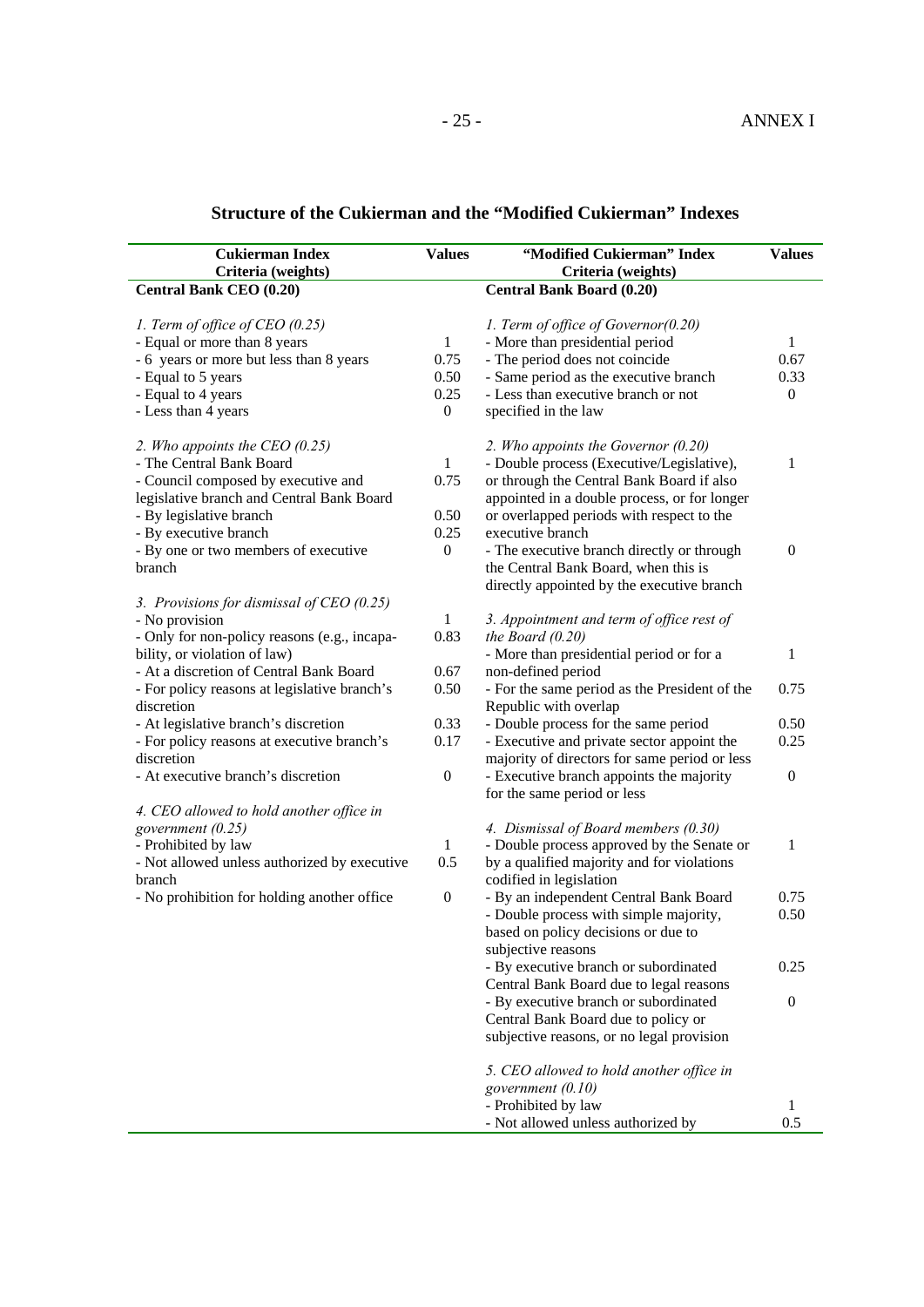## Structure of the Cukierman and the "Modified Cukierman" Indexes

| Cukierman Index Criteria (weights) | Values | "Modified Cukierman" Index Criteria (weights) | Values |
|---|---|---|---|
| **Central Bank CEO (0.20)** | | **Central Bank Board (0.20)** | |
| *1. Term of office of CEO (0.25)* | | *1. Term of office of Governor(0.20)* | |
| - Equal or more than 8 years | 1 | - More than presidential period | 1 |
| - 6 years or more but less than 8 years | 0.75 | - The period does not coincide | 0.67 |
| - Equal to 5 years | 0.50 | - Same period as the executive branch | 0.33 |
| - Equal to 4 years | 0.25 | - Less than executive branch or not specified in the law | 0 |
| - Less than 4 years | 0 | | |
| *2. Who appoints the CEO (0.25)* | | *2. Who appoints the Governor (0.20)* | |
| - The Central Bank Board | 1 | - Double process (Executive/Legislative), or through the Central Bank Board if also appointed in a double process, or for longer or overlapped periods with respect to the executive branch | 1 |
| - Council composed by executive and legislative branch and Central Bank Board | 0.75 | | |
| - By legislative branch | 0.50 | | |
| - By executive branch | 0.25 | | |
| - By one or two members of executive branch | 0 | - The executive branch directly or through the Central Bank Board, when this is directly appointed by the executive branch | 0 |
| *3. Provisions for dismissal of CEO (0.25)* | | *3. Appointment and term of office rest of the Board (0.20)* | |
| - No provision | 1 | | |
| - Only for non-policy reasons (e.g., incapability, or violation of law) | 0.83 | - More than presidential period or for a non-defined period | 1 |
| - At a discretion of Central Bank Board | 0.67 | - For the same period as the President of the Republic with overlap | 0.75 |
| - For policy reasons at legislative branch's discretion | 0.50 | - Double process for the same period | 0.50 |
| - At legislative branch's discretion | 0.33 | - Executive and private sector appoint the majority of directors for same period or less | 0.25 |
| - For policy reasons at executive branch's discretion | 0.17 | - Executive branch appoints the majority for the same period or less | 0 |
| - At executive branch's discretion | 0 | | |
| *4. CEO allowed to hold another office in government (0.25)* | | *4. Dismissal of Board members (0.30)* | |
| - Prohibited by law | 1 | - Double process approved by the Senate or by a qualified majority and for violations codified in legislation | 1 |
| - Not allowed unless authorized by executive branch | 0.5 | - By an independent Central Bank Board | 0.75 |
| - No prohibition for holding another office | 0 | - Double process with simple majority, based on policy decisions or due to subjective reasons | 0.50 |
| | | - By executive branch or subordinated Central Bank Board due to legal reasons | 0.25 |
| | | - By executive branch or subordinated Central Bank Board due to policy or subjective reasons, or no legal provision | 0 |
| | | *5. CEO allowed to hold another office in government (0.10)* | |
| | | - Prohibited by law | 1 |
| | | - Not allowed unless authorized by | 0.5 |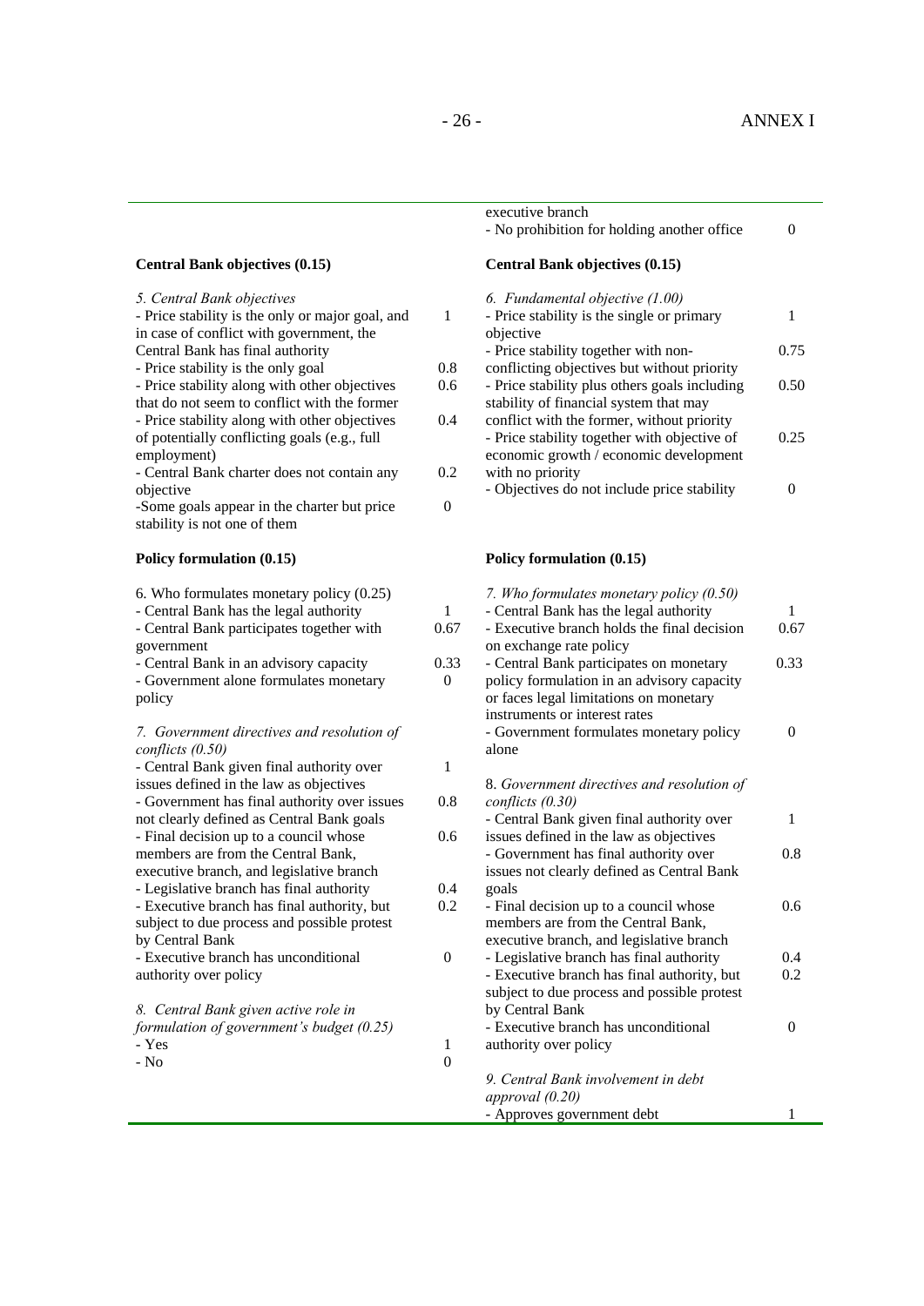| | | | |
|---|---|---|---|
| | | executive branch | |
| | | - No prohibition for holding another office | 0 |
| **Central Bank objectives (0.15)** | | **Central Bank objectives (0.15)** | |
| *5. Central Bank objectives* | | *6. Fundamental objective (1.00)* | |
| - Price stability is the only or major goal, and in case of conflict with government, the Central Bank has final authority | 1 | - Price stability is the single or primary objective | 1 |
| - Price stability is the only goal | 0.8 | - Price stability together with non-conflicting objectives but without priority | 0.75 |
| - Price stability along with other objectives that do not seem to conflict with the former | 0.6 | - Price stability plus others goals including stability of financial system that may conflict with the former, without priority | 0.50 |
| - Price stability along with other objectives of potentially conflicting goals (e.g., full employment) | 0.4 | - Price stability together with objective of economic growth / economic development with no priority | 0.25 |
| - Central Bank charter does not contain any objective | 0.2 | - Objectives do not include price stability | 0 |
| -Some goals appear in the charter but price stability is not one of them | 0 | | |
| **Policy formulation (0.15)** | | **Policy formulation (0.15)** | |
| 6. Who formulates monetary policy (0.25) | | *7. Who formulates monetary policy (0.50)* | |
| - Central Bank has the legal authority | 1 | - Central Bank has the legal authority | 1 |
| - Central Bank participates together with government | 0.67 | - Executive branch holds the final decision on exchange rate policy | 0.67 |
| - Central Bank in an advisory capacity | 0.33 | - Central Bank participates on monetary policy formulation in an advisory capacity or faces legal limitations on monetary instruments or interest rates | 0.33 |
| - Government alone formulates monetary policy | 0 | - Government formulates monetary policy alone | 0 |
| *7. Government directives and resolution of conflicts (0.50)* | | 8. *Government directives and resolution of conflicts (0.30)* | |
| - Central Bank given final authority over issues defined in the law as objectives | 1 | - Central Bank given final authority over issues defined in the law as objectives | 1 |
| - Government has final authority over issues not clearly defined as Central Bank goals | 0.8 | - Government has final authority over issues not clearly defined as Central Bank goals | 0.8 |
| - Final decision up to a council whose members are from the Central Bank, executive branch, and legislative branch | 0.6 | - Final decision up to a council whose members are from the Central Bank, executive branch, and legislative branch | 0.6 |
| - Legislative branch has final authority | 0.4 | - Legislative branch has final authority | 0.4 |
| - Executive branch has final authority, but subject to due process and possible protest by Central Bank | 0.2 | - Executive branch has final authority, but subject to due process and possible protest by Central Bank | 0.2 |
| - Executive branch has unconditional authority over policy | 0 | - Executive branch has unconditional authority over policy | 0 |
| *8. Central Bank given active role in formulation of government's budget (0.25)* | | *9. Central Bank involvement in debt approval (0.20)* | |
| - Yes | 1 | - Approves government debt | 1 |
| - No | 0 | | |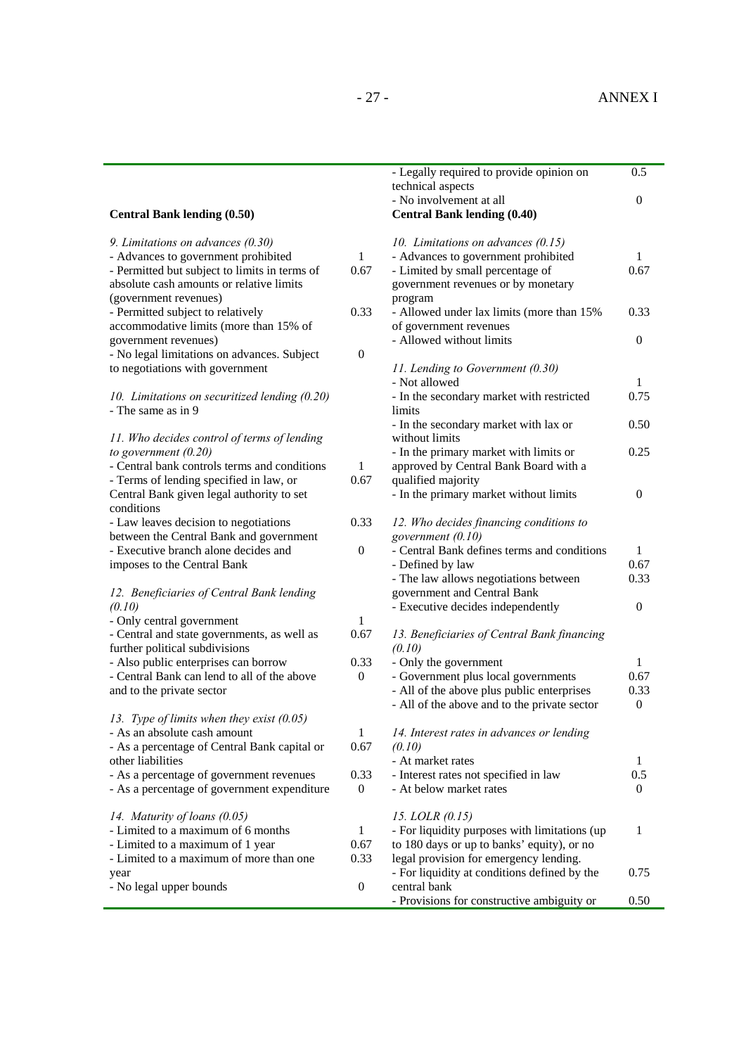| | | | |
|---|---|---|---|
| | | - Legally required to provide opinion on technical aspects | 0.5 |
| | | - No involvement at all | 0 |
| **Central Bank lending (0.50)** | | **Central Bank lending (0.40)** | |
| *9. Limitations on advances (0.30)* | | *10. Limitations on advances (0.15)* | |
| - Advances to government prohibited | 1 | - Advances to government prohibited | 1 |
| - Permitted but subject to limits in terms of absolute cash amounts or relative limits (government revenues) | 0.67 | - Limited by small percentage of government revenues or by monetary program | 0.67 |
| - Permitted subject to relatively accommodative limits (more than 15% of government revenues) | 0.33 | - Allowed under lax limits (more than 15% of government revenues | 0.33 |
| - No legal limitations on advances. Subject to negotiations with government | 0 | - Allowed without limits | 0 |
| *10. Limitations on securitized lending (0.20)* | | *11. Lending to Government (0.30)* | |
| - The same as in 9 | | - Not allowed | 1 |
| | | - In the secondary market with restricted limits | 0.75 |
| *11. Who decides control of terms of lending to government (0.20)* | | - In the secondary market with lax or without limits | 0.50 |
| - Central bank controls terms and conditions | 1 | - In the primary market with limits or approved by Central Bank Board with a qualified majority | 0.25 |
| - Terms of lending specified in law, or Central Bank given legal authority to set conditions | 0.67 | - In the primary market without limits | 0 |
| - Law leaves decision to negotiations between the Central Bank and government | 0.33 | *12. Who decides financing conditions to government (0.10)* | |
| - Executive branch alone decides and imposes to the Central Bank | 0 | - Central Bank defines terms and conditions | 1 |
| | | - Defined by law | 0.67 |
| *12. Beneficiaries of Central Bank lending (0.10)* | | - The law allows negotiations between government and Central Bank | 0.33 |
| - Only central government | 1 | - Executive decides independently | 0 |
| - Central and state governments, as well as further political subdivisions | 0.67 | *13. Beneficiaries of Central Bank financing (0.10)* | |
| - Also public enterprises can borrow | 0.33 | - Only the government | 1 |
| - Central Bank can lend to all of the above and to the private sector | 0 | - Government plus local governments | 0.67 |
| | | - All of the above plus public enterprises | 0.33 |
| *13. Type of limits when they exist (0.05)* | | - All of the above and to the private sector | 0 |
| - As an absolute cash amount | 1 | *14. Interest rates in advances or lending (0.10)* | |
| - As a percentage of Central Bank capital or other liabilities | 0.67 | - At market rates | 1 |
| - As a percentage of government revenues | 0.33 | - Interest rates not specified in law | 0.5 |
| - As a percentage of government expenditure | 0 | - At below market rates | 0 |
| *14. Maturity of loans (0.05)* | | *15. LOLR (0.15)* | |
| - Limited to a maximum of 6 months | 1 | - For liquidity purposes with limitations (up to 180 days or up to banks' equity), or no legal provision for emergency lending. | 1 |
| - Limited to a maximum of 1 year | 0.67 | | |
| - Limited to a maximum of more than one year | 0.33 | - For liquidity at conditions defined by the central bank | 0.75 |
| - No legal upper bounds | 0 | - Provisions for constructive ambiguity or | 0.50 |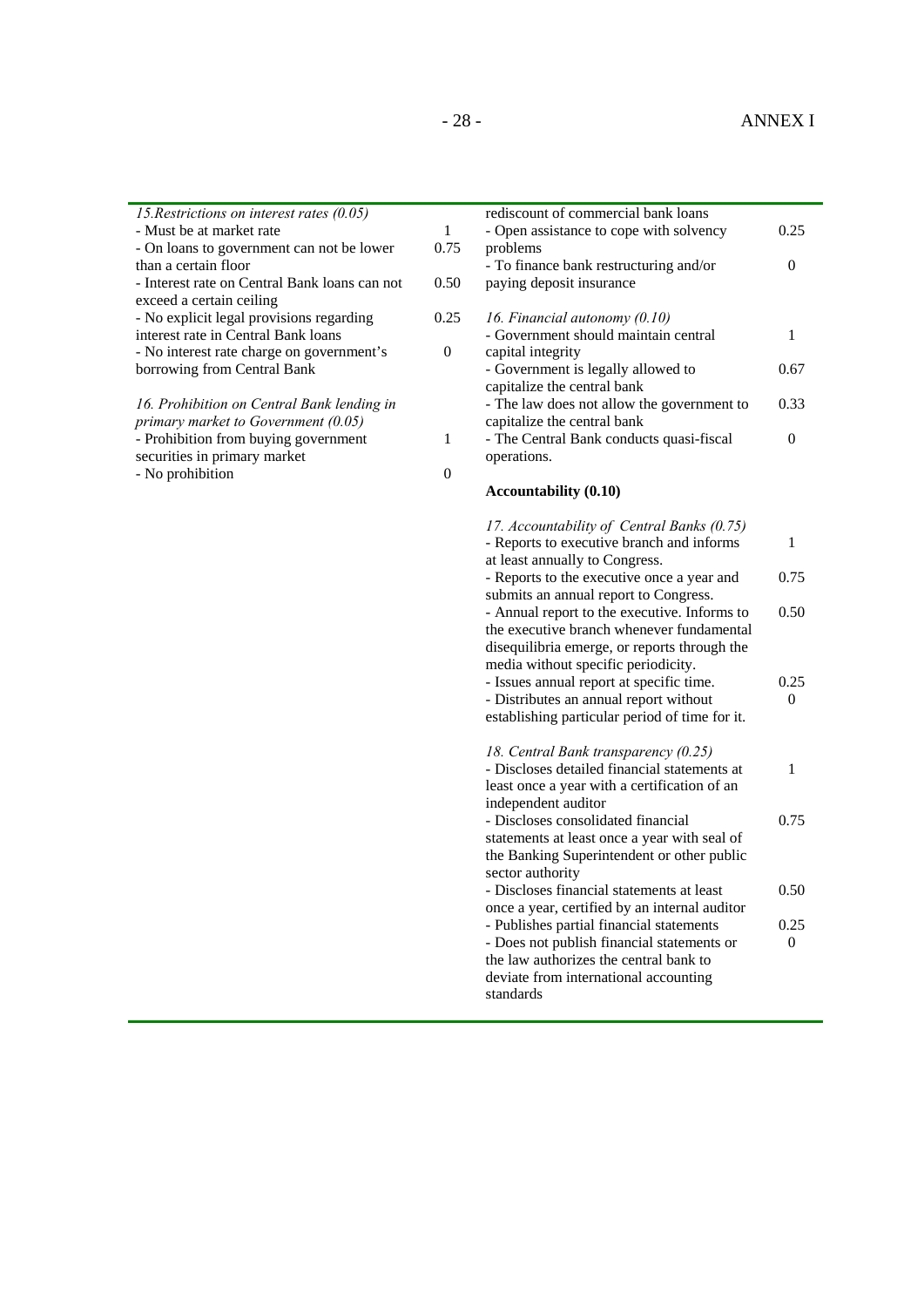| | |
|---|---|
| *15. Restrictions on interest rates (0.05)* | |
| - Must be at market rate | 1 |
| - On loans to government can not be lower than a certain floor | 0.75 |
| - Interest rate on Central Bank loans can not exceed a certain ceiling | 0.50 |
| - No explicit legal provisions regarding interest rate in Central Bank loans | 0.25 |
| - No interest rate charge on government's borrowing from Central Bank | 0 |
| | |
| *16. Prohibition on Central Bank lending in primary market to Government (0.05)* | |
| - Prohibition from buying government securities in primary market | 1 |
| - No prohibition | 0 |
| rediscount of commercial bank loans | |
| - Open assistance to cope with solvency problems | 0.25 |
| - To finance bank restructuring and/or paying deposit insurance | 0 |
| | |
| *16. Financial autonomy (0.10)* | |
| - Government should maintain central capital integrity | 1 |
| - Government is legally allowed to capitalize the central bank | 0.67 |
| - The law does not allow the government to capitalize the central bank | 0.33 |
| - The Central Bank conducts quasi-fiscal operations. | 0 |
| | |
| **Accountability (0.10)** | |
| | |
| *17. Accountability of Central Banks (0.75)* | |
| - Reports to executive branch and informs at least annually to Congress. | 1 |
| - Reports to the executive once a year and submits an annual report to Congress. | 0.75 |
| - Annual report to the executive. Informs to the executive branch whenever fundamental disequilibria emerge, or reports through the media without specific periodicity. | 0.50 |
| - Issues annual report at specific time. | 0.25 |
| - Distributes an annual report without establishing particular period of time for it. | 0 |
| | |
| *18. Central Bank transparency (0.25)* | |
| - Discloses detailed financial statements at least once a year with a certification of an independent auditor | 1 |
| - Discloses consolidated financial statements at least once a year with seal of the Banking Superintendent or other public sector authority | 0.75 |
| - Discloses financial statements at least once a year, certified by an internal auditor | 0.50 |
| - Publishes partial financial statements | 0.25 |
| - Does not publish financial statements or the law authorizes the central bank to deviate from international accounting standards | 0 |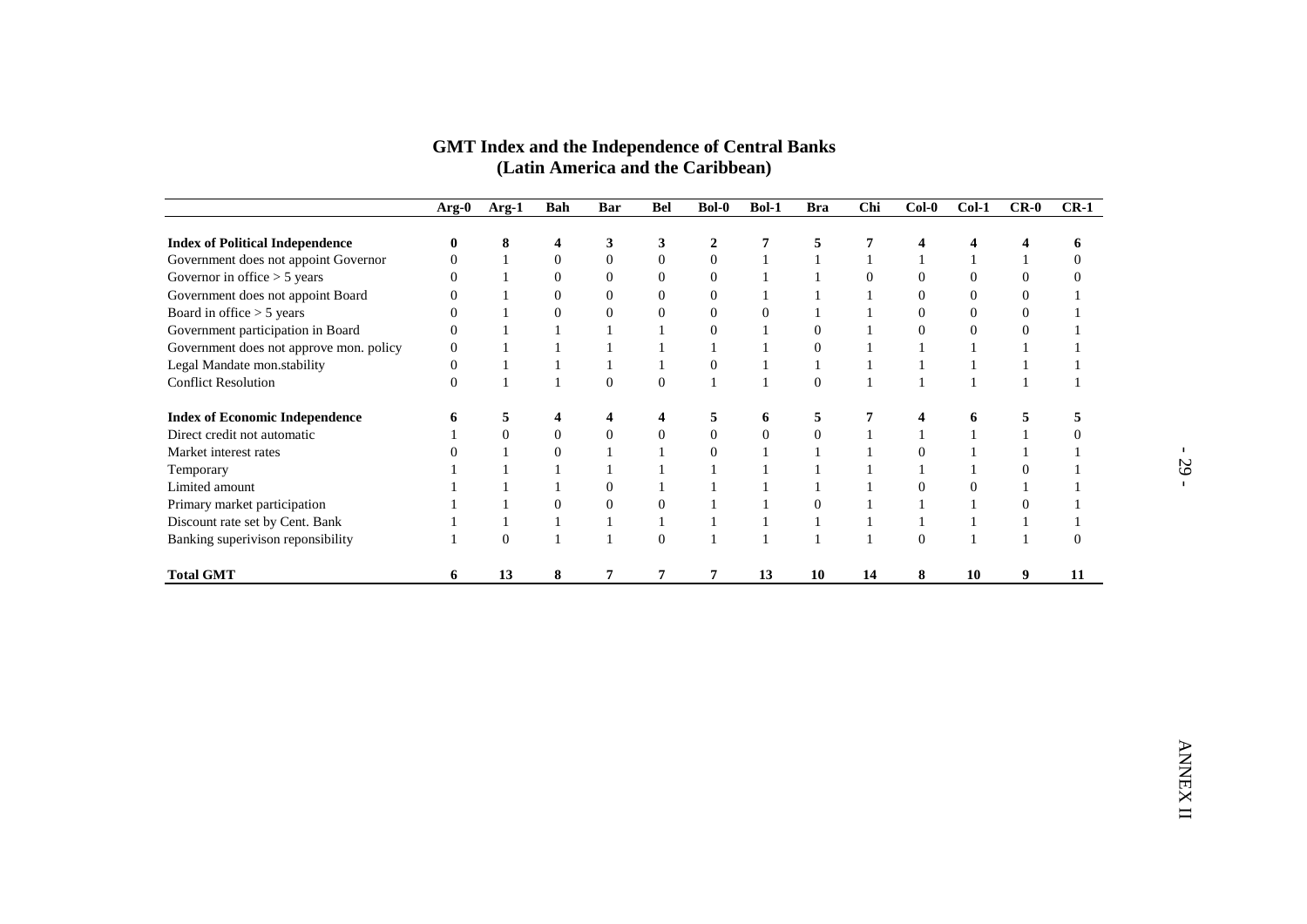## GMT Index and the Independence of Central Banks
## (Latin America and the Caribbean)

| | Arg-0 | Arg-1 | Bah | Bar | Bel | Bol-0 | Bol-1 | Bra | Chi | Col-0 | Col-1 | CR-0 | CR-1 |
|---|---|---|---|---|---|---|---|---|---|---|---|---|---|
| **Index of Political Independence** | **0** | **8** | **4** | **3** | **3** | **2** | **7** | **5** | **7** | **4** | **4** | **4** | **6** |
| Government does not appoint Governor | 0 | 1 | 0 | 0 | 0 | 0 | 1 | 1 | 1 | 1 | 1 | 1 | 0 |
| Governor in office > 5 years | 0 | 1 | 0 | 0 | 0 | 0 | 1 | 1 | 0 | 0 | 0 | 0 | 0 |
| Government does not appoint Board | 0 | 1 | 0 | 0 | 0 | 0 | 1 | 1 | 1 | 0 | 0 | 0 | 1 |
| Board in office > 5 years | 0 | 1 | 0 | 0 | 0 | 0 | 0 | 1 | 1 | 0 | 0 | 0 | 1 |
| Government participation in Board | 0 | 1 | 1 | 1 | 1 | 0 | 1 | 0 | 1 | 0 | 0 | 0 | 1 |
| Government does not approve mon. policy | 0 | 1 | 1 | 1 | 1 | 1 | 1 | 0 | 1 | 1 | 1 | 1 | 1 |
| Legal Mandate mon.stability | 0 | 1 | 1 | 1 | 1 | 0 | 1 | 1 | 1 | 1 | 1 | 1 | 1 |
| Conflict Resolution | 0 | 1 | 1 | 0 | 0 | 1 | 1 | 0 | 1 | 1 | 1 | 1 | 1 |
| **Index of Economic Independence** | **6** | **5** | **4** | **4** | **4** | **5** | **6** | **5** | **7** | **4** | **6** | **5** | **5** |
| Direct credit not automatic | 1 | 0 | 0 | 0 | 0 | 0 | 0 | 0 | 1 | 1 | 1 | 1 | 0 |
| Market interest rates | 0 | 1 | 0 | 1 | 1 | 0 | 1 | 1 | 1 | 0 | 1 | 1 | 1 |
| Temporary | 1 | 1 | 1 | 1 | 1 | 1 | 1 | 1 | 1 | 1 | 1 | 0 | 1 |
| Limited amount | 1 | 1 | 1 | 0 | 1 | 1 | 1 | 1 | 1 | 0 | 0 | 1 | 1 |
| Primary market participation | 1 | 1 | 0 | 0 | 0 | 1 | 1 | 0 | 1 | 1 | 1 | 0 | 1 |
| Discount rate set by Cent. Bank | 1 | 1 | 1 | 1 | 1 | 1 | 1 | 1 | 1 | 1 | 1 | 1 | 1 |
| Banking superivison reponsibility | 1 | 0 | 1 | 1 | 0 | 1 | 1 | 1 | 1 | 0 | 1 | 1 | 0 |
| **Total GMT** | **6** | **13** | **8** | **7** | **7** | **7** | **13** | **10** | **14** | **8** | **10** | **9** | **11** |

ANNEX II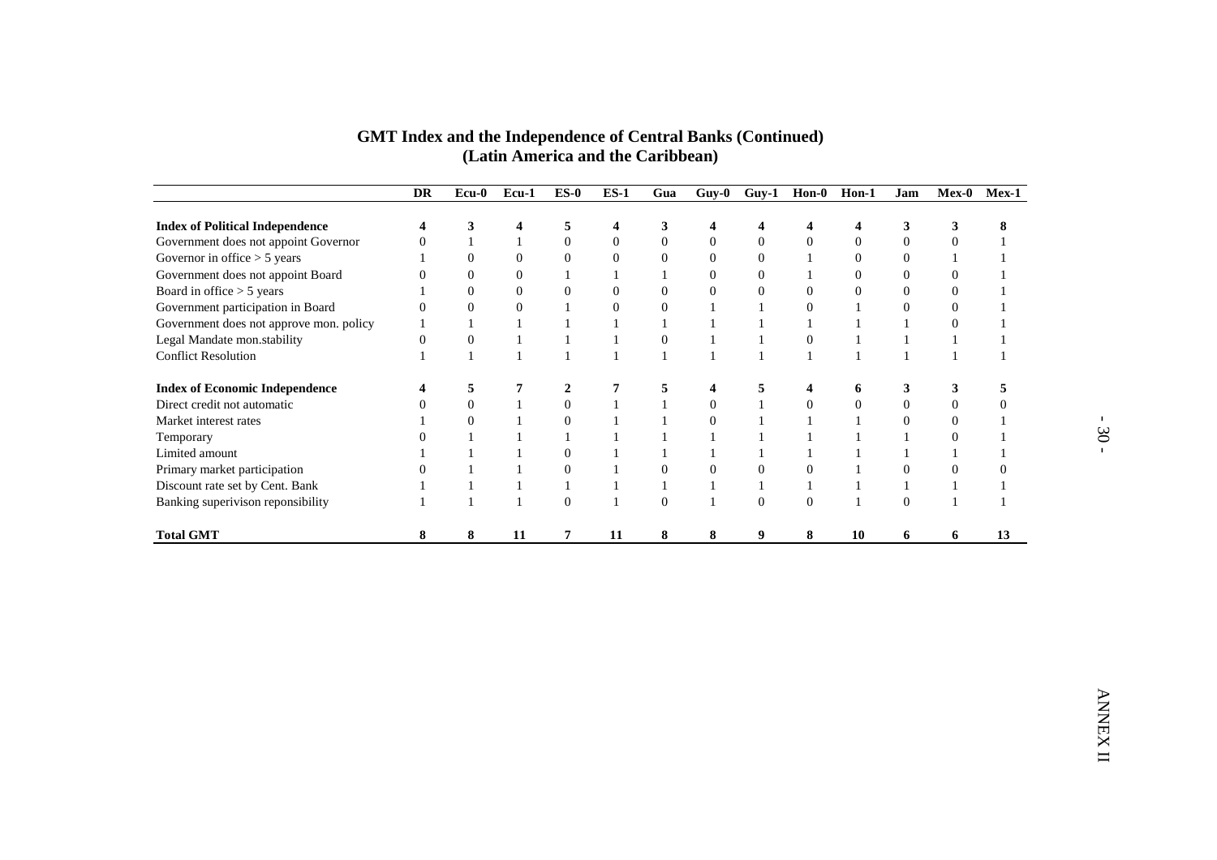**GMT Index and the Independence of Central Banks (Continued)**
**(Latin America and the Caribbean)**

| | DR | Ecu-0 | Ecu-1 | ES-0 | ES-1 | Gua | Guy-0 | Guy-1 | Hon-0 | Hon-1 | Jam | Mex-0 | Mex-1 |
|---|---|---|---|---|---|---|---|---|---|---|---|---|---|
| **Index of Political Independence** | **4** | **3** | **4** | **5** | **4** | **3** | **4** | **4** | **4** | **4** | **3** | **3** | **8** |
| Government does not appoint Governor | 0 | 1 | 1 | 0 | 0 | 0 | 0 | 0 | 0 | 0 | 0 | 0 | 1 |
| Governor in office > 5 years | 1 | 0 | 0 | 0 | 0 | 0 | 0 | 0 | 1 | 0 | 0 | 1 | 1 |
| Government does not appoint Board | 0 | 0 | 0 | 1 | 1 | 1 | 0 | 0 | 1 | 0 | 0 | 0 | 1 |
| Board in office > 5 years | 1 | 0 | 0 | 0 | 0 | 0 | 0 | 0 | 0 | 0 | 0 | 0 | 1 |
| Government participation in Board | 0 | 0 | 0 | 1 | 0 | 0 | 1 | 1 | 0 | 1 | 0 | 0 | 1 |
| Government does not approve mon. policy | 1 | 1 | 1 | 1 | 1 | 1 | 1 | 1 | 1 | 1 | 1 | 0 | 1 |
| Legal Mandate mon.stability | 0 | 0 | 1 | 1 | 1 | 0 | 1 | 1 | 0 | 1 | 1 | 1 | 1 |
| Conflict Resolution | 1 | 1 | 1 | 1 | 1 | 1 | 1 | 1 | 1 | 1 | 1 | 1 | 1 |
| **Index of Economic Independence** | **4** | **5** | **7** | **2** | **7** | **5** | **4** | **5** | **4** | **6** | **3** | **3** | **5** |
| Direct credit not automatic | 0 | 0 | 1 | 0 | 1 | 1 | 0 | 1 | 0 | 0 | 0 | 0 | 0 |
| Market interest rates | 1 | 0 | 1 | 0 | 1 | 1 | 0 | 1 | 1 | 1 | 0 | 0 | 1 |
| Temporary | 0 | 1 | 1 | 1 | 1 | 1 | 1 | 1 | 1 | 1 | 1 | 0 | 1 |
| Limited amount | 1 | 1 | 1 | 0 | 1 | 1 | 1 | 1 | 1 | 1 | 1 | 1 | 1 |
| Primary market participation | 0 | 1 | 1 | 0 | 1 | 0 | 0 | 0 | 0 | 1 | 0 | 0 | 0 |
| Discount rate set by Cent. Bank | 1 | 1 | 1 | 1 | 1 | 1 | 1 | 1 | 1 | 1 | 1 | 1 | 1 |
| Banking superivison reponsibility | 1 | 1 | 1 | 0 | 1 | 0 | 1 | 0 | 0 | 1 | 0 | 1 | 1 |
| **Total GMT** | **8** | **8** | **11** | **7** | **11** | **8** | **8** | **9** | **8** | **10** | **6** | **6** | **13** |

ANNEX II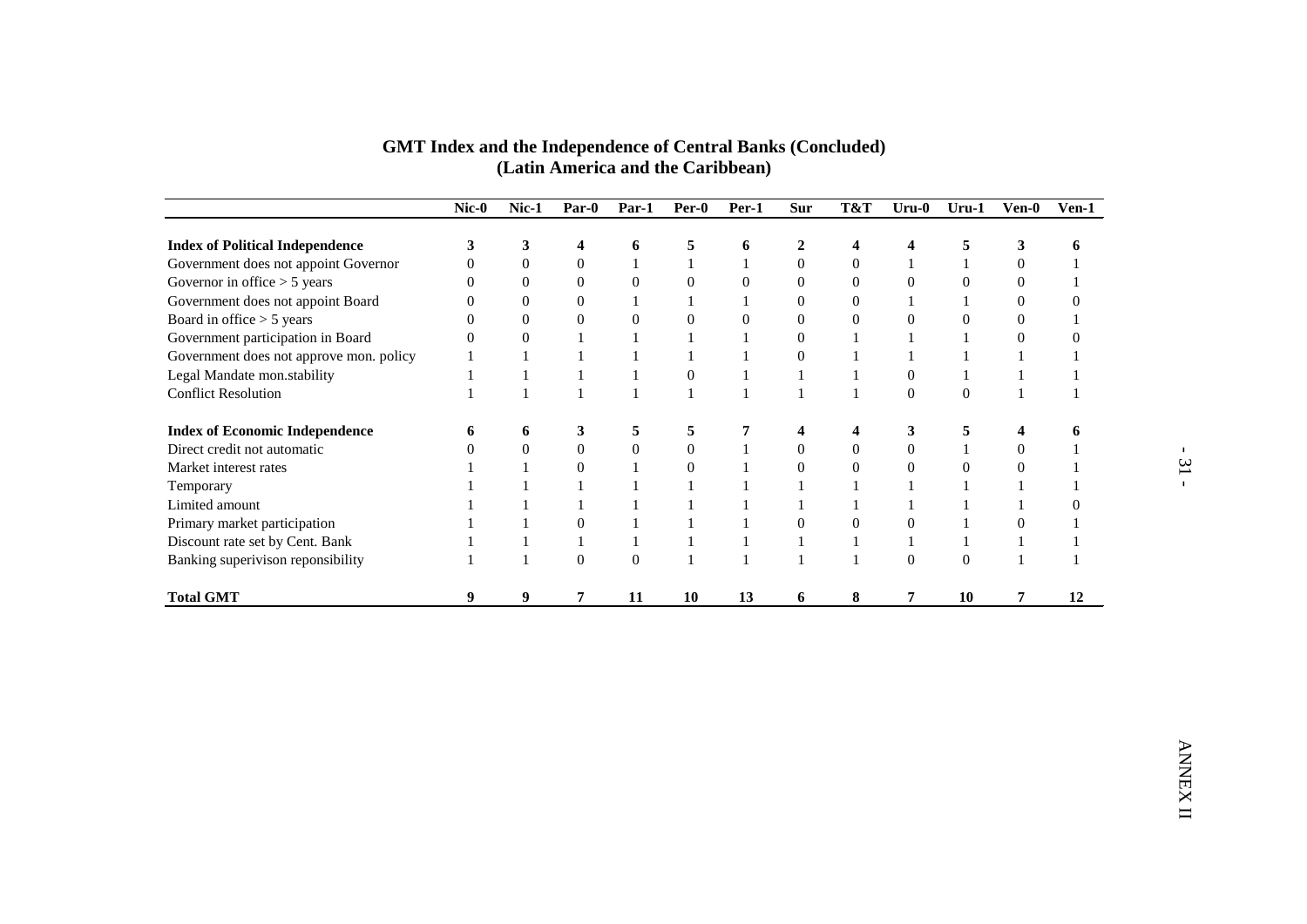## GMT Index and the Independence of Central Banks (Concluded)
## (Latin America and the Caribbean)

| | Nic-0 | Nic-1 | Par-0 | Par-1 | Per-0 | Per-1 | Sur | T&T | Uru-0 | Uru-1 | Ven-0 | Ven-1 |
|---|---|---|---|---|---|---|---|---|---|---|---|---|
| **Index of Political Independence** | **3** | **3** | **4** | **6** | **5** | **6** | **2** | **4** | **4** | **5** | **3** | **6** |
| Government does not appoint Governor | 0 | 0 | 0 | 1 | 1 | 1 | 0 | 0 | 1 | 1 | 0 | 1 |
| Governor in office > 5 years | 0 | 0 | 0 | 0 | 0 | 0 | 0 | 0 | 0 | 0 | 0 | 1 |
| Government does not appoint Board | 0 | 0 | 0 | 1 | 1 | 1 | 0 | 0 | 1 | 1 | 0 | 0 |
| Board in office > 5 years | 0 | 0 | 0 | 0 | 0 | 0 | 0 | 0 | 0 | 0 | 0 | 1 |
| Government participation in Board | 0 | 0 | 1 | 1 | 1 | 1 | 0 | 1 | 1 | 1 | 0 | 0 |
| Government does not approve mon. policy | 1 | 1 | 1 | 1 | 1 | 1 | 0 | 1 | 1 | 1 | 1 | 1 |
| Legal Mandate mon.stability | 1 | 1 | 1 | 1 | 0 | 1 | 1 | 1 | 0 | 1 | 1 | 1 |
| Conflict Resolution | 1 | 1 | 1 | 1 | 1 | 1 | 1 | 1 | 0 | 0 | 1 | 1 |
| **Index of Economic Independence** | **6** | **6** | **3** | **5** | **5** | **7** | **4** | **4** | **3** | **5** | **4** | **6** |
| Direct credit not automatic | 0 | 0 | 0 | 0 | 0 | 1 | 0 | 0 | 0 | 1 | 0 | 1 |
| Market interest rates | 1 | 1 | 0 | 1 | 0 | 1 | 0 | 0 | 0 | 0 | 0 | 1 |
| Temporary | 1 | 1 | 1 | 1 | 1 | 1 | 1 | 1 | 1 | 1 | 1 | 1 |
| Limited amount | 1 | 1 | 1 | 1 | 1 | 1 | 1 | 1 | 1 | 1 | 1 | 0 |
| Primary market participation | 1 | 1 | 0 | 1 | 1 | 1 | 0 | 0 | 0 | 1 | 0 | 1 |
| Discount rate set by Cent. Bank | 1 | 1 | 1 | 1 | 1 | 1 | 1 | 1 | 1 | 1 | 1 | 1 |
| Banking superivison reponsibility | 1 | 1 | 0 | 0 | 1 | 1 | 1 | 1 | 0 | 0 | 1 | 1 |
| **Total GMT** | **9** | **9** | **7** | **11** | **10** | **13** | **6** | **8** | **7** | **10** | **7** | **12** |

ANNEX II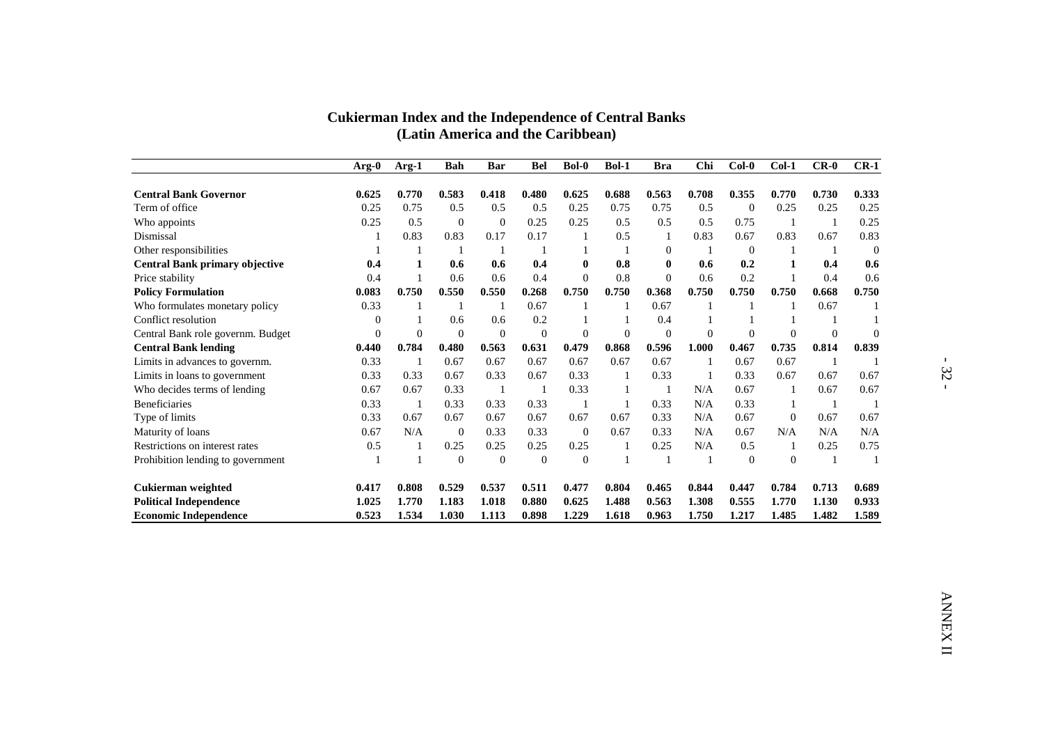## Cukierman Index and the Independence of Central Banks (Latin America and the Caribbean)

| | Arg-0 | Arg-1 | Bah | Bar | Bel | Bol-0 | Bol-1 | Bra | Chi | Col-0 | Col-1 | CR-0 | CR-1 |
|---|---|---|---|---|---|---|---|---|---|---|---|---|---|
| **Central Bank Governor** | **0.625** | **0.770** | **0.583** | **0.418** | **0.480** | **0.625** | **0.688** | **0.563** | **0.708** | **0.355** | **0.770** | **0.730** | **0.333** |
| Term of office | 0.25 | 0.75 | 0.5 | 0.5 | 0.5 | 0.25 | 0.75 | 0.75 | 0.5 | 0 | 0.25 | 0.25 | 0.25 |
| Who appoints | 0.25 | 0.5 | 0 | 0 | 0.25 | 0.25 | 0.5 | 0.5 | 0.5 | 0.75 | 1 | 1 | 0.25 |
| Dismissal | 1 | 0.83 | 0.83 | 0.17 | 0.17 | 1 | 0.5 | 1 | 0.83 | 0.67 | 0.83 | 0.67 | 0.83 |
| Other responsibilities | 1 | 1 | 1 | 1 | 1 | 1 | 1 | 0 | 1 | 0 | 1 | 1 | 0 |
| **Central Bank primary objective** | **0.4** | **1** | **0.6** | **0.6** | **0.4** | **0** | **0.8** | **0** | **0.6** | **0.2** | **1** | **0.4** | **0.6** |
| Price stability | 0.4 | 1 | 0.6 | 0.6 | 0.4 | 0 | 0.8 | 0 | 0.6 | 0.2 | 1 | 0.4 | 0.6 |
| **Policy Formulation** | **0.083** | **0.750** | **0.550** | **0.550** | **0.268** | **0.750** | **0.750** | **0.368** | **0.750** | **0.750** | **0.750** | **0.668** | **0.750** |
| Who formulates monetary policy | 0.33 | 1 | 1 | 1 | 0.67 | 1 | 1 | 0.67 | 1 | 1 | 1 | 0.67 | 1 |
| Conflict resolution | 0 | 1 | 0.6 | 0.6 | 0.2 | 1 | 1 | 0.4 | 1 | 1 | 1 | 1 | 1 |
| Central Bank role governm. Budget | 0 | 0 | 0 | 0 | 0 | 0 | 0 | 0 | 0 | 0 | 0 | 0 | 0 |
| **Central Bank lending** | **0.440** | **0.784** | **0.480** | **0.563** | **0.631** | **0.479** | **0.868** | **0.596** | **1.000** | **0.467** | **0.735** | **0.814** | **0.839** |
| Limits in advances to governm. | 0.33 | 1 | 0.67 | 0.67 | 0.67 | 0.67 | 0.67 | 0.67 | 1 | 0.67 | 0.67 | 1 | 1 |
| Limits in loans to government | 0.33 | 0.33 | 0.67 | 0.33 | 0.67 | 0.33 | 1 | 0.33 | 1 | 0.33 | 0.67 | 0.67 | 0.67 |
| Who decides terms of lending | 0.67 | 0.67 | 0.33 | 1 | 1 | 0.33 | 1 | 1 | N/A | 0.67 | 1 | 0.67 | 0.67 |
| Beneficiaries | 0.33 | 1 | 0.33 | 0.33 | 0.33 | 1 | 1 | 0.33 | N/A | 0.33 | 1 | 1 | 1 |
| Type of limits | 0.33 | 0.67 | 0.67 | 0.67 | 0.67 | 0.67 | 0.67 | 0.33 | N/A | 0.67 | 0 | 0.67 | 0.67 |
| Maturity of loans | 0.67 | N/A | 0 | 0.33 | 0.33 | 0 | 0.67 | 0.33 | N/A | 0.67 | N/A | N/A | N/A |
| Restrictions on interest rates | 0.5 | 1 | 0.25 | 0.25 | 0.25 | 0.25 | 1 | 0.25 | N/A | 0.5 | 1 | 0.25 | 0.75 |
| Prohibition lending to government | 1 | 1 | 0 | 0 | 0 | 0 | 1 | 1 | 1 | 0 | 0 | 1 | 1 |
| **Cukierman weighted** | **0.417** | **0.808** | **0.529** | **0.537** | **0.511** | **0.477** | **0.804** | **0.465** | **0.844** | **0.447** | **0.784** | **0.713** | **0.689** |
| **Political Independence** | **1.025** | **1.770** | **1.183** | **1.018** | **0.880** | **0.625** | **1.488** | **0.563** | **1.308** | **0.555** | **1.770** | **1.130** | **0.933** |
| **Economic Independence** | **0.523** | **1.534** | **1.030** | **1.113** | **0.898** | **1.229** | **1.618** | **0.963** | **1.750** | **1.217** | **1.485** | **1.482** | **1.589** |

ANNEX II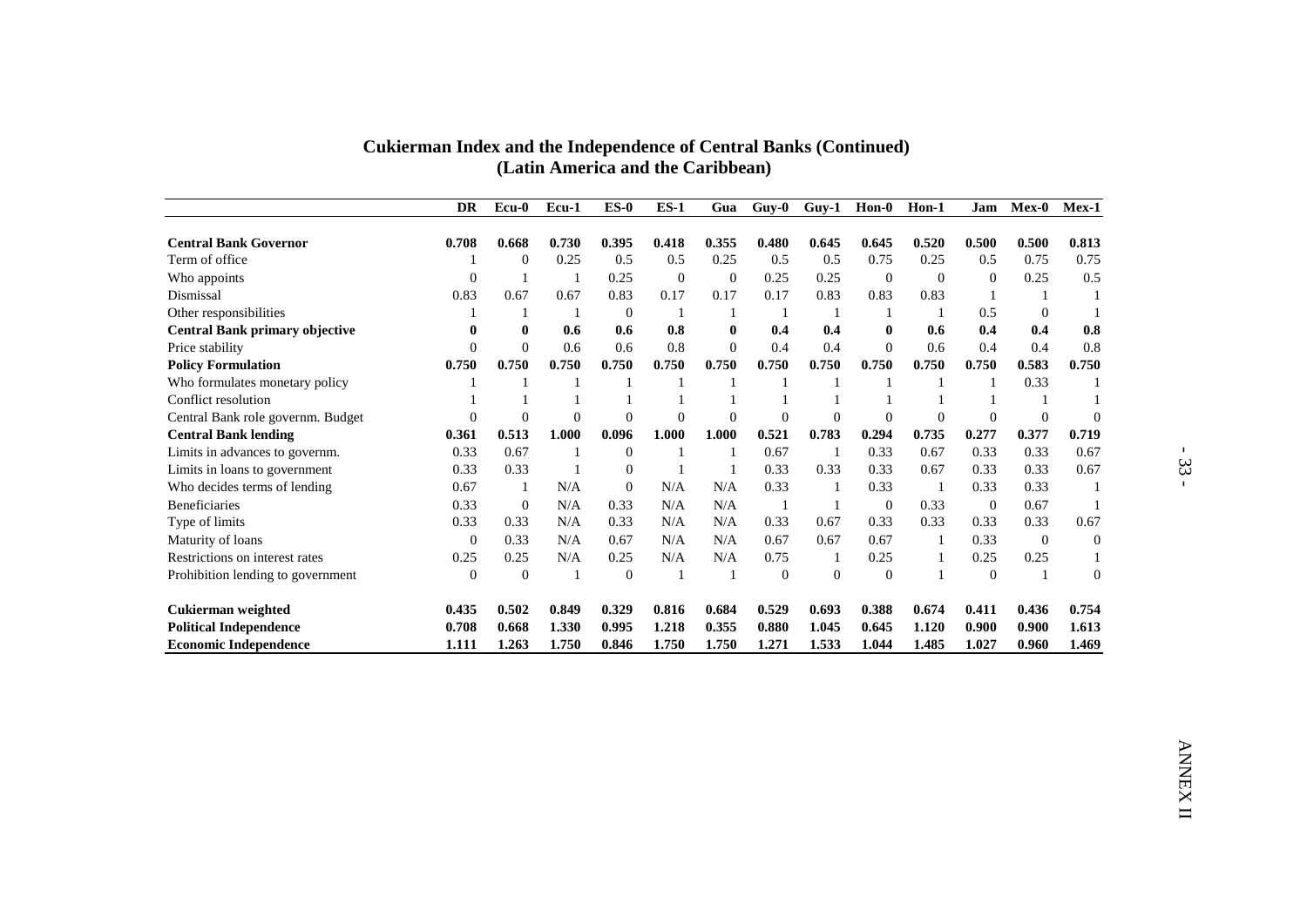# Cukierman Index and the Independence of Central Banks (Continued)
## (Latin America and the Caribbean)

| | DR | Ecu-0 | Ecu-1 | ES-0 | ES-1 | Gua | Guy-0 | Guy-1 | Hon-0 | Hon-1 | Jam | Mex-0 | Mex-1 |
|---|---|---|---|---|---|---|---|---|---|---|---|---|---|
| **Central Bank Governor** | **0.708** | **0.668** | **0.730** | **0.395** | **0.418** | **0.355** | **0.480** | **0.645** | **0.645** | **0.520** | **0.500** | **0.500** | **0.813** |
| Term of office | 1 | 0 | 0.25 | 0.5 | 0.5 | 0.25 | 0.5 | 0.5 | 0.75 | 0.25 | 0.5 | 0.75 | 0.75 |
| Who appoints | 0 | 1 | 1 | 0.25 | 0 | 0 | 0.25 | 0.25 | 0 | 0 | 0 | 0.25 | 0.5 |
| Dismissal | 0.83 | 0.67 | 0.67 | 0.83 | 0.17 | 0.17 | 0.17 | 0.83 | 0.83 | 0.83 | 1 | 1 | 1 |
| Other responsibilities | 1 | 1 | 1 | 0 | 1 | 1 | 1 | 1 | 1 | 1 | 0.5 | 0 | 1 |
| **Central Bank primary objective** | **0** | **0** | **0.6** | **0.6** | **0.8** | **0** | **0.4** | **0.4** | **0** | **0.6** | **0.4** | **0.4** | **0.8** |
| Price stability | 0 | 0 | 0.6 | 0.6 | 0.8 | 0 | 0.4 | 0.4 | 0 | 0.6 | 0.4 | 0.4 | 0.8 |
| **Policy Formulation** | **0.750** | **0.750** | **0.750** | **0.750** | **0.750** | **0.750** | **0.750** | **0.750** | **0.750** | **0.750** | **0.750** | **0.583** | **0.750** |
| Who formulates monetary policy | 1 | 1 | 1 | 1 | 1 | 1 | 1 | 1 | 1 | 1 | 1 | 0.33 | 1 |
| Conflict resolution | 1 | 1 | 1 | 1 | 1 | 1 | 1 | 1 | 1 | 1 | 1 | 1 | 1 |
| Central Bank role governm. Budget | 0 | 0 | 0 | 0 | 0 | 0 | 0 | 0 | 0 | 0 | 0 | 0 | 0 |
| **Central Bank lending** | **0.361** | **0.513** | **1.000** | **0.096** | **1.000** | **1.000** | **0.521** | **0.783** | **0.294** | **0.735** | **0.277** | **0.377** | **0.719** |
| Limits in advances to governm. | 0.33 | 0.67 | 1 | 0 | 1 | 1 | 0.67 | 1 | 0.33 | 0.67 | 0.33 | 0.33 | 0.67 |
| Limits in loans to government | 0.33 | 0.33 | 1 | 0 | 1 | 1 | 0.33 | 0.33 | 0.33 | 0.67 | 0.33 | 0.33 | 0.67 |
| Who decides terms of lending | 0.67 | 1 | N/A | 0 | N/A | N/A | 0.33 | 1 | 0.33 | 1 | 0.33 | 0.33 | 1 |
| Beneficiaries | 0.33 | 0 | N/A | 0.33 | N/A | N/A | 1 | 1 | 0 | 0.33 | 0 | 0.67 | 1 |
| Type of limits | 0.33 | 0.33 | N/A | 0.33 | N/A | N/A | 0.33 | 0.67 | 0.33 | 0.33 | 0.33 | 0.33 | 0.67 |
| Maturity of loans | 0 | 0.33 | N/A | 0.67 | N/A | N/A | 0.67 | 0.67 | 0.67 | 1 | 0.33 | 0 | 0 |
| Restrictions on interest rates | 0.25 | 0.25 | N/A | 0.25 | N/A | N/A | 0.75 | 1 | 0.25 | 1 | 0.25 | 0.25 | 1 |
| Prohibition lending to government | 0 | 0 | 1 | 0 | 1 | 1 | 0 | 0 | 0 | 1 | 0 | 1 | 0 |
| **Cukierman weighted** | **0.435** | **0.502** | **0.849** | **0.329** | **0.816** | **0.684** | **0.529** | **0.693** | **0.388** | **0.674** | **0.411** | **0.436** | **0.754** |
| **Political Independence** | **0.708** | **0.668** | **1.330** | **0.995** | **1.218** | **0.355** | **0.880** | **1.045** | **0.645** | **1.120** | **0.900** | **0.900** | **1.613** |
| **Economic Independence** | **1.111** | **1.263** | **1.750** | **0.846** | **1.750** | **1.750** | **1.271** | **1.533** | **1.044** | **1.485** | **1.027** | **0.960** | **1.469** |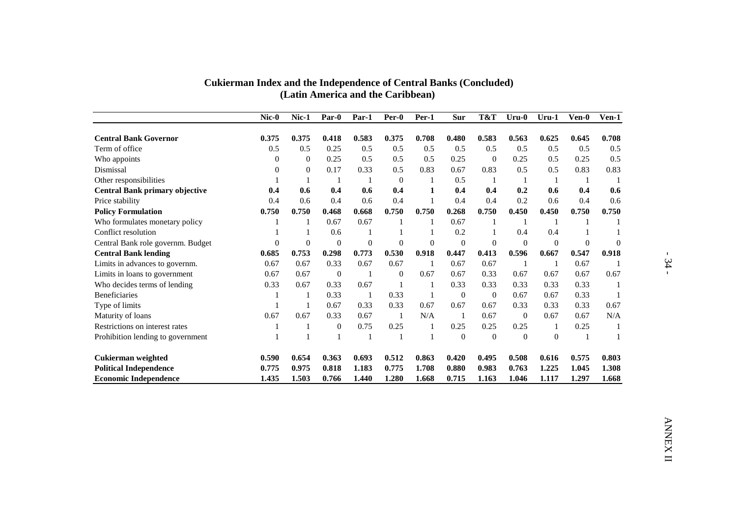## Cukierman Index and the Independence of Central Banks (Concluded)
## (Latin America and the Caribbean)

| | Nic-0 | Nic-1 | Par-0 | Par-1 | Per-0 | Per-1 | Sur | T&T | Uru-0 | Uru-1 | Ven-0 | Ven-1 |
|---|---|---|---|---|---|---|---|---|---|---|---|---|
| **Central Bank Governor** | **0.375** | **0.375** | **0.418** | **0.583** | **0.375** | **0.708** | **0.480** | **0.583** | **0.563** | **0.625** | **0.645** | **0.708** |
| Term of office | 0.5 | 0.5 | 0.25 | 0.5 | 0.5 | 0.5 | 0.5 | 0.5 | 0.5 | 0.5 | 0.5 | 0.5 |
| Who appoints | 0 | 0 | 0.25 | 0.5 | 0.5 | 0.5 | 0.25 | 0 | 0.25 | 0.5 | 0.25 | 0.5 |
| Dismissal | 0 | 0 | 0.17 | 0.33 | 0.5 | 0.83 | 0.67 | 0.83 | 0.5 | 0.5 | 0.83 | 0.83 |
| Other responsibilities | 1 | 1 | 1 | 1 | 0 | 1 | 0.5 | 1 | 1 | 1 | 1 | 1 |
| **Central Bank primary objective** | **0.4** | **0.6** | **0.4** | **0.6** | **0.4** | **1** | **0.4** | **0.4** | **0.2** | **0.6** | **0.4** | **0.6** |
| Price stability | 0.4 | 0.6 | 0.4 | 0.6 | 0.4 | 1 | 0.4 | 0.4 | 0.2 | 0.6 | 0.4 | 0.6 |
| **Policy Formulation** | **0.750** | **0.750** | **0.468** | **0.668** | **0.750** | **0.750** | **0.268** | **0.750** | **0.450** | **0.450** | **0.750** | **0.750** |
| Who formulates monetary policy | 1 | 1 | 0.67 | 0.67 | 1 | 1 | 0.67 | 1 | 1 | 1 | 1 | 1 |
| Conflict resolution | 1 | 1 | 0.6 | 1 | 1 | 1 | 0.2 | 1 | 0.4 | 0.4 | 1 | 1 |
| Central Bank role governm. Budget | 0 | 0 | 0 | 0 | 0 | 0 | 0 | 0 | 0 | 0 | 0 | 0 |
| **Central Bank lending** | **0.685** | **0.753** | **0.298** | **0.773** | **0.530** | **0.918** | **0.447** | **0.413** | **0.596** | **0.667** | **0.547** | **0.918** |
| Limits in advances to governm. | 0.67 | 0.67 | 0.33 | 0.67 | 0.67 | 1 | 0.67 | 0.67 | 1 | 1 | 0.67 | 1 |
| Limits in loans to government | 0.67 | 0.67 | 0 | 1 | 0 | 0.67 | 0.67 | 0.33 | 0.67 | 0.67 | 0.67 | 0.67 |
| Who decides terms of lending | 0.33 | 0.67 | 0.33 | 0.67 | 1 | 1 | 0.33 | 0.33 | 0.33 | 0.33 | 0.33 | 1 |
| Beneficiaries | 1 | 1 | 0.33 | 1 | 0.33 | 1 | 0 | 0 | 0.67 | 0.67 | 0.33 | 1 |
| Type of limits | 1 | 1 | 0.67 | 0.33 | 0.33 | 0.67 | 0.67 | 0.67 | 0.33 | 0.33 | 0.33 | 0.67 |
| Maturity of loans | 0.67 | 0.67 | 0.33 | 0.67 | 1 | N/A | 1 | 0.67 | 0 | 0.67 | 0.67 | N/A |
| Restrictions on interest rates | 1 | 1 | 0 | 0.75 | 0.25 | 1 | 0.25 | 0.25 | 0.25 | 1 | 0.25 | 1 |
| Prohibition lending to government | 1 | 1 | 1 | 1 | 1 | 1 | 0 | 0 | 0 | 0 | 1 | 1 |
| **Cukierman weighted** | **0.590** | **0.654** | **0.363** | **0.693** | **0.512** | **0.863** | **0.420** | **0.495** | **0.508** | **0.616** | **0.575** | **0.803** |
| **Political Independence** | **0.775** | **0.975** | **0.818** | **1.183** | **0.775** | **1.708** | **0.880** | **0.983** | **0.763** | **1.225** | **1.045** | **1.308** |
| **Economic Independence** | **1.435** | **1.503** | **0.766** | **1.440** | **1.280** | **1.668** | **0.715** | **1.163** | **1.046** | **1.117** | **1.297** | **1.668** |

ANNEX II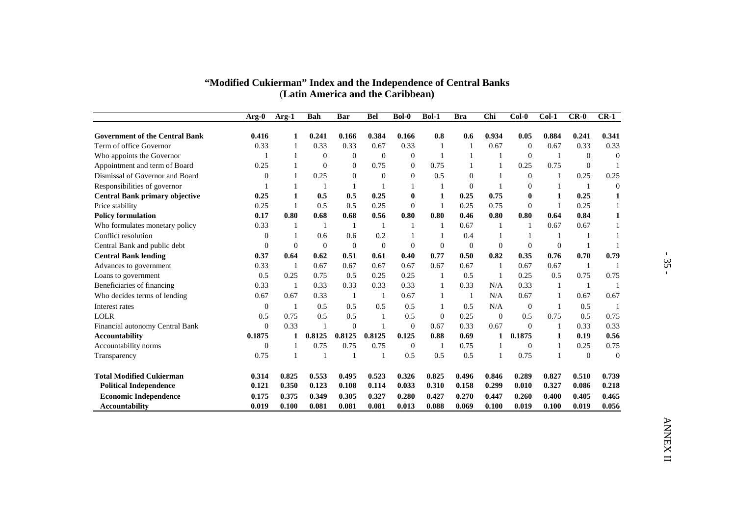# "Modified Cukierman" Index and the Independence of Central Banks
## (Latin America and the Caribbean)

| | Arg-0 | Arg-1 | Bah | Bar | Bel | Bol-0 | Bol-1 | Bra | Chi | Col-0 | Col-1 | CR-0 | CR-1 |
|---|---|---|---|---|---|---|---|---|---|---|---|---|---|
| **Government of the Central Bank** | **0.416** | **1** | **0.241** | **0.166** | **0.384** | **0.166** | **0.8** | **0.6** | **0.934** | **0.05** | **0.884** | **0.241** | **0.341** |
| Term of office Governor | 0.33 | 1 | 0.33 | 0.33 | 0.67 | 0.33 | 1 | 1 | 0.67 | 0 | 0.67 | 0.33 | 0.33 |
| Who appoints the Governor | 1 | 1 | 0 | 0 | 0 | 0 | 1 | 1 | 1 | 0 | 1 | 0 | 0 |
| Appointment and term of Board | 0.25 | 1 | 0 | 0 | 0.75 | 0 | 0.75 | 1 | 1 | 0.25 | 0.75 | 0 | 1 |
| Dismissal of Governor and Board | 0 | 1 | 0.25 | 0 | 0 | 0 | 0.5 | 0 | 1 | 0 | 1 | 0.25 | 0.25 |
| Responsibilities of governor | 1 | 1 | 1 | 1 | 1 | 1 | 1 | 0 | 1 | 0 | 1 | 1 | 0 |
| **Central Bank primary objective** | **0.25** | **1** | **0.5** | **0.5** | **0.25** | **0** | **1** | **0.25** | **0.75** | **0** | **1** | **0.25** | **1** |
| Price stability | 0.25 | 1 | 0.5 | 0.5 | 0.25 | 0 | 1 | 0.25 | 0.75 | 0 | 1 | 0.25 | 1 |
| **Policy formulation** | **0.17** | **0.80** | **0.68** | **0.68** | **0.56** | **0.80** | **0.80** | **0.46** | **0.80** | **0.80** | **0.64** | **0.84** | **1** |
| Who formulates monetary policy | 0.33 | 1 | 1 | 1 | 1 | 1 | 1 | 0.67 | 1 | 1 | 0.67 | 0.67 | 1 |
| Conflict resolution | 0 | 1 | 0.6 | 0.6 | 0.2 | 1 | 1 | 0.4 | 1 | 1 | 1 | 1 | 1 |
| Central Bank and public debt | 0 | 0 | 0 | 0 | 0 | 0 | 0 | 0 | 0 | 0 | 0 | 1 | 1 |
| **Central Bank lending** | **0.37** | **0.64** | **0.62** | **0.51** | **0.61** | **0.40** | **0.77** | **0.50** | **0.82** | **0.35** | **0.76** | **0.70** | **0.79** |
| Advances to government | 0.33 | 1 | 0.67 | 0.67 | 0.67 | 0.67 | 0.67 | 0.67 | 1 | 0.67 | 0.67 | 1 | 1 |
| Loans to government | 0.5 | 0.25 | 0.75 | 0.5 | 0.25 | 0.25 | 1 | 0.5 | 1 | 0.25 | 0.5 | 0.75 | 0.75 |
| Beneficiaries of financing | 0.33 | 1 | 0.33 | 0.33 | 0.33 | 0.33 | 1 | 0.33 | N/A | 0.33 | 1 | 1 | 1 |
| Who decides terms of lending | 0.67 | 0.67 | 0.33 | 1 | 1 | 0.67 | 1 | 1 | N/A | 0.67 | 1 | 0.67 | 0.67 |
| Interest rates | 0 | 1 | 0.5 | 0.5 | 0.5 | 0.5 | 1 | 0.5 | N/A | 0 | 1 | 0.5 | 1 |
| LOLR | 0.5 | 0.75 | 0.5 | 0.5 | 1 | 0.5 | 0 | 0.25 | 0 | 0.5 | 0.75 | 0.5 | 0.75 |
| Financial autonomy Central Bank | 0 | 0.33 | 1 | 0 | 1 | 0 | 0.67 | 0.33 | 0.67 | 0 | 1 | 0.33 | 0.33 |
| **Accountability** | **0.1875** | **1** | **0.8125** | **0.8125** | **0.8125** | **0.125** | **0.88** | **0.69** | **1** | **0.1875** | **1** | **0.19** | **0.56** |
| Accountability norms | 0 | 1 | 0.75 | 0.75 | 0.75 | 0 | 1 | 0.75 | 1 | 0 | 1 | 0.25 | 0.75 |
| Transparency | 0.75 | 1 | 1 | 1 | 1 | 0.5 | 0.5 | 0.5 | 1 | 0.75 | 1 | 0 | 0 |
| **Total Modified Cukierman** | **0.314** | **0.825** | **0.553** | **0.495** | **0.523** | **0.326** | **0.825** | **0.496** | **0.846** | **0.289** | **0.827** | **0.510** | **0.739** |
| **Political Independence** | **0.121** | **0.350** | **0.123** | **0.108** | **0.114** | **0.033** | **0.310** | **0.158** | **0.299** | **0.010** | **0.327** | **0.086** | **0.218** |
| **Economic Independence** | **0.175** | **0.375** | **0.349** | **0.305** | **0.327** | **0.280** | **0.427** | **0.270** | **0.447** | **0.260** | **0.400** | **0.405** | **0.465** |
| **Accountability** | **0.019** | **0.100** | **0.081** | **0.081** | **0.081** | **0.013** | **0.088** | **0.069** | **0.100** | **0.019** | **0.100** | **0.019** | **0.056** |

ANNEX II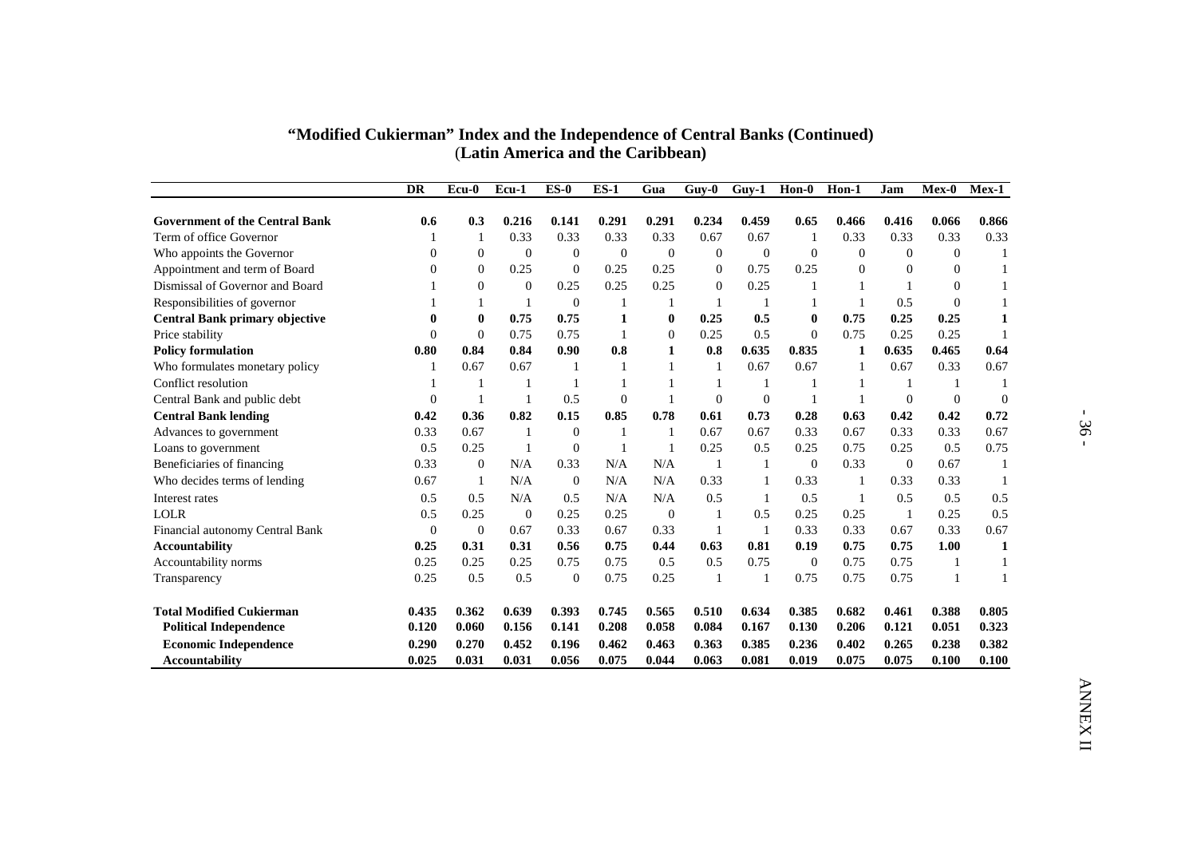## "Modified Cukierman" Index and the Independence of Central Banks (Continued)
### (Latin America and the Caribbean)

| | DR | Ecu-0 | Ecu-1 | ES-0 | ES-1 | Gua | Guy-0 | Guy-1 | Hon-0 | Hon-1 | Jam | Mex-0 | Mex-1 |
|---|---|---|---|---|---|---|---|---|---|---|---|---|---|
| **Government of the Central Bank** | **0.6** | **0.3** | **0.216** | **0.141** | **0.291** | **0.291** | **0.234** | **0.459** | **0.65** | **0.466** | **0.416** | **0.066** | **0.866** |
| Term of office Governor | 1 | 1 | 0.33 | 0.33 | 0.33 | 0.33 | 0.67 | 0.67 | 1 | 0.33 | 0.33 | 0.33 | 0.33 |
| Who appoints the Governor | 0 | 0 | 0 | 0 | 0 | 0 | 0 | 0 | 0 | 0 | 0 | 0 | 1 |
| Appointment and term of Board | 0 | 0 | 0.25 | 0 | 0.25 | 0.25 | 0 | 0.75 | 0.25 | 0 | 0 | 0 | 1 |
| Dismissal of Governor and Board | 1 | 0 | 0 | 0.25 | 0.25 | 0.25 | 0 | 0.25 | 1 | 1 | 1 | 0 | 1 |
| Responsibilities of governor | 1 | 1 | 1 | 0 | 1 | 1 | 1 | 1 | 1 | 1 | 0.5 | 0 | 1 |
| **Central Bank primary objective** | **0** | **0** | **0.75** | **0.75** | **1** | **0** | **0.25** | **0.5** | **0** | **0.75** | **0.25** | **0.25** | **1** |
| Price stability | 0 | 0 | 0.75 | 0.75 | 1 | 0 | 0.25 | 0.5 | 0 | 0.75 | 0.25 | 0.25 | 1 |
| **Policy formulation** | **0.80** | **0.84** | **0.84** | **0.90** | **0.8** | **1** | **0.8** | **0.635** | **0.835** | **1** | **0.635** | **0.465** | **0.64** |
| Who formulates monetary policy | 1 | 0.67 | 0.67 | 1 | 1 | 1 | 1 | 0.67 | 0.67 | 1 | 0.67 | 0.33 | 0.67 |
| Conflict resolution | 1 | 1 | 1 | 1 | 1 | 1 | 1 | 1 | 1 | 1 | 1 | 1 | 1 |
| Central Bank and public debt | 0 | 1 | 1 | 0.5 | 0 | 1 | 0 | 0 | 1 | 1 | 0 | 0 | 0 |
| **Central Bank lending** | **0.42** | **0.36** | **0.82** | **0.15** | **0.85** | **0.78** | **0.61** | **0.73** | **0.28** | **0.63** | **0.42** | **0.42** | **0.72** |
| Advances to government | 0.33 | 0.67 | 1 | 0 | 1 | 1 | 0.67 | 0.67 | 0.33 | 0.67 | 0.33 | 0.33 | 0.67 |
| Loans to government | 0.5 | 0.25 | 1 | 0 | 1 | 1 | 0.25 | 0.5 | 0.25 | 0.75 | 0.25 | 0.5 | 0.75 |
| Beneficiaries of financing | 0.33 | 0 | N/A | 0.33 | N/A | N/A | 1 | 1 | 0 | 0.33 | 0 | 0.67 | 1 |
| Who decides terms of lending | 0.67 | 1 | N/A | 0 | N/A | N/A | 0.33 | 1 | 0.33 | 1 | 0.33 | 0.33 | 1 |
| Interest rates | 0.5 | 0.5 | N/A | 0.5 | N/A | N/A | 0.5 | 1 | 0.5 | 1 | 0.5 | 0.5 | 0.5 |
| LOLR | 0.5 | 0.25 | 0 | 0.25 | 0.25 | 0 | 1 | 0.5 | 0.25 | 0.25 | 1 | 0.25 | 0.5 |
| Financial autonomy Central Bank | 0 | 0 | 0.67 | 0.33 | 0.67 | 0.33 | 1 | 1 | 0.33 | 0.33 | 0.67 | 0.33 | 0.67 |
| **Accountability** | **0.25** | **0.31** | **0.31** | **0.56** | **0.75** | **0.44** | **0.63** | **0.81** | **0.19** | **0.75** | **0.75** | **1.00** | **1** |
| Accountability norms | 0.25 | 0.25 | 0.25 | 0.75 | 0.75 | 0.5 | 0.5 | 0.75 | 0 | 0.75 | 0.75 | 1 | 1 |
| Transparency | 0.25 | 0.5 | 0.5 | 0 | 0.75 | 0.25 | 1 | 1 | 0.75 | 0.75 | 0.75 | 1 | 1 |
| **Total Modified Cukierman** | **0.435** | **0.362** | **0.639** | **0.393** | **0.745** | **0.565** | **0.510** | **0.634** | **0.385** | **0.682** | **0.461** | **0.388** | **0.805** |
| **Political Independence** | **0.120** | **0.060** | **0.156** | **0.141** | **0.208** | **0.058** | **0.084** | **0.167** | **0.130** | **0.206** | **0.121** | **0.051** | **0.323** |
| **Economic Independence** | **0.290** | **0.270** | **0.452** | **0.196** | **0.462** | **0.463** | **0.363** | **0.385** | **0.236** | **0.402** | **0.265** | **0.238** | **0.382** |
| **Accountability** | **0.025** | **0.031** | **0.031** | **0.056** | **0.075** | **0.044** | **0.063** | **0.081** | **0.019** | **0.075** | **0.075** | **0.100** | **0.100** |

ANNEX II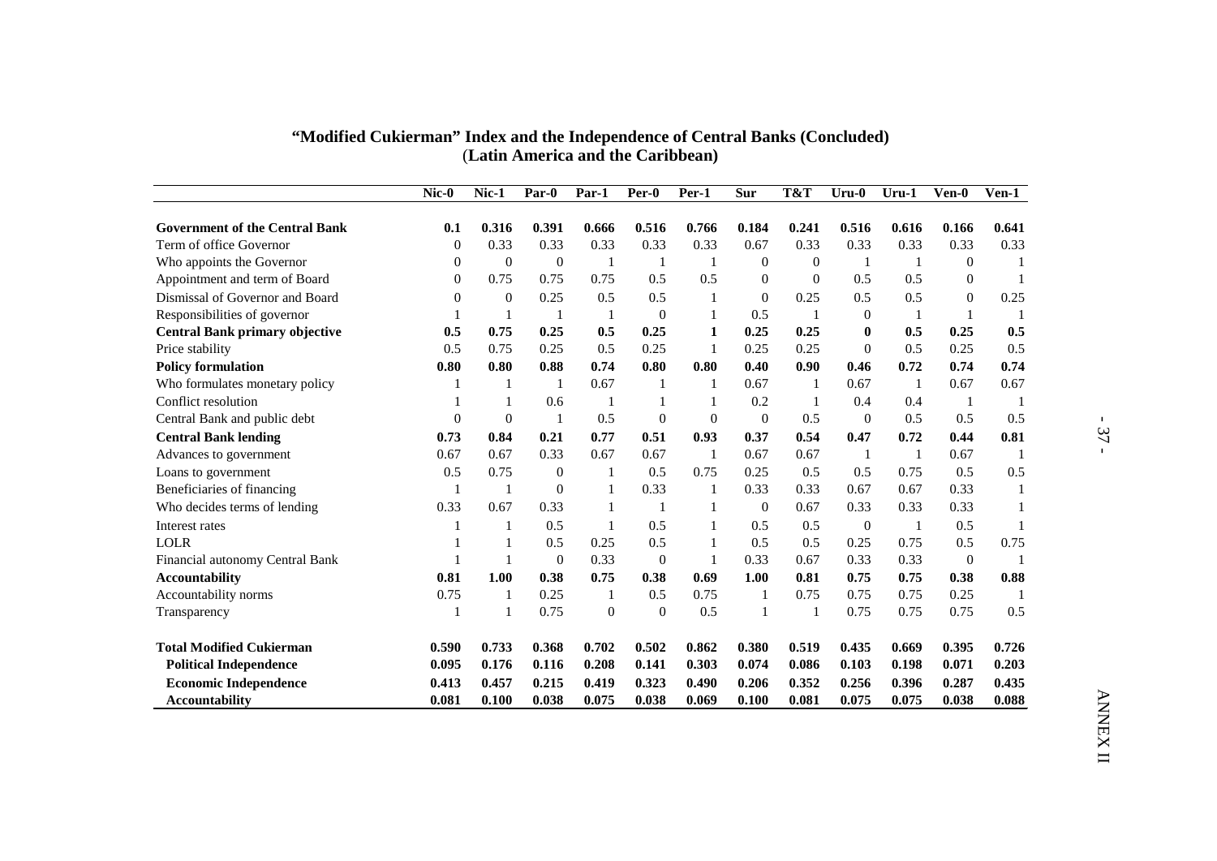## "Modified Cukierman" Index and the Independence of Central Banks (Concluded)
## (Latin America and the Caribbean)

| | Nic-0 | Nic-1 | Par-0 | Par-1 | Per-0 | Per-1 | Sur | T&T | Uru-0 | Uru-1 | Ven-0 | Ven-1 |
|---|---|---|---|---|---|---|---|---|---|---|---|---|
| **Government of the Central Bank** | **0.1** | **0.316** | **0.391** | **0.666** | **0.516** | **0.766** | **0.184** | **0.241** | **0.516** | **0.616** | **0.166** | **0.641** |
| Term of office Governor | 0 | 0.33 | 0.33 | 0.33 | 0.33 | 0.33 | 0.67 | 0.33 | 0.33 | 0.33 | 0.33 | 0.33 |
| Who appoints the Governor | 0 | 0 | 0 | 1 | 1 | 1 | 0 | 0 | 1 | 1 | 0 | 1 |
| Appointment and term of Board | 0 | 0.75 | 0.75 | 0.75 | 0.5 | 0.5 | 0 | 0 | 0.5 | 0.5 | 0 | 1 |
| Dismissal of Governor and Board | 0 | 0 | 0.25 | 0.5 | 0.5 | 1 | 0 | 0.25 | 0.5 | 0.5 | 0 | 0.25 |
| Responsibilities of governor | 1 | 1 | 1 | 1 | 0 | 1 | 0.5 | 1 | 0 | 1 | 1 | 1 |
| **Central Bank primary objective** | **0.5** | **0.75** | **0.25** | **0.5** | **0.25** | **1** | **0.25** | **0.25** | **0** | **0.5** | **0.25** | **0.5** |
| Price stability | 0.5 | 0.75 | 0.25 | 0.5 | 0.25 | 1 | 0.25 | 0.25 | 0 | 0.5 | 0.25 | 0.5 |
| **Policy formulation** | **0.80** | **0.80** | **0.88** | **0.74** | **0.80** | **0.80** | **0.40** | **0.90** | **0.46** | **0.72** | **0.74** | **0.74** |
| Who formulates monetary policy | 1 | 1 | 1 | 0.67 | 1 | 1 | 0.67 | 1 | 0.67 | 1 | 0.67 | 0.67 |
| Conflict resolution | 1 | 1 | 0.6 | 1 | 1 | 1 | 0.2 | 1 | 0.4 | 0.4 | 1 | 1 |
| Central Bank and public debt | 0 | 0 | 1 | 0.5 | 0 | 0 | 0 | 0.5 | 0 | 0.5 | 0.5 | 0.5 |
| **Central Bank lending** | **0.73** | **0.84** | **0.21** | **0.77** | **0.51** | **0.93** | **0.37** | **0.54** | **0.47** | **0.72** | **0.44** | **0.81** |
| Advances to government | 0.67 | 0.67 | 0.33 | 0.67 | 0.67 | 1 | 0.67 | 0.67 | 1 | 1 | 0.67 | 1 |
| Loans to government | 0.5 | 0.75 | 0 | 1 | 0.5 | 0.75 | 0.25 | 0.5 | 0.5 | 0.75 | 0.5 | 0.5 |
| Beneficiaries of financing | 1 | 1 | 0 | 1 | 0.33 | 1 | 0.33 | 0.33 | 0.67 | 0.67 | 0.33 | 1 |
| Who decides terms of lending | 0.33 | 0.67 | 0.33 | 1 | 1 | 1 | 0 | 0.67 | 0.33 | 0.33 | 0.33 | 1 |
| Interest rates | 1 | 1 | 0.5 | 1 | 0.5 | 1 | 0.5 | 0.5 | 0 | 1 | 0.5 | 1 |
| LOLR | 1 | 1 | 0.5 | 0.25 | 0.5 | 1 | 0.5 | 0.5 | 0.25 | 0.75 | 0.5 | 0.75 |
| Financial autonomy Central Bank | 1 | 1 | 0 | 0.33 | 0 | 1 | 0.33 | 0.67 | 0.33 | 0.33 | 0 | 1 |
| **Accountability** | **0.81** | **1.00** | **0.38** | **0.75** | **0.38** | **0.69** | **1.00** | **0.81** | **0.75** | **0.75** | **0.38** | **0.88** |
| Accountability norms | 0.75 | 1 | 0.25 | 1 | 0.5 | 0.75 | 1 | 0.75 | 0.75 | 0.75 | 0.25 | 1 |
| Transparency | 1 | 1 | 0.75 | 0 | 0 | 0.5 | 1 | 1 | 0.75 | 0.75 | 0.75 | 0.5 |
| **Total Modified Cukierman** | **0.590** | **0.733** | **0.368** | **0.702** | **0.502** | **0.862** | **0.380** | **0.519** | **0.435** | **0.669** | **0.395** | **0.726** |
| **Political Independence** | **0.095** | **0.176** | **0.116** | **0.208** | **0.141** | **0.303** | **0.074** | **0.086** | **0.103** | **0.198** | **0.071** | **0.203** |
| **Economic Independence** | **0.413** | **0.457** | **0.215** | **0.419** | **0.323** | **0.490** | **0.206** | **0.352** | **0.256** | **0.396** | **0.287** | **0.435** |
| **Accountability** | **0.081** | **0.100** | **0.038** | **0.075** | **0.038** | **0.069** | **0.100** | **0.081** | **0.075** | **0.075** | **0.038** | **0.088** |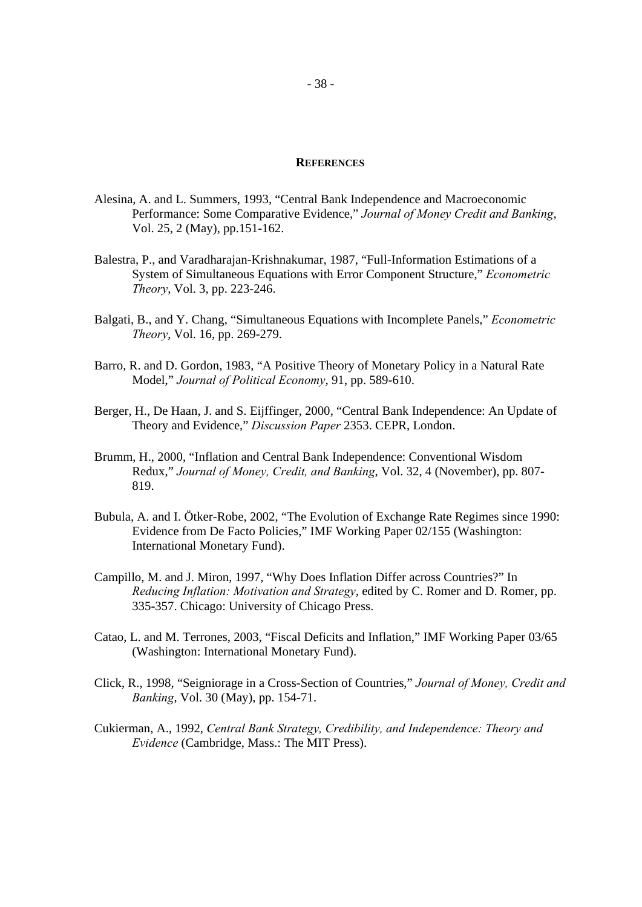## REFERENCES

Alesina, A. and L. Summers, 1993, "Central Bank Independence and Macroeconomic Performance: Some Comparative Evidence," *Journal of Money Credit and Banking*, Vol. 25, 2 (May), pp.151-162.

Balestra, P., and Varadharajan-Krishnakumar, 1987, "Full-Information Estimations of a System of Simultaneous Equations with Error Component Structure," *Econometric Theory*, Vol. 3, pp. 223-246.

Balgati, B., and Y. Chang, "Simultaneous Equations with Incomplete Panels," *Econometric Theory*, Vol. 16, pp. 269-279.

Barro, R. and D. Gordon, 1983, "A Positive Theory of Monetary Policy in a Natural Rate Model," *Journal of Political Economy*, 91, pp. 589-610.

Berger, H., De Haan, J. and S. Eijffinger, 2000, "Central Bank Independence: An Update of Theory and Evidence," *Discussion Paper* 2353. CEPR, London.

Brumm, H., 2000, "Inflation and Central Bank Independence: Conventional Wisdom Redux," *Journal of Money, Credit, and Banking*, Vol. 32, 4 (November), pp. 807-819.

Bubula, A. and I. Ötker-Robe, 2002, "The Evolution of Exchange Rate Regimes since 1990: Evidence from De Facto Policies," IMF Working Paper 02/155 (Washington: International Monetary Fund).

Campillo, M. and J. Miron, 1997, "Why Does Inflation Differ across Countries?" In *Reducing Inflation: Motivation and Strategy*, edited by C. Romer and D. Romer, pp. 335-357. Chicago: University of Chicago Press.

Catao, L. and M. Terrones, 2003, "Fiscal Deficits and Inflation," IMF Working Paper 03/65 (Washington: International Monetary Fund).

Click, R., 1998, "Seigniorage in a Cross-Section of Countries," *Journal of Money, Credit and Banking*, Vol. 30 (May), pp. 154-71.

Cukierman, A., 1992, *Central Bank Strategy, Credibility, and Independence: Theory and Evidence* (Cambridge, Mass.: The MIT Press).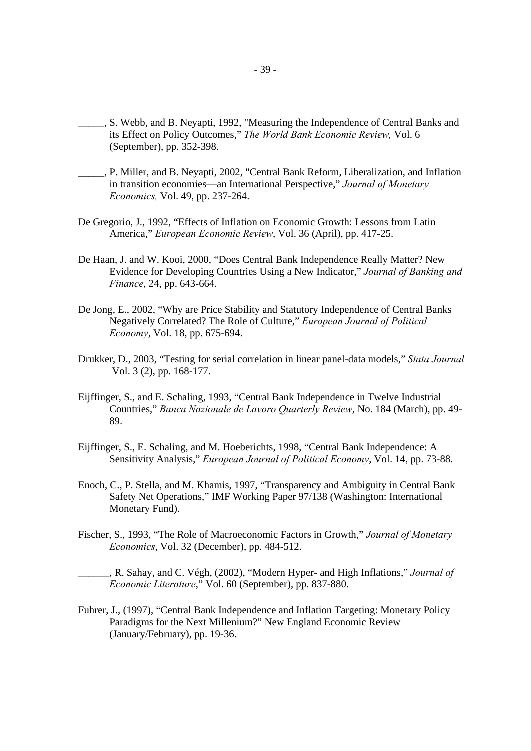_____, S. Webb, and B. Neyapti, 1992, "Measuring the Independence of Central Banks and its Effect on Policy Outcomes," *The World Bank Economic Review,* Vol. 6 (September), pp. 352-398.

_____, P. Miller, and B. Neyapti, 2002, "Central Bank Reform, Liberalization, and Inflation in transition economies—an International Perspective," *Journal of Monetary Economics,* Vol. 49, pp. 237-264.

De Gregorio, J., 1992, "Effects of Inflation on Economic Growth: Lessons from Latin America," *European Economic Review*, Vol. 36 (April), pp. 417-25.

De Haan, J. and W. Kooi, 2000, "Does Central Bank Independence Really Matter? New Evidence for Developing Countries Using a New Indicator," *Journal of Banking and Finance*, 24, pp. 643-664.

De Jong, E., 2002, "Why are Price Stability and Statutory Independence of Central Banks Negatively Correlated? The Role of Culture," *European Journal of Political Economy*, Vol. 18, pp. 675-694.

Drukker, D., 2003, "Testing for serial correlation in linear panel-data models," *Stata Journal* Vol. 3 (2), pp. 168-177.

Eijffinger, S., and E. Schaling, 1993, "Central Bank Independence in Twelve Industrial Countries," *Banca Nazionale de Lavoro Quarterly Review*, No. 184 (March), pp. 49-89.

Eijffinger, S., E. Schaling, and M. Hoeberichts, 1998, "Central Bank Independence: A Sensitivity Analysis," *European Journal of Political Economy*, Vol. 14, pp. 73-88.

Enoch, C., P. Stella, and M. Khamis, 1997, "Transparency and Ambiguity in Central Bank Safety Net Operations," IMF Working Paper 97/138 (Washington: International Monetary Fund).

Fischer, S., 1993, "The Role of Macroeconomic Factors in Growth," *Journal of Monetary Economics*, Vol. 32 (December), pp. 484-512.

______, R. Sahay, and C. Végh, (2002), "Modern Hyper- and High Inflations," *Journal of Economic Literature*," Vol. 60 (September), pp. 837-880.

Fuhrer, J., (1997), "Central Bank Independence and Inflation Targeting: Monetary Policy Paradigms for the Next Millenium?" New England Economic Review (January/February), pp. 19-36.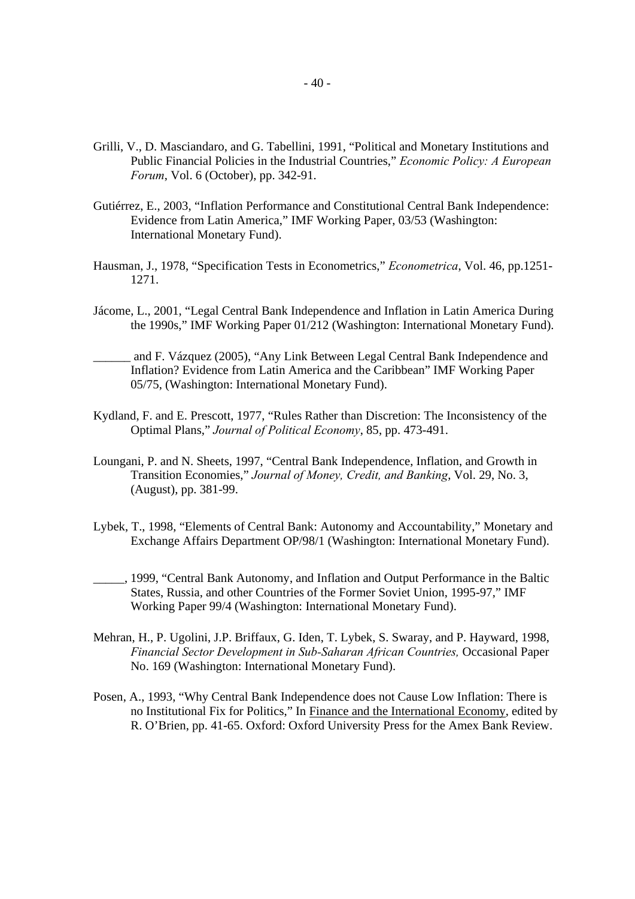Grilli, V., D. Masciandaro, and G. Tabellini, 1991, “Political and Monetary Institutions and Public Financial Policies in the Industrial Countries,” *Economic Policy: A European Forum*, Vol. 6 (October), pp. 342-91.

Gutiérrez, E., 2003, “Inflation Performance and Constitutional Central Bank Independence: Evidence from Latin America,” IMF Working Paper, 03/53 (Washington: International Monetary Fund).

Hausman, J., 1978, “Specification Tests in Econometrics,” *Econometrica*, Vol. 46, pp.1251-1271.

Jácome, L., 2001, “Legal Central Bank Independence and Inflation in Latin America During the 1990s,” IMF Working Paper 01/212 (Washington: International Monetary Fund).

______ and F. Vázquez (2005), “Any Link Between Legal Central Bank Independence and Inflation? Evidence from Latin America and the Caribbean” IMF Working Paper 05/75, (Washington: International Monetary Fund).

Kydland, F. and E. Prescott, 1977, “Rules Rather than Discretion: The Inconsistency of the Optimal Plans,” *Journal of Political Economy*, 85, pp. 473-491.

Loungani, P. and N. Sheets, 1997, “Central Bank Independence, Inflation, and Growth in Transition Economies,” *Journal of Money, Credit, and Banking*, Vol. 29, No. 3, (August), pp. 381-99.

Lybek, T., 1998, “Elements of Central Bank: Autonomy and Accountability,” Monetary and Exchange Affairs Department OP/98/1 (Washington: International Monetary Fund).

_____, 1999, “Central Bank Autonomy, and Inflation and Output Performance in the Baltic States, Russia, and other Countries of the Former Soviet Union, 1995-97,” IMF Working Paper 99/4 (Washington: International Monetary Fund).

Mehran, H., P. Ugolini, J.P. Briffaux, G. Iden, T. Lybek, S. Swaray, and P. Hayward, 1998, *Financial Sector Development in Sub-Saharan African Countries,* Occasional Paper No. 169 (Washington: International Monetary Fund).

Posen, A., 1993, “Why Central Bank Independence does not Cause Low Inflation: There is no Institutional Fix for Politics,” In Finance and the International Economy, edited by R. O’Brien, pp. 41-65. Oxford: Oxford University Press for the Amex Bank Review.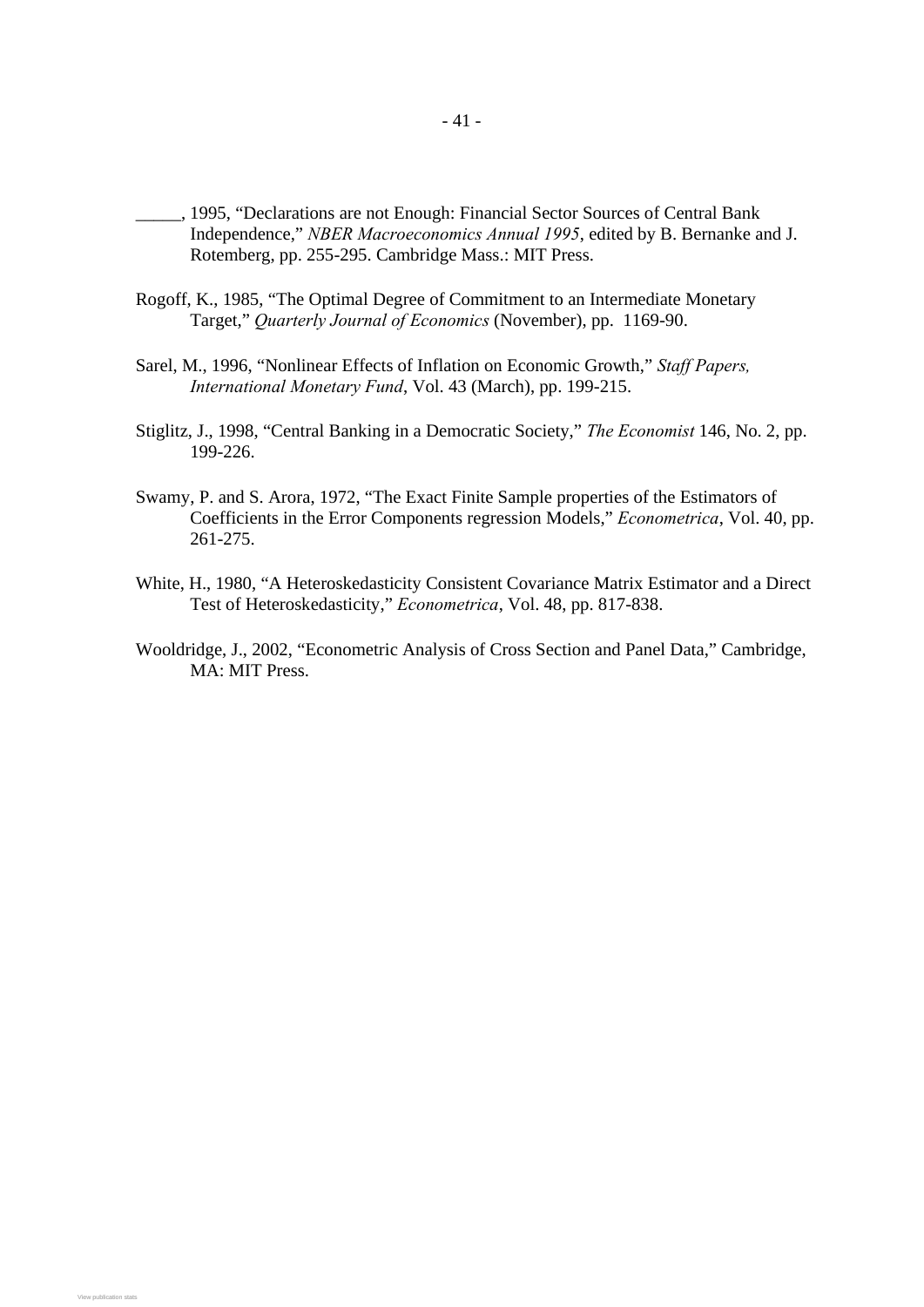_____, 1995, “Declarations are not Enough: Financial Sector Sources of Central Bank Independence,” *NBER Macroeconomics Annual 1995*, edited by B. Bernanke and J. Rotemberg, pp. 255-295. Cambridge Mass.: MIT Press.

Rogoff, K., 1985, “The Optimal Degree of Commitment to an Intermediate Monetary Target,” *Quarterly Journal of Economics* (November), pp. 1169-90.

Sarel, M., 1996, “Nonlinear Effects of Inflation on Economic Growth,” *Staff Papers, International Monetary Fund*, Vol. 43 (March), pp. 199-215.

Stiglitz, J., 1998, “Central Banking in a Democratic Society,” *The Economist* 146, No. 2, pp. 199-226.

Swamy, P. and S. Arora, 1972, “The Exact Finite Sample properties of the Estimators of Coefficients in the Error Components regression Models,” *Econometrica*, Vol. 40, pp. 261-275.

White, H., 1980, “A Heteroskedasticity Consistent Covariance Matrix Estimator and a Direct Test of Heteroskedasticity,” *Econometrica*, Vol. 48, pp. 817-838.

Wooldridge, J., 2002, “Econometric Analysis of Cross Section and Panel Data,” Cambridge, MA: MIT Press.